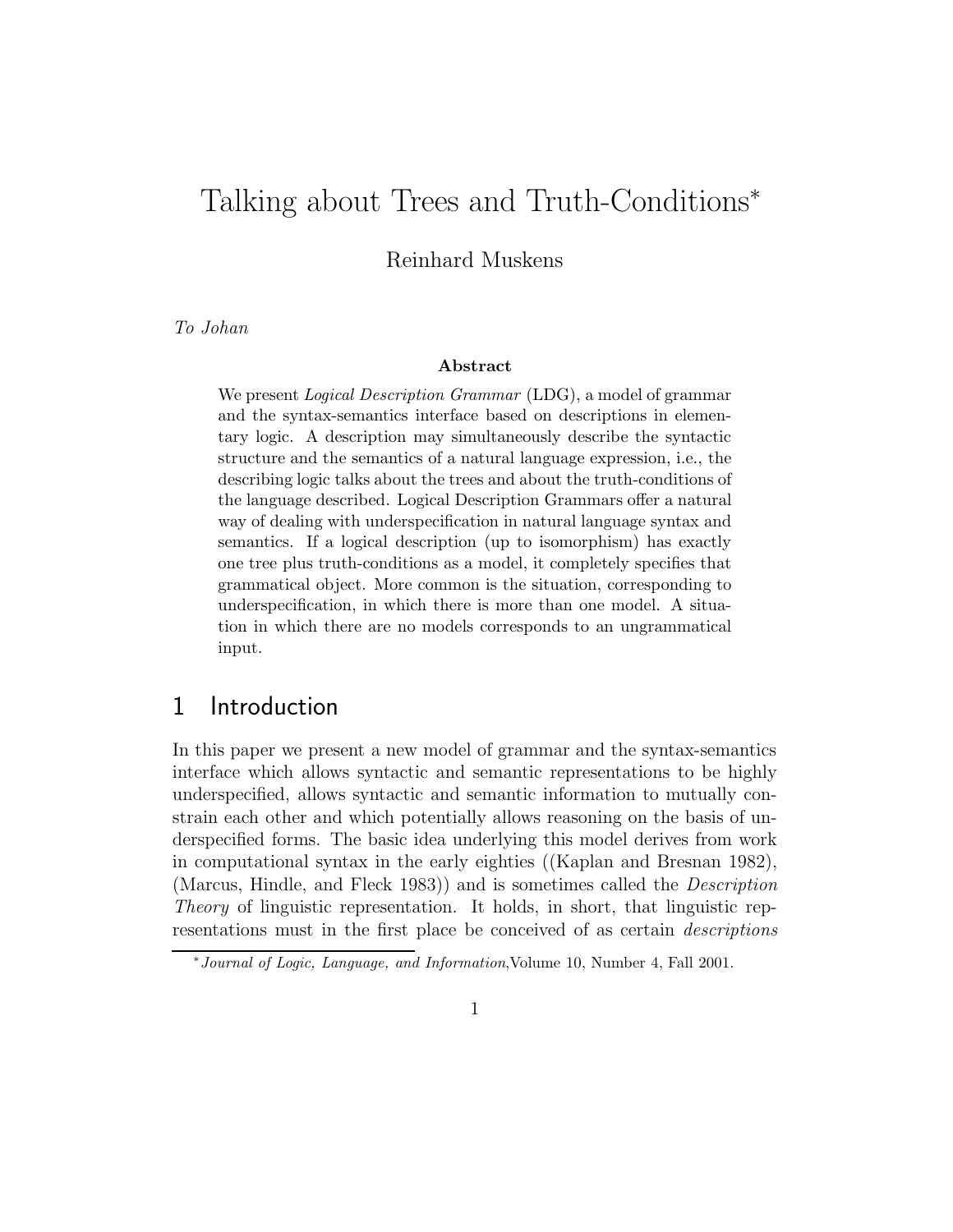# Talking about Trees and Truth-Conditions*

Reinhard Muskens

*To Johan*

**Abstract**

We present *Logical Description Grammar* (LDG), a model of grammar and the syntax-semantics interface based on descriptions in elementary logic. A description may simultaneously describe the syntactic structure and the semantics of a natural language expression, i.e., the describing logic talks about the trees and about the truth-conditions of the language described. Logical Description Grammars offer a natural way of dealing with underspecification in natural language syntax and semantics. If a logical description (up to isomorphism) has exactly one tree plus truth-conditions as a model, it completely specifies that grammatical object. More common is the situation, corresponding to underspecification, in which there is more than one model. A situation in which there are no models corresponds to an ungrammatical input.

## 1 Introduction

In this paper we present a new model of grammar and the syntax-semantics interface which allows syntactic and semantic representations to be highly underspecified, allows syntactic and semantic information to mutually constrain each other and which potentially allows reasoning on the basis of underspecified forms. The basic idea underlying this model derives from work in computational syntax in the early eighties ((Kaplan and Bresnan 1982), (Marcus, Hindle, and Fleck 1983)) and is sometimes called the *Description Theory* of linguistic representation. It holds, in short, that linguistic representations must in the first place be conceived of as certain *descriptions*

---

*Journal of Logic, Language, and Information*, Volume 10, Number 4, Fall 2001.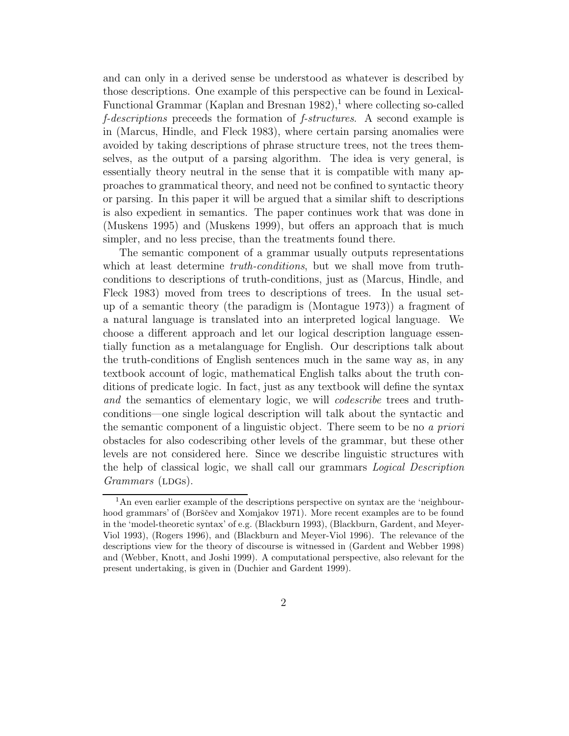and can only in a derived sense be understood as whatever is described by those descriptions. One example of this perspective can be found in Lexical-Functional Grammar (Kaplan and Bresnan 1982),[1] where collecting so-called *f-descriptions* preceeds the formation of *f-structures*. A second example is in (Marcus, Hindle, and Fleck 1983), where certain parsing anomalies were avoided by taking descriptions of phrase structure trees, not the trees themselves, as the output of a parsing algorithm. The idea is very general, is essentially theory neutral in the sense that it is compatible with many approaches to grammatical theory, and need not be confined to syntactic theory or parsing. In this paper it will be argued that a similar shift to descriptions is also expedient in semantics. The paper continues work that was done in (Muskens 1995) and (Muskens 1999), but offers an approach that is much simpler, and no less precise, than the treatments found there.

The semantic component of a grammar usually outputs representations which at least determine *truth-conditions*, but we shall move from truth-conditions to descriptions of truth-conditions, just as (Marcus, Hindle, and Fleck 1983) moved from trees to descriptions of trees. In the usual set-up of a semantic theory (the paradigm is (Montague 1973)) a fragment of a natural language is translated into an interpreted logical language. We choose a different approach and let our logical description language essentially function as a metalanguage for English. Our descriptions talk about the truth-conditions of English sentences much in the same way as, in any textbook account of logic, mathematical English talks about the truth conditions of predicate logic. In fact, just as any textbook will define the syntax *and* the semantics of elementary logic, we will *codescribe* trees and truth-conditions—one single logical description will talk about the syntactic and the semantic component of a linguistic object. There seem to be no *a priori* obstacles for also codescribing other levels of the grammar, but these other levels are not considered here. Since we describe linguistic structures with the help of classical logic, we shall call our grammars *Logical Description Grammars* (LDGs).

[1] An even earlier example of the descriptions perspective on syntax are the 'neighbourhood grammars' of (Borščev and Xomjakov 1971). More recent examples are to be found in the 'model-theoretic syntax' of e.g. (Blackburn 1993), (Blackburn, Gardent, and Meyer-Viol 1993), (Rogers 1996), and (Blackburn and Meyer-Viol 1996). The relevance of the descriptions view for the theory of discourse is witnessed in (Gardent and Webber 1998) and (Webber, Knott, and Joshi 1999). A computational perspective, also relevant for the present undertaking, is given in (Duchier and Gardent 1999).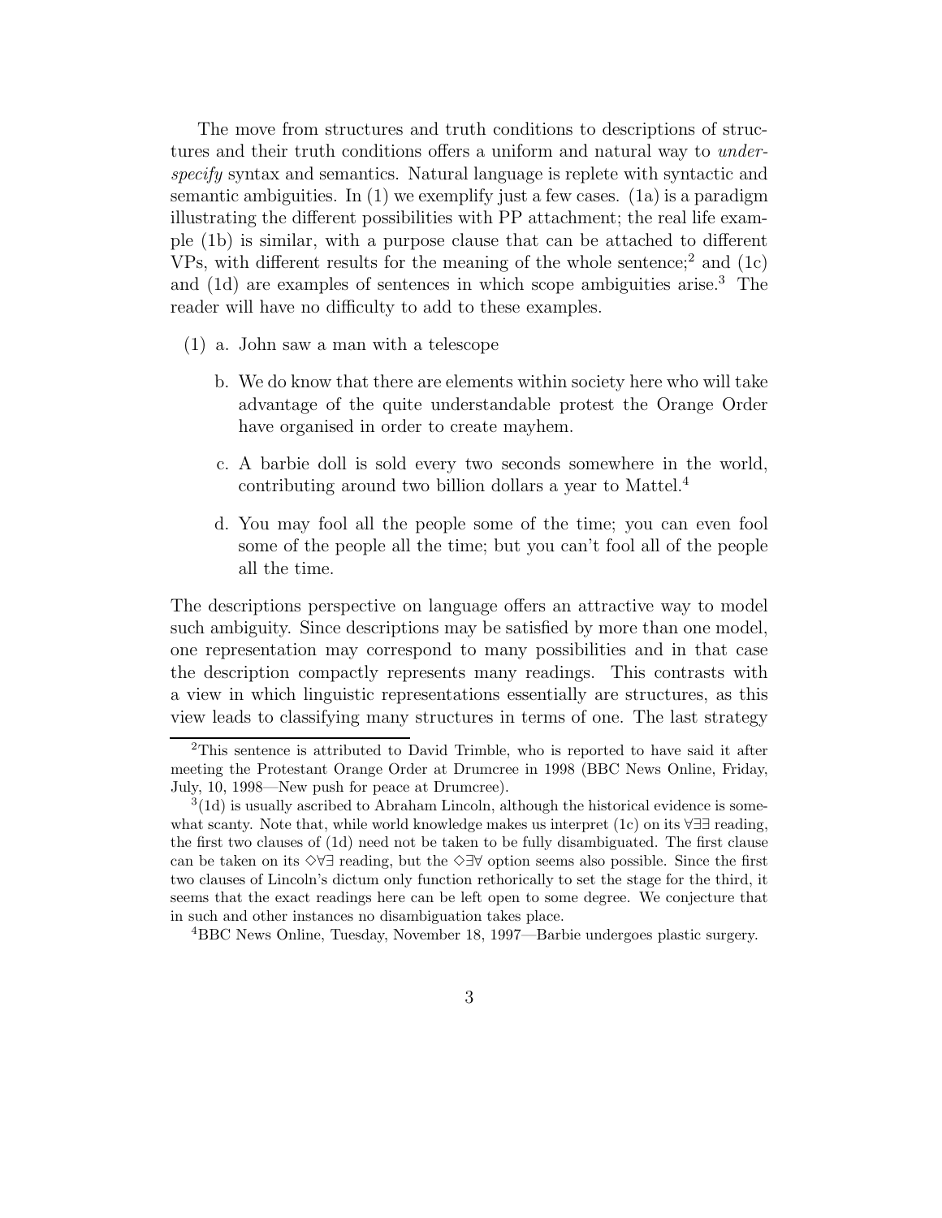The move from structures and truth conditions to descriptions of structures and their truth conditions offers a uniform and natural way to *underspecify* syntax and semantics. Natural language is replete with syntactic and semantic ambiguities. In (1) we exemplify just a few cases. (1a) is a paradigm illustrating the different possibilities with PP attachment; the real life example (1b) is similar, with a purpose clause that can be attached to different VPs, with different results for the meaning of the whole sentence;[2] and (1c) and (1d) are examples of sentences in which scope ambiguities arise.[3] The reader will have no difficulty to add to these examples.

(1) a. John saw a man with a telescope

b. We do know that there are elements within society here who will take advantage of the quite understandable protest the Orange Order have organised in order to create mayhem.

c. A barbie doll is sold every two seconds somewhere in the world, contributing around two billion dollars a year to Mattel.[4]

d. You may fool all the people some of the time; you can even fool some of the people all the time; but you can't fool all of the people all the time.

The descriptions perspective on language offers an attractive way to model such ambiguity. Since descriptions may be satisfied by more than one model, one representation may correspond to many possibilities and in that case the description compactly represents many readings. This contrasts with a view in which linguistic representations essentially are structures, as this view leads to classifying many structures in terms of one. The last strategy

---

[2] This sentence is attributed to David Trimble, who is reported to have said it after meeting the Protestant Orange Order at Drumcree in 1998 (BBC News Online, Friday, July, 10, 1998—New push for peace at Drumcree).

[3] (1d) is usually ascribed to Abraham Lincoln, although the historical evidence is somewhat scanty. Note that, while world knowledge makes us interpret (1c) on its $\forall\exists\exists$ reading, the first two clauses of (1d) need not be taken to be fully disambiguated. The first clause can be taken on its $\Diamond\forall\exists$ reading, but the $\Diamond\exists\forall$ option seems also possible. Since the first two clauses of Lincoln's dictum only function rethorically to set the stage for the third, it seems that the exact readings here can be left open to some degree. We conjecture that in such and other instances no disambiguation takes place.

[4] BBC News Online, Tuesday, November 18, 1997—Barbie undergoes plastic surgery.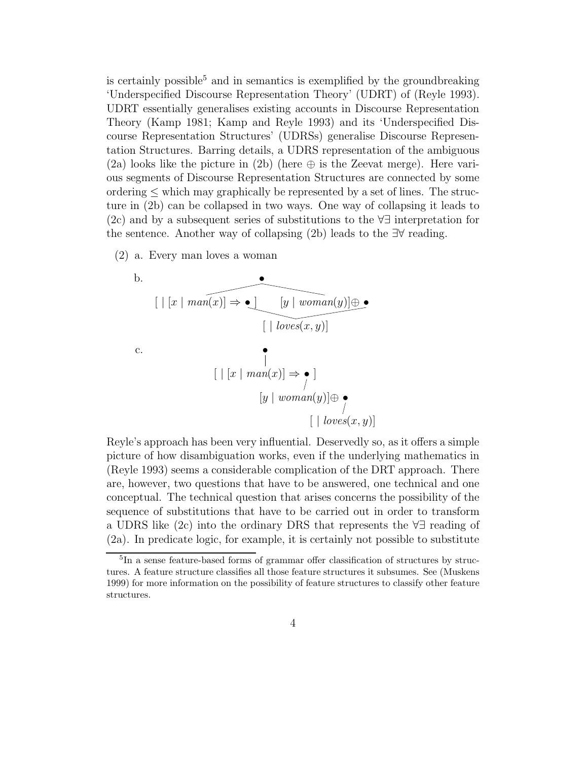is certainly possible[5] and in semantics is exemplified by the groundbreaking 'Underspecified Discourse Representation Theory' (UDRT) of (Reyle 1993). UDRT essentially generalises existing accounts in Discourse Representation Theory (Kamp 1981; Kamp and Reyle 1993) and its 'Underspecified Discourse Representation Structures' (UDRSs) generalise Discourse Representation Structures. Barring details, a UDRS representation of the ambiguous (2a) looks like the picture in (2b) (here $\oplus$ is the Zeevat merge). Here various segments of Discourse Representation Structures are connected by some ordering $\leq$ which may graphically be represented by a set of lines. The structure in (2b) can be collapsed in two ways. One way of collapsing it leads to (2c) and by a subsequent series of substitutions to the $\forall\exists$ interpretation for the sentence. Another way of collapsing (2b) leads to the $\exists\forall$ reading.

(2) a. Every man loves a woman

b.

$$
\begin{array}{ccc}
 & \bullet & \\
[\ \mid [x \mid man(x)] \Rightarrow \bullet\ ] & & [y \mid woman(y)] \oplus \bullet \\
 & [\ \mid loves(x,y)] &
\end{array}
$$

c.

$$
\begin{array}{l}
\qquad\quad \bullet \\
[\ \mid [x \mid man(x)] \Rightarrow \bullet\ ] \\
\qquad\qquad [y \mid woman(y)] \oplus \bullet \\
\qquad\qquad\qquad\qquad [\ \mid loves(x,y)]
\end{array}
$$

Reyle's approach has been very influential. Deservedly so, as it offers a simple picture of how disambiguation works, even if the underlying mathematics in (Reyle 1993) seems a considerable complication of the DRT approach. There are, however, two questions that have to be answered, one technical and one conceptual. The technical question that arises concerns the possibility of the sequence of substitutions that have to be carried out in order to transform a UDRS like (2c) into the ordinary DRS that represents the $\forall\exists$ reading of (2a). In predicate logic, for example, it is certainly not possible to substitute

[5] In a sense feature-based forms of grammar offer classification of structures by structures. A feature structure classifies all those feature structures it subsumes. See (Muskens 1999) for more information on the possibility of feature structures to classify other feature structures.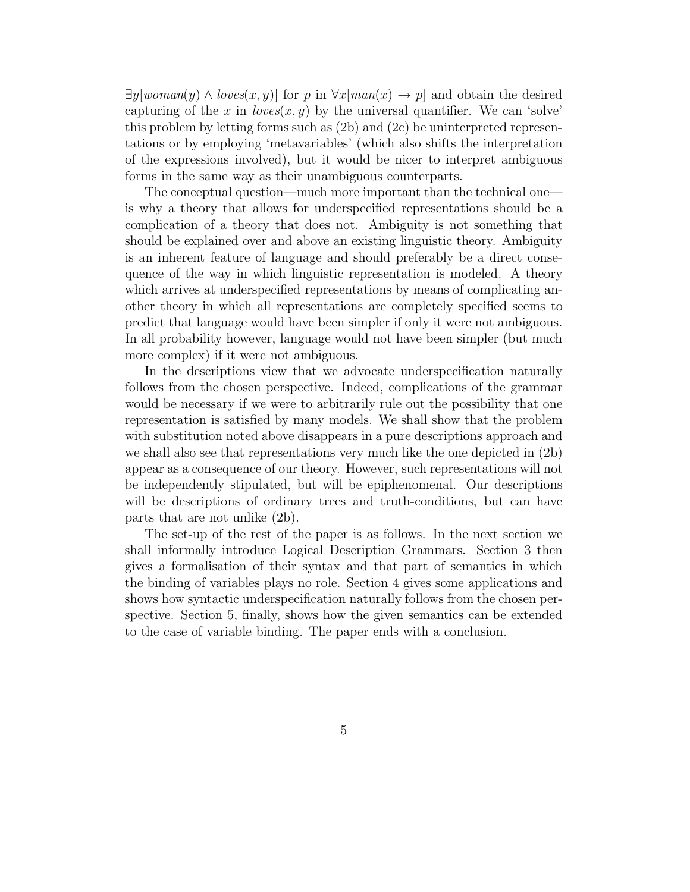$\exists y[woman(y) \wedge loves(x,y)]$ for $p$ in $\forall x[man(x) \rightarrow p]$ and obtain the desired capturing of the $x$ in $loves(x,y)$ by the universal quantifier. We can 'solve' this problem by letting forms such as (2b) and (2c) be uninterpreted representations or by employing 'metavariables' (which also shifts the interpretation of the expressions involved), but it would be nicer to interpret ambiguous forms in the same way as their unambiguous counterparts.

The conceptual question—much more important than the technical one—is why a theory that allows for underspecified representations should be a complication of a theory that does not. Ambiguity is not something that should be explained over and above an existing linguistic theory. Ambiguity is an inherent feature of language and should preferably be a direct consequence of the way in which linguistic representation is modeled. A theory which arrives at underspecified representations by means of complicating another theory in which all representations are completely specified seems to predict that language would have been simpler if only it were not ambiguous. In all probability however, language would not have been simpler (but much more complex) if it were not ambiguous.

In the descriptions view that we advocate underspecification naturally follows from the chosen perspective. Indeed, complications of the grammar would be necessary if we were to arbitrarily rule out the possibility that one representation is satisfied by many models. We shall show that the problem with substitution noted above disappears in a pure descriptions approach and we shall also see that representations very much like the one depicted in (2b) appear as a consequence of our theory. However, such representations will not be independently stipulated, but will be epiphenomenal. Our descriptions will be descriptions of ordinary trees and truth-conditions, but can have parts that are not unlike (2b).

The set-up of the rest of the paper is as follows. In the next section we shall informally introduce Logical Description Grammars. Section 3 then gives a formalisation of their syntax and that part of semantics in which the binding of variables plays no role. Section 4 gives some applications and shows how syntactic underspecification naturally follows from the chosen perspective. Section 5, finally, shows how the given semantics can be extended to the case of variable binding. The paper ends with a conclusion.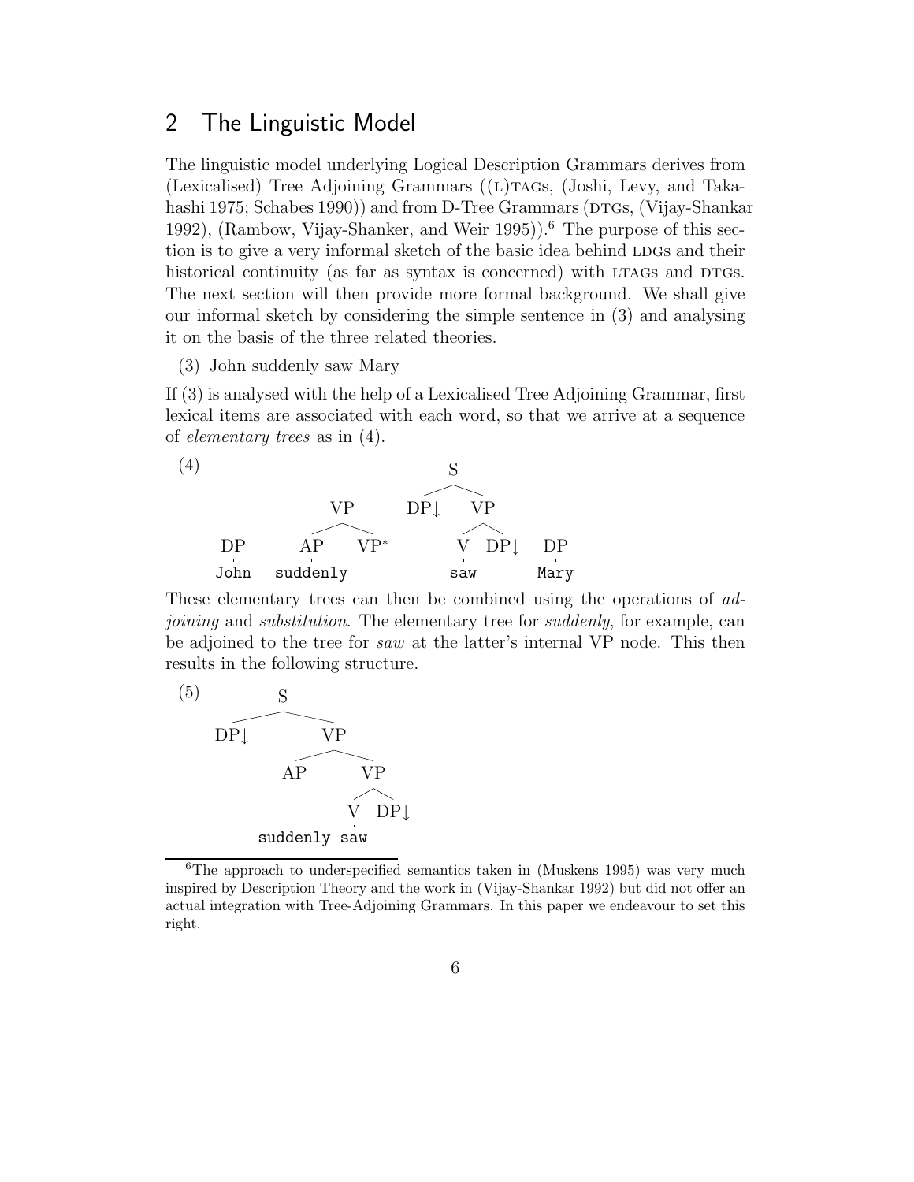## 2 The Linguistic Model

The linguistic model underlying Logical Description Grammars derives from (Lexicalised) Tree Adjoining Grammars ((L)TAGs, (Joshi, Levy, and Takahashi 1975; Schabes 1990)) and from D-Tree Grammars (DTGs, (Vijay-Shankar 1992), (Rambow, Vijay-Shanker, and Weir 1995)).[6] The purpose of this section is to give a very informal sketch of the basic idea behind LDGs and their historical continuity (as far as syntax is concerned) with LTAGs and DTGs. The next section will then provide more formal background. We shall give our informal sketch by considering the simple sentence in (3) and analysing it on the basis of the three related theories.

(3) John suddenly saw Mary

If (3) is analysed with the help of a Lexicalised Tree Adjoining Grammar, first lexical items are associated with each word, so that we arrive at a sequence of *elementary trees* as in (4).

(4)

```
                          S
                        /   \
            VP        DP↓    VP
           /  \             /  \
  DP     AP    VP*         V   DP↓     DP
  |      |                 |           |
 John  suddenly           saw         Mary
```

These elementary trees can then be combined using the operations of *adjoining* and *substitution*. The elementary tree for *suddenly*, for example, can be adjoined to the tree for *saw* at the latter's internal VP node. This then results in the following structure.

(5)

```
        S
      /   \
   DP↓     VP
          /  \
        AP    VP
        |    /  \
        |   V   DP↓
        |   |
  suddenly saw
```

[6] The approach to underspecified semantics taken in (Muskens 1995) was very much inspired by Description Theory and the work in (Vijay-Shankar 1992) but did not offer an actual integration with Tree-Adjoining Grammars. In this paper we endeavour to set this right.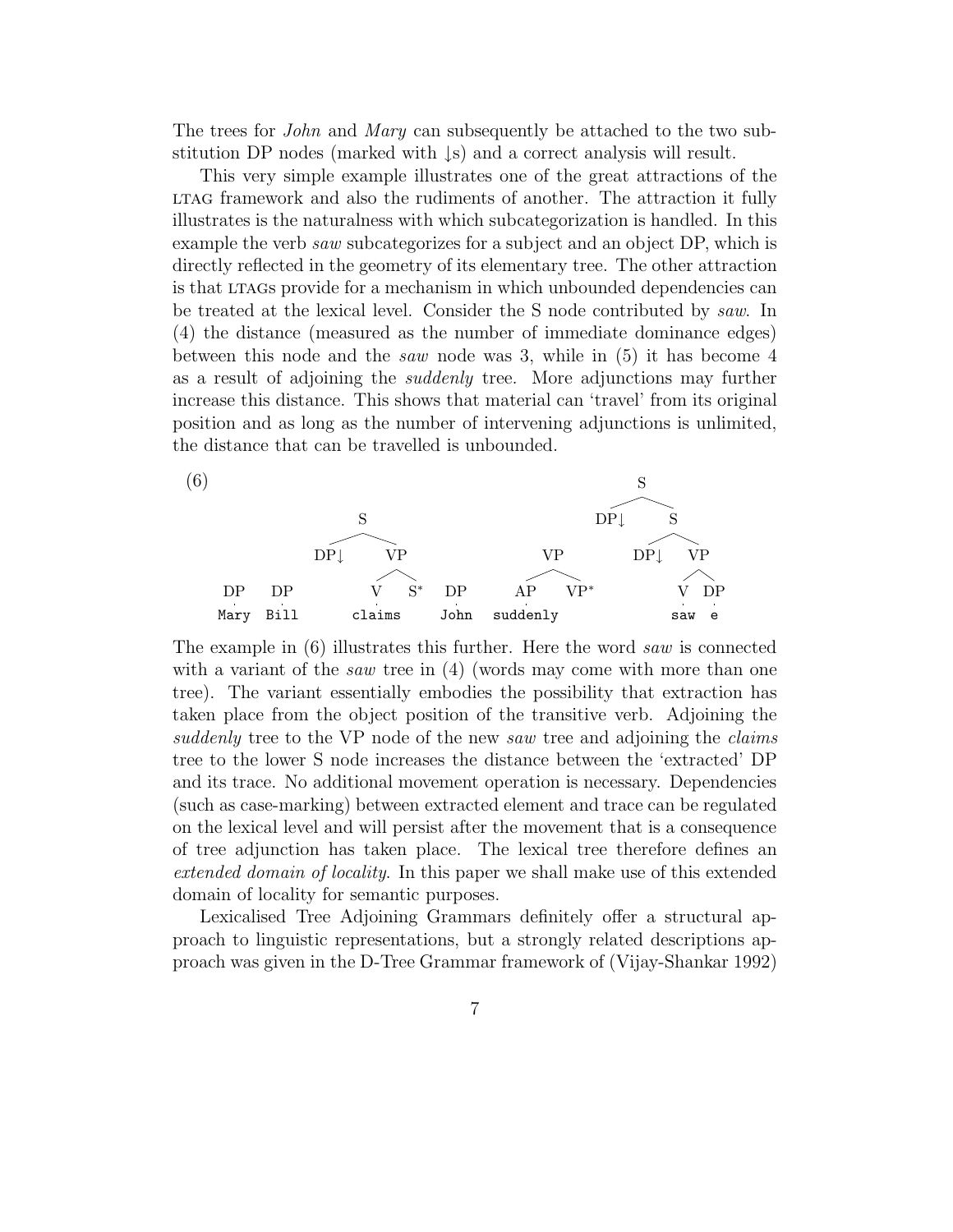The trees for *John* and *Mary* can subsequently be attached to the two substitution DP nodes (marked with ↓s) and a correct analysis will result.

This very simple example illustrates one of the great attractions of the LTAG framework and also the rudiments of another. The attraction it fully illustrates is the naturalness with which subcategorization is handled. In this example the verb *saw* subcategorizes for a subject and an object DP, which is directly reflected in the geometry of its elementary tree. The other attraction is that LTAGs provide for a mechanism in which unbounded dependencies can be treated at the lexical level. Consider the S node contributed by *saw*. In (4) the distance (measured as the number of immediate dominance edges) between this node and the *saw* node was 3, while in (5) it has become 4 as a result of adjoining the *suddenly* tree. More adjunctions may further increase this distance. This shows that material can 'travel' from its original position and as long as the number of intervening adjunctions is unlimited, the distance that can be travelled is unbounded.

(6)

```
                                                              S
                                                           /     \
                     S                                   DP↓       S
                   /   \                                         /   \
                 DP↓    VP                  VP                 DP↓    VP
                       /  \               /    \                     /  \
 DP     DP            V    S*    DP      AP     VP*                 V    DP
 Mary   Bill          claims     John    suddenly                   saw  e
```

The example in (6) illustrates this further. Here the word *saw* is connected with a variant of the *saw* tree in (4) (words may come with more than one tree). The variant essentially embodies the possibility that extraction has taken place from the object position of the transitive verb. Adjoining the *suddenly* tree to the VP node of the new *saw* tree and adjoining the *claims* tree to the lower S node increases the distance between the 'extracted' DP and its trace. No additional movement operation is necessary. Dependencies (such as case-marking) between extracted element and trace can be regulated on the lexical level and will persist after the movement that is a consequence of tree adjunction has taken place. The lexical tree therefore defines an *extended domain of locality*. In this paper we shall make use of this extended domain of locality for semantic purposes.

Lexicalised Tree Adjoining Grammars definitely offer a structural approach to linguistic representations, but a strongly related descriptions approach was given in the D-Tree Grammar framework of (Vijay-Shankar 1992)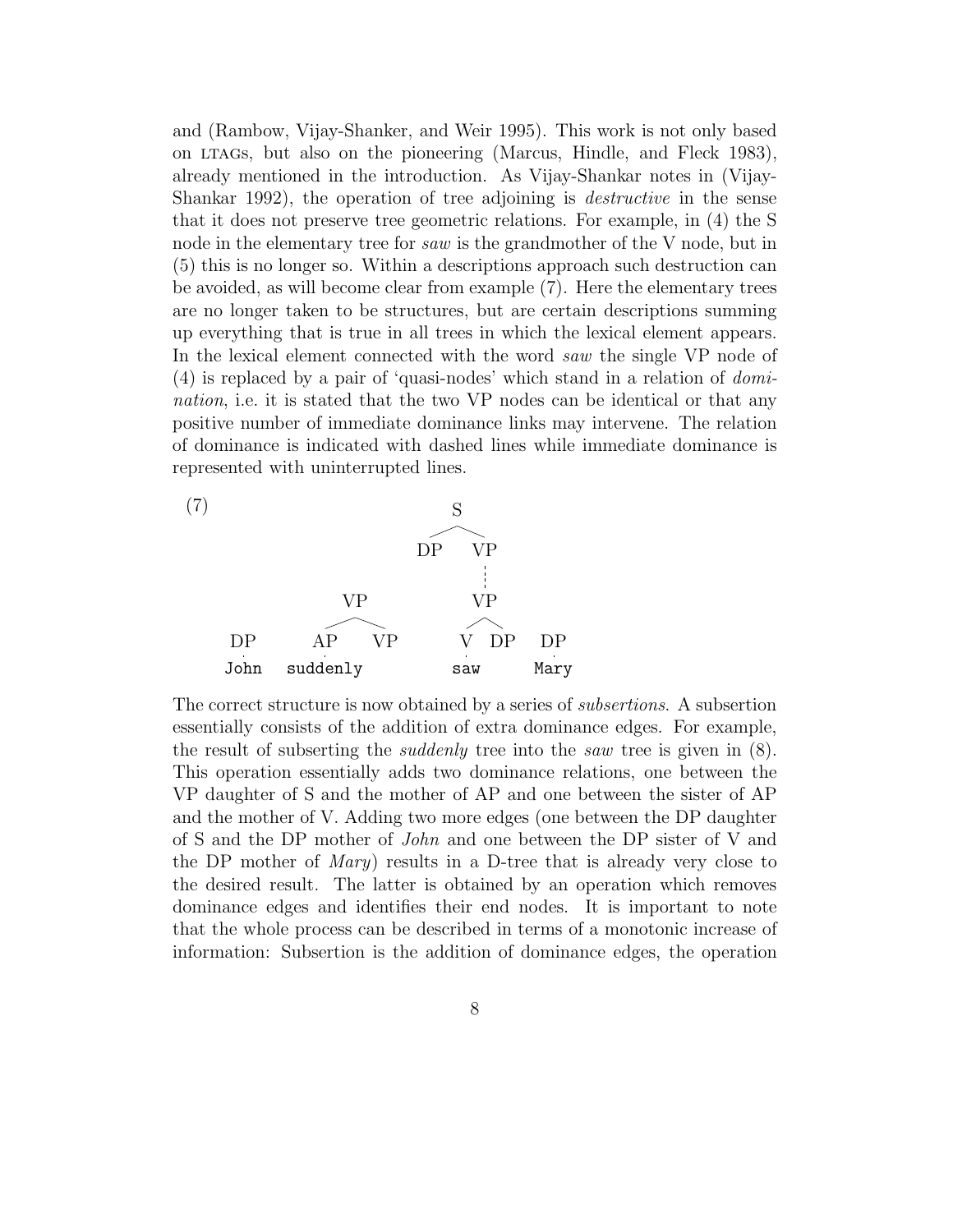and (Rambow, Vijay-Shanker, and Weir 1995). This work is not only based on LTAGs, but also on the pioneering (Marcus, Hindle, and Fleck 1983), already mentioned in the introduction. As Vijay-Shankar notes in (Vijay-Shankar 1992), the operation of tree adjoining is *destructive* in the sense that it does not preserve tree geometric relations. For example, in (4) the S node in the elementary tree for *saw* is the grandmother of the V node, but in (5) this is no longer so. Within a descriptions approach such destruction can be avoided, as will become clear from example (7). Here the elementary trees are no longer taken to be structures, but are certain descriptions summing up everything that is true in all trees in which the lexical element appears. In the lexical element connected with the word *saw* the single VP node of (4) is replaced by a pair of 'quasi-nodes' which stand in a relation of *domination*, i.e. it is stated that the two VP nodes can be identical or that any positive number of immediate dominance links may intervene. The relation of dominance is indicated with dashed lines while immediate dominance is represented with uninterrupted lines.

(7)

```
                                    S
                                  /   \
                                DP     VP
                                       :
                      VP               VP
                     /  \             /  \
    DP             AP    VP          V    DP     DP
    .              .                 .           .
   John         suddenly            saw         Mary
```

The correct structure is now obtained by a series of *subsertions*. A subsertion essentially consists of the addition of extra dominance edges. For example, the result of subserting the *suddenly* tree into the *saw* tree is given in (8). This operation essentially adds two dominance relations, one between the VP daughter of S and the mother of AP and one between the sister of AP and the mother of V. Adding two more edges (one between the DP daughter of S and the DP mother of *John* and one between the DP sister of V and the DP mother of *Mary*) results in a D-tree that is already very close to the desired result. The latter is obtained by an operation which removes dominance edges and identifies their end nodes. It is important to note that the whole process can be described in terms of a monotonic increase of information: Subsertion is the addition of dominance edges, the operation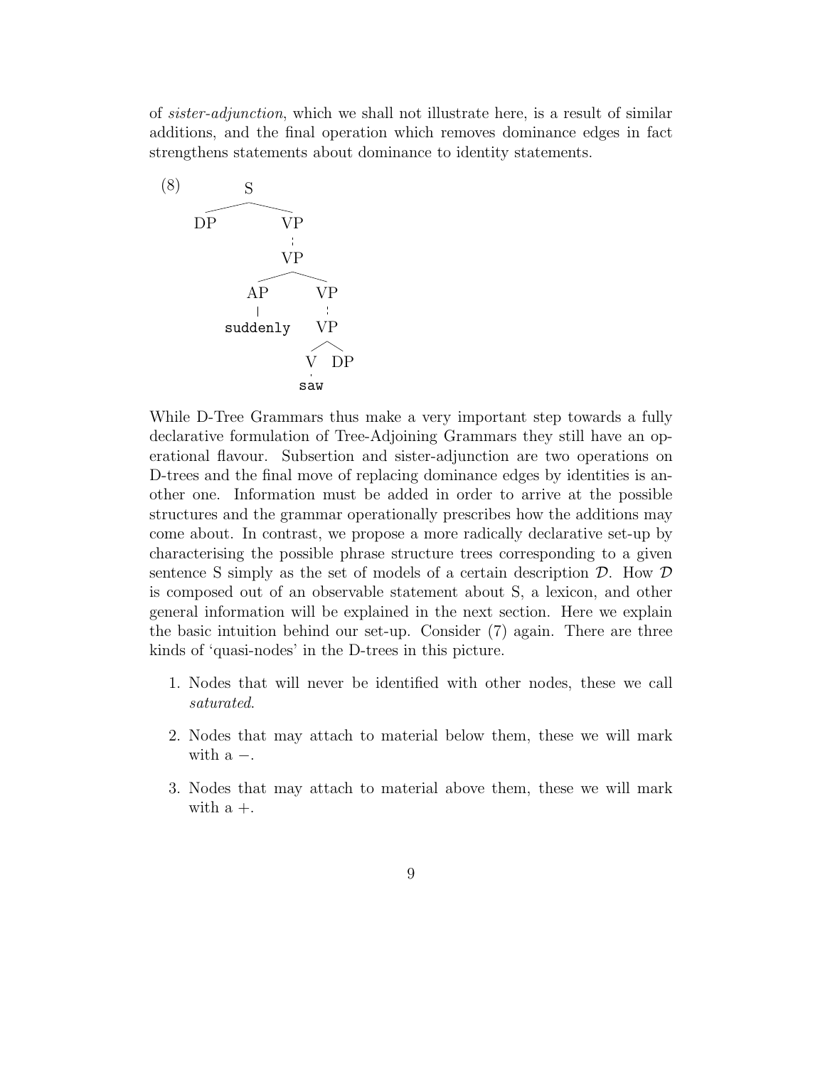of *sister-adjunction*, which we shall not illustrate here, is a result of similar additions, and the final operation which removes dominance edges in fact strengthens statements about dominance to identity statements.

(8)

```
            S
          /   \
        DP     VP
               :
               VP
             /    \
           AP      VP
           |       :
       suddenly    VP
                  /  \
                 V    DP
                 .
                saw
```

While D-Tree Grammars thus make a very important step towards a fully declarative formulation of Tree-Adjoining Grammars they still have an operational flavour. Subsertion and sister-adjunction are two operations on D-trees and the final move of replacing dominance edges by identities is another one. Information must be added in order to arrive at the possible structures and the grammar operationally prescribes how the additions may come about. In contrast, we propose a more radically declarative set-up by characterising the possible phrase structure trees corresponding to a given sentence S simply as the set of models of a certain description $\mathcal{D}$. How $\mathcal{D}$ is composed out of an observable statement about S, a lexicon, and other general information will be explained in the next section. Here we explain the basic intuition behind our set-up. Consider (7) again. There are three kinds of 'quasi-nodes' in the D-trees in this picture.

1. Nodes that will never be identified with other nodes, these we call *saturated*.
2. Nodes that may attach to material below them, these we will mark with a $-$.
3. Nodes that may attach to material above them, these we will mark with a $+$.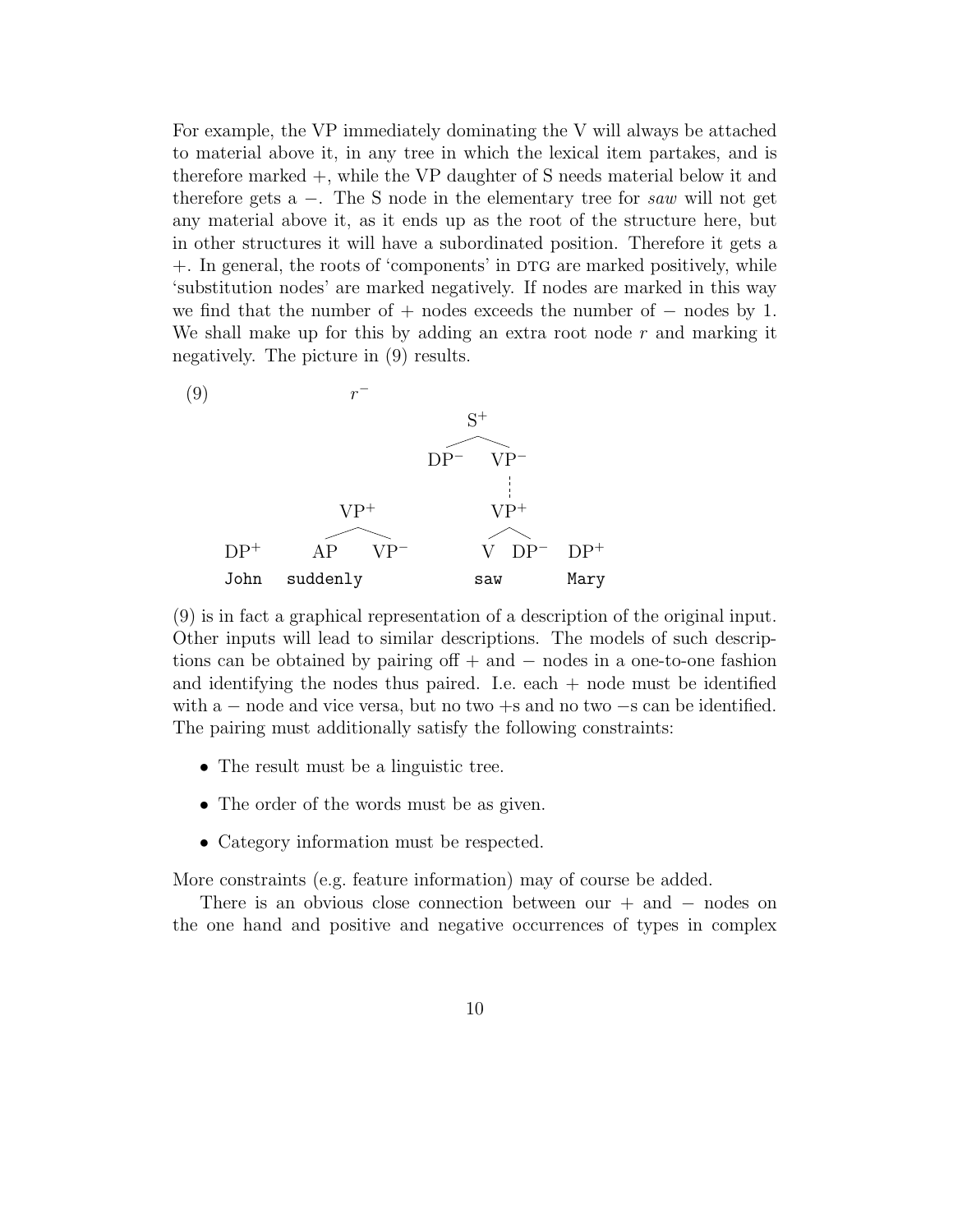For example, the VP immediately dominating the V will always be attached to material above it, in any tree in which the lexical item partakes, and is therefore marked +, while the VP daughter of S needs material below it and therefore gets a −. The S node in the elementary tree for *saw* will not get any material above it, as it ends up as the root of the structure here, but in other structures it will have a subordinated position. Therefore it gets a +. In general, the roots of 'components' in DTG are marked positively, while 'substitution nodes' are marked negatively. If nodes are marked in this way we find that the number of + nodes exceeds the number of − nodes by 1. We shall make up for this by adding an extra root node $r$ and marking it negatively. The picture in (9) results.

(9)

```
                  r⁻
                              S⁺
                            /    \
                         DP⁻      VP⁻
                                   :
                VP⁺                VP⁺
               /   \              /   \
   DP⁺       AP     VP⁻          V     DP⁻    DP⁺
   John   suddenly              saw           Mary
```

(9) is in fact a graphical representation of a description of the original input. Other inputs will lead to similar descriptions. The models of such descriptions can be obtained by pairing off + and − nodes in a one-to-one fashion and identifying the nodes thus paired. I.e. each + node must be identified with a − node and vice versa, but no two +s and no two −s can be identified. The pairing must additionally satisfy the following constraints:

- The result must be a linguistic tree.
- The order of the words must be as given.
- Category information must be respected.

More constraints (e.g. feature information) may of course be added.

There is an obvious close connection between our + and − nodes on the one hand and positive and negative occurrences of types in complex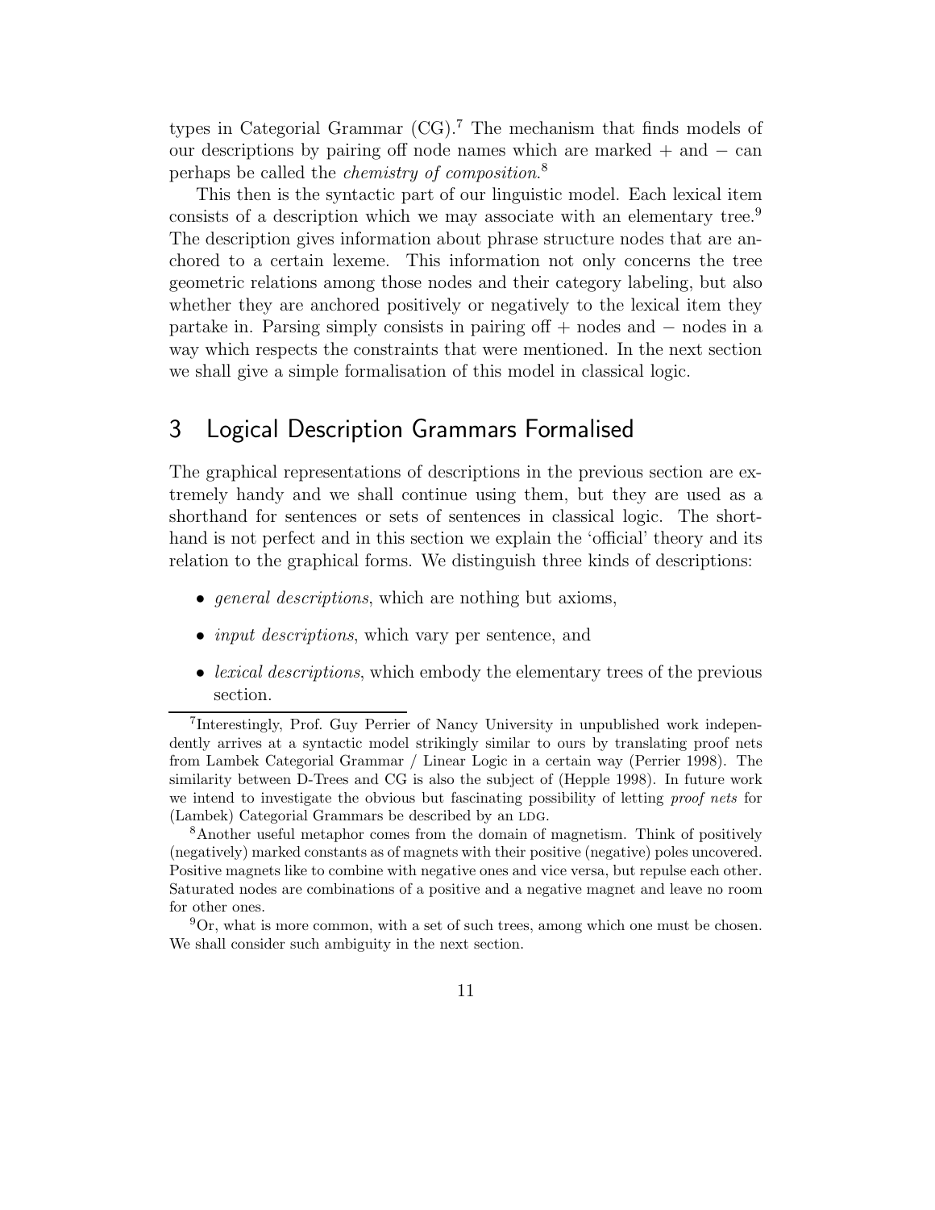types in Categorial Grammar (CG).[7] The mechanism that finds models of our descriptions by pairing off node names which are marked + and − can perhaps be called the *chemistry of composition*.[8]

This then is the syntactic part of our linguistic model. Each lexical item consists of a description which we may associate with an elementary tree.[9] The description gives information about phrase structure nodes that are anchored to a certain lexeme. This information not only concerns the tree geometric relations among those nodes and their category labeling, but also whether they are anchored positively or negatively to the lexical item they partake in. Parsing simply consists in pairing off + nodes and − nodes in a way which respects the constraints that were mentioned. In the next section we shall give a simple formalisation of this model in classical logic.

## 3 Logical Description Grammars Formalised

The graphical representations of descriptions in the previous section are extremely handy and we shall continue using them, but they are used as a shorthand for sentences or sets of sentences in classical logic. The shorthand is not perfect and in this section we explain the 'official' theory and its relation to the graphical forms. We distinguish three kinds of descriptions:

- *general descriptions*, which are nothing but axioms,
- *input descriptions*, which vary per sentence, and
- *lexical descriptions*, which embody the elementary trees of the previous section.

[7] Interestingly, Prof. Guy Perrier of Nancy University in unpublished work independently arrives at a syntactic model strikingly similar to ours by translating proof nets from Lambek Categorial Grammar / Linear Logic in a certain way (Perrier 1998). The similarity between D-Trees and CG is also the subject of (Hepple 1998). In future work we intend to investigate the obvious but fascinating possibility of letting *proof nets* for (Lambek) Categorial Grammars be described by an LDG.

[8] Another useful metaphor comes from the domain of magnetism. Think of positively (negatively) marked constants as of magnets with their positive (negative) poles uncovered. Positive magnets like to combine with negative ones and vice versa, but repulse each other. Saturated nodes are combinations of a positive and a negative magnet and leave no room for other ones.

[9] Or, what is more common, with a set of such trees, among which one must be chosen. We shall consider such ambiguity in the next section.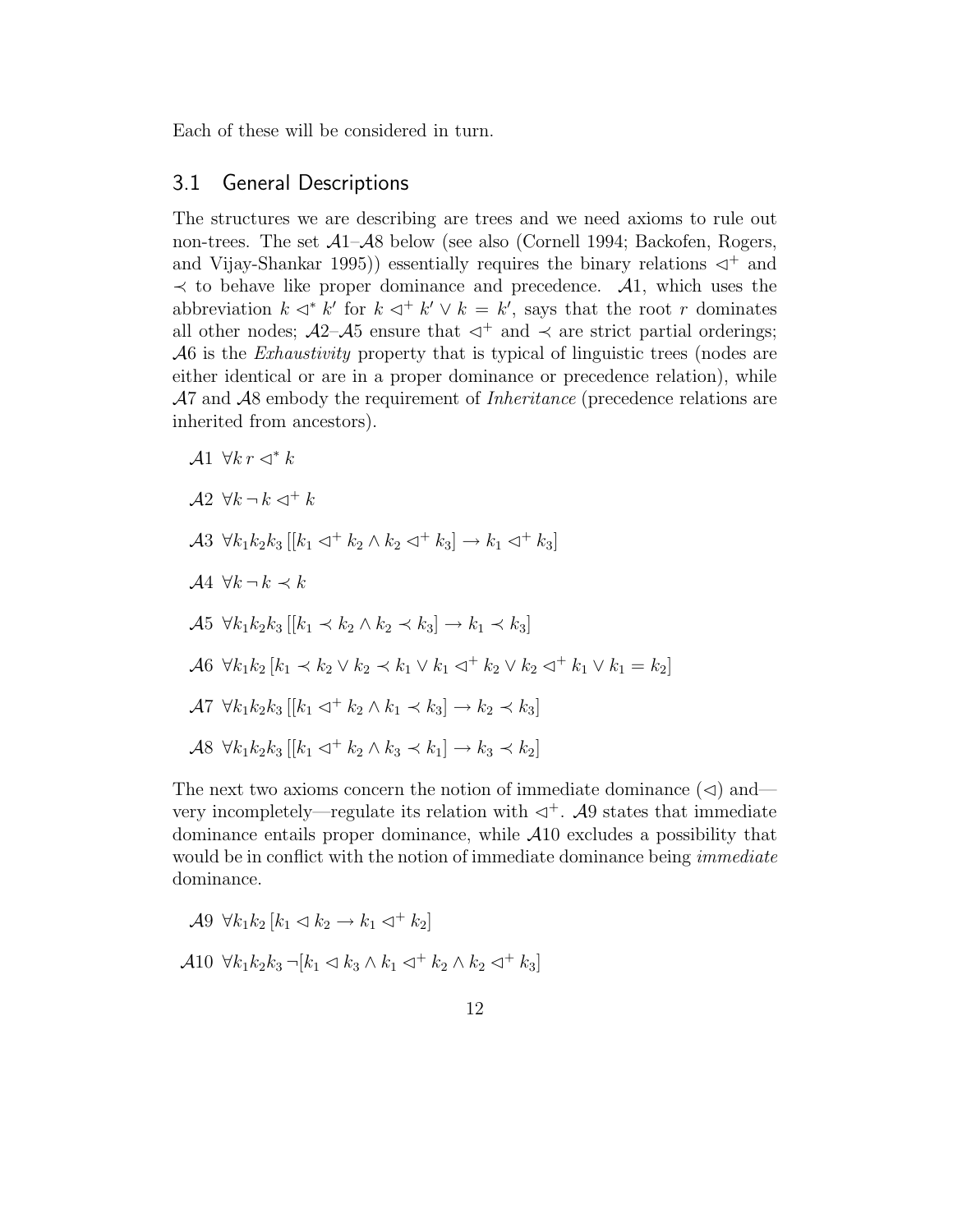Each of these will be considered in turn.

## 3.1 General Descriptions

The structures we are describing are trees and we need axioms to rule out non-trees. The set $\mathcal{A}1$–$\mathcal{A}8$ below (see also (Cornell 1994; Backofen, Rogers, and Vijay-Shankar 1995)) essentially requires the binary relations $\lhd^+$ and $\prec$ to behave like proper dominance and precedence. $\mathcal{A}1$, which uses the abbreviation $k \lhd^* k'$ for $k \lhd^+ k' \vee k = k'$, says that the root $r$ dominates all other nodes; $\mathcal{A}2$–$\mathcal{A}5$ ensure that $\lhd^+$ and $\prec$ are strict partial orderings; $\mathcal{A}6$ is the *Exhaustivity* property that is typical of linguistic trees (nodes are either identical or are in a proper dominance or precedence relation), while $\mathcal{A}7$ and $\mathcal{A}8$ embody the requirement of *Inheritance* (precedence relations are inherited from ancestors).

$\mathcal{A}1$ $\forall k\, r \lhd^* k$

$\mathcal{A}2$ $\forall k\, \neg\, k \lhd^+ k$

$\mathcal{A}3$ $\forall k_1 k_2 k_3\, [[k_1 \lhd^+ k_2 \wedge k_2 \lhd^+ k_3] \rightarrow k_1 \lhd^+ k_3]$

$\mathcal{A}4$ $\forall k\, \neg\, k \prec k$

$\mathcal{A}5$ $\forall k_1 k_2 k_3\, [[k_1 \prec k_2 \wedge k_2 \prec k_3] \rightarrow k_1 \prec k_3]$

$\mathcal{A}6$ $\forall k_1 k_2\, [k_1 \prec k_2 \vee k_2 \prec k_1 \vee k_1 \lhd^+ k_2 \vee k_2 \lhd^+ k_1 \vee k_1 = k_2]$

$\mathcal{A}7$ $\forall k_1 k_2 k_3\, [[k_1 \lhd^+ k_2 \wedge k_1 \prec k_3] \rightarrow k_2 \prec k_3]$

$\mathcal{A}8$ $\forall k_1 k_2 k_3\, [[k_1 \lhd^+ k_2 \wedge k_3 \prec k_1] \rightarrow k_3 \prec k_2]$

The next two axioms concern the notion of immediate dominance ($\lhd$) and—very incompletely—regulate its relation with $\lhd^+$. $\mathcal{A}9$ states that immediate dominance entails proper dominance, while $\mathcal{A}10$ excludes a possibility that would be in conflict with the notion of immediate dominance being *immediate* dominance.

$\mathcal{A}9$ $\forall k_1 k_2\, [k_1 \lhd k_2 \rightarrow k_1 \lhd^+ k_2]$

$\mathcal{A}10$ $\forall k_1 k_2 k_3\, \neg[k_1 \lhd k_3 \wedge k_1 \lhd^+ k_2 \wedge k_2 \lhd^+ k_3]$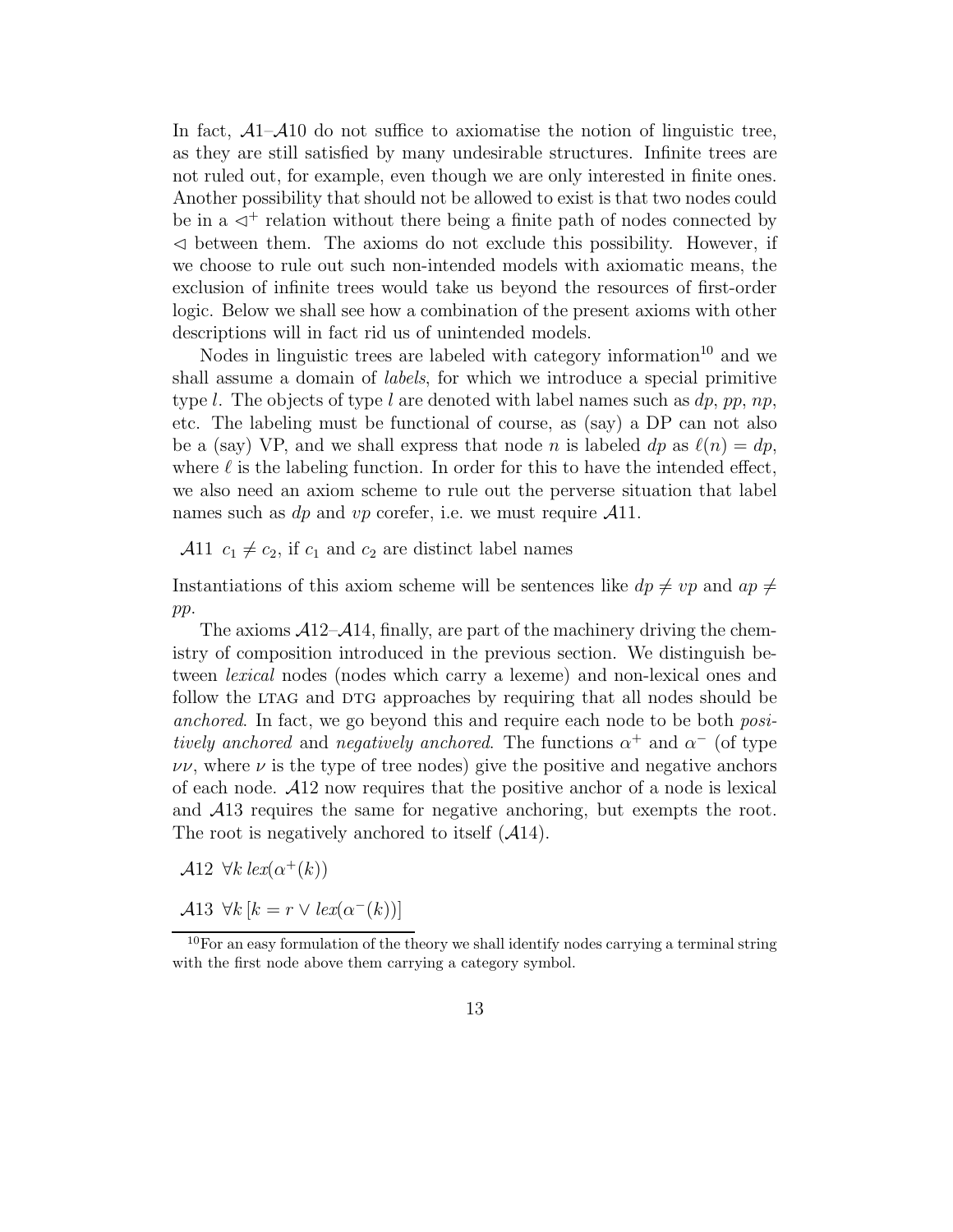In fact, $\mathcal{A}1$–$\mathcal{A}10$ do not suffice to axiomatise the notion of linguistic tree, as they are still satisfied by many undesirable structures. Infinite trees are not ruled out, for example, even though we are only interested in finite ones. Another possibility that should not be allowed to exist is that two nodes could be in a $\lhd^+$ relation without there being a finite path of nodes connected by $\lhd$ between them. The axioms do not exclude this possibility. However, if we choose to rule out such non-intended models with axiomatic means, the exclusion of infinite trees would take us beyond the resources of first-order logic. Below we shall see how a combination of the present axioms with other descriptions will in fact rid us of unintended models.

Nodes in linguistic trees are labeled with category information[10] and we shall assume a domain of *labels*, for which we introduce a special primitive type $l$. The objects of type $l$ are denoted with label names such as $dp$, $pp$, $np$, etc. The labeling must be functional of course, as (say) a DP can not also be a (say) VP, and we shall express that node $n$ is labeled $dp$ as $\ell(n) = dp$, where $\ell$ is the labeling function. In order for this to have the intended effect, we also need an axiom scheme to rule out the perverse situation that label names such as $dp$ and $vp$ corefer, i.e. we must require $\mathcal{A}11$.

$\mathcal{A}11$ $c_1 \neq c_2$, if $c_1$ and $c_2$ are distinct label names

Instantiations of this axiom scheme will be sentences like $dp \neq vp$ and $ap \neq pp$.

The axioms $\mathcal{A}12$–$\mathcal{A}14$, finally, are part of the machinery driving the chemistry of composition introduced in the previous section. We distinguish between *lexical* nodes (nodes which carry a lexeme) and non-lexical ones and follow the LTAG and DTG approaches by requiring that all nodes should be *anchored*. In fact, we go beyond this and require each node to be both *positively anchored* and *negatively anchored*. The functions $\alpha^+$ and $\alpha^-$ (of type $\nu\nu$, where $\nu$ is the type of tree nodes) give the positive and negative anchors of each node. $\mathcal{A}12$ now requires that the positive anchor of a node is lexical and $\mathcal{A}13$ requires the same for negative anchoring, but exempts the root. The root is negatively anchored to itself ($\mathcal{A}14$).

$\mathcal{A}12$ $\forall k\, lex(\alpha^+(k))$

$\mathcal{A}13$ $\forall k\, [k = r \vee lex(\alpha^-(k))]$

[10] For an easy formulation of the theory we shall identify nodes carrying a terminal string with the first node above them carrying a category symbol.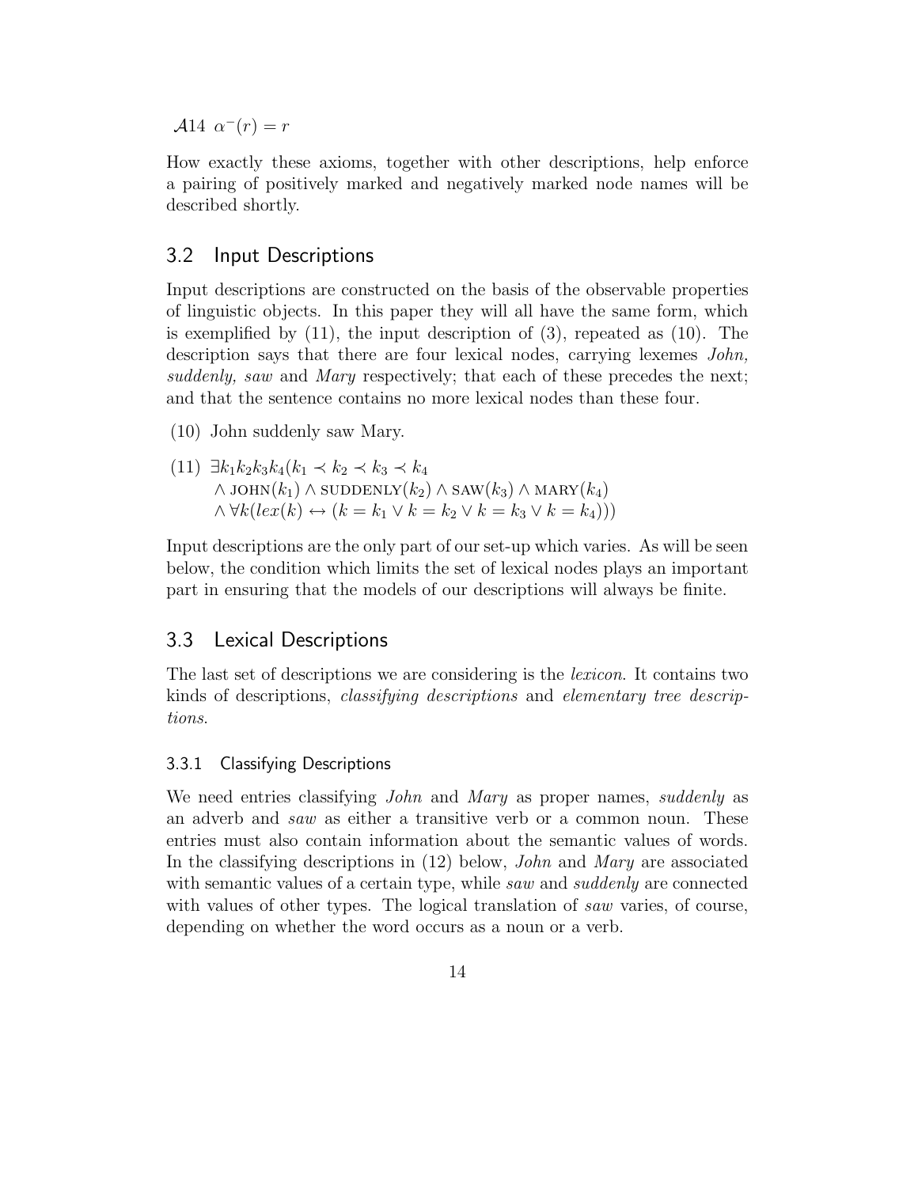$\mathcal{A}14\ \ \alpha^{-}(r) = r$

How exactly these axioms, together with other descriptions, help enforce a pairing of positively marked and negatively marked node names will be described shortly.

## 3.2 Input Descriptions

Input descriptions are constructed on the basis of the observable properties of linguistic objects. In this paper they will all have the same form, which is exemplified by (11), the input description of (3), repeated as (10). The description says that there are four lexical nodes, carrying lexemes *John, suddenly, saw* and *Mary* respectively; that each of these precedes the next; and that the sentence contains no more lexical nodes than these four.

(10) John suddenly saw Mary.

(11)
$$\exists k_1 k_2 k_3 k_4 (k_1 \prec k_2 \prec k_3 \prec k_4 \\ \wedge \textsc{john}(k_1) \wedge \textsc{suddenly}(k_2) \wedge \textsc{saw}(k_3) \wedge \textsc{mary}(k_4) \\ \wedge \forall k (lex(k) \leftrightarrow (k = k_1 \vee k = k_2 \vee k = k_3 \vee k = k_4)))$$

Input descriptions are the only part of our set-up which varies. As will be seen below, the condition which limits the set of lexical nodes plays an important part in ensuring that the models of our descriptions will always be finite.

## 3.3 Lexical Descriptions

The last set of descriptions we are considering is the *lexicon*. It contains two kinds of descriptions, *classifying descriptions* and *elementary tree descriptions*.

### 3.3.1 Classifying Descriptions

We need entries classifying *John* and *Mary* as proper names, *suddenly* as an adverb and *saw* as either a transitive verb or a common noun. These entries must also contain information about the semantic values of words. In the classifying descriptions in (12) below, *John* and *Mary* are associated with semantic values of a certain type, while *saw* and *suddenly* are connected with values of other types. The logical translation of *saw* varies, of course, depending on whether the word occurs as a noun or a verb.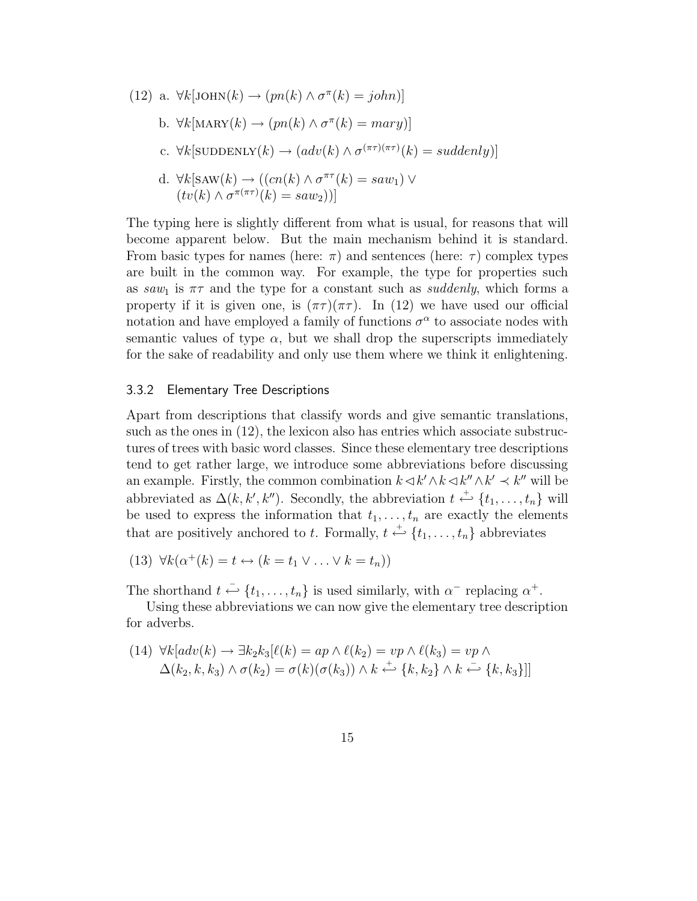(12) a. $\forall k[\textsc{john}(k) \rightarrow (pn(k) \wedge \sigma^{\pi}(k) = john)]$

b. $\forall k[\textsc{mary}(k) \rightarrow (pn(k) \wedge \sigma^{\pi}(k) = mary)]$

c. $\forall k[\textsc{suddenly}(k) \rightarrow (adv(k) \wedge \sigma^{(\pi\tau)(\pi\tau)}(k) = suddenly)]$

d. $\forall k[\textsc{saw}(k) \rightarrow ((cn(k) \wedge \sigma^{\pi\tau}(k) = saw_1) \vee (tv(k) \wedge \sigma^{\pi(\pi\tau)}(k) = saw_2))]$

The typing here is slightly different from what is usual, for reasons that will become apparent below. But the main mechanism behind it is standard. From basic types for names (here: $\pi$) and sentences (here: $\tau$) complex types are built in the common way. For example, the type for properties such as $saw_1$ is $\pi\tau$ and the type for a constant such as *suddenly*, which forms a property if it is given one, is $(\pi\tau)(\pi\tau)$. In (12) we have used our official notation and have employed a family of functions $\sigma^{\alpha}$ to associate nodes with semantic values of type $\alpha$, but we shall drop the superscripts immediately for the sake of readability and only use them where we think it enlightening.

### 3.3.2 Elementary Tree Descriptions

Apart from descriptions that classify words and give semantic translations, such as the ones in (12), the lexicon also has entries which associate substructures of trees with basic word classes. Since these elementary tree descriptions tend to get rather large, we introduce some abbreviations before discussing an example. Firstly, the common combination $k \lhd k' \wedge k \lhd k'' \wedge k' \prec k''$ will be abbreviated as $\Delta(k, k', k'')$. Secondly, the abbreviation $t \stackrel{+}{\hookleftarrow} \{t_1, \ldots, t_n\}$ will be used to express the information that $t_1, \ldots, t_n$ are exactly the elements that are positively anchored to $t$. Formally, $t \stackrel{+}{\hookleftarrow} \{t_1, \ldots, t_n\}$ abbreviates

(13) $\forall k(\alpha^{+}(k) = t \leftrightarrow (k = t_1 \vee \ldots \vee k = t_n))$

The shorthand $t \stackrel{-}{\hookleftarrow} \{t_1, \ldots, t_n\}$ is used similarly, with $\alpha^{-}$ replacing $\alpha^{+}$.

Using these abbreviations we can now give the elementary tree description for adverbs.

(14) $\forall k[adv(k) \rightarrow \exists k_2 k_3[\ell(k) = ap \wedge \ell(k_2) = vp \wedge \ell(k_3) = vp \wedge \Delta(k_2, k, k_3) \wedge \sigma(k_2) = \sigma(k)(\sigma(k_3)) \wedge k \stackrel{+}{\hookleftarrow} \{k, k_2\} \wedge k \stackrel{-}{\hookleftarrow} \{k, k_3\}]]$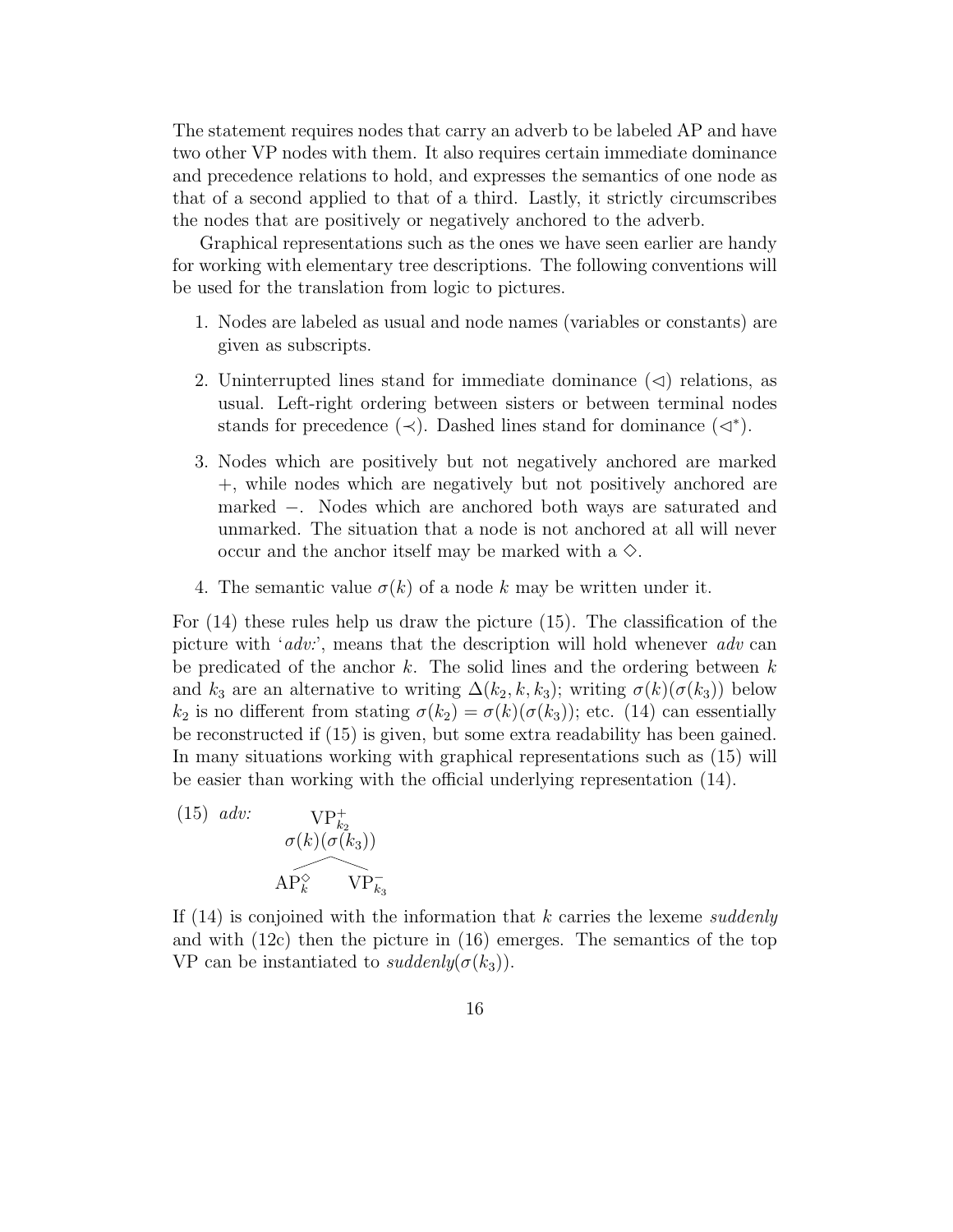The statement requires nodes that carry an adverb to be labeled AP and have two other VP nodes with them. It also requires certain immediate dominance and precedence relations to hold, and expresses the semantics of one node as that of a second applied to that of a third. Lastly, it strictly circumscribes the nodes that are positively or negatively anchored to the adverb.

Graphical representations such as the ones we have seen earlier are handy for working with elementary tree descriptions. The following conventions will be used for the translation from logic to pictures.

1. Nodes are labeled as usual and node names (variables or constants) are given as subscripts.

2. Uninterrupted lines stand for immediate dominance ($\lhd$) relations, as usual. Left-right ordering between sisters or between terminal nodes stands for precedence ($\prec$). Dashed lines stand for dominance ($\lhd^*$).

3. Nodes which are positively but not negatively anchored are marked $+$, while nodes which are negatively but not positively anchored are marked $-$. Nodes which are anchored both ways are saturated and unmarked. The situation that a node is not anchored at all will never occur and the anchor itself may be marked with a $\diamond$.

4. The semantic value $\sigma(k)$ of a node $k$ may be written under it.

For (14) these rules help us draw the picture (15). The classification of the picture with '*adv:*', means that the description will hold whenever *adv* can be predicated of the anchor $k$. The solid lines and the ordering between $k$ and $k_3$ are an alternative to writing $\Delta(k_2, k, k_3)$; writing $\sigma(k)(\sigma(k_3))$ below $k_2$ is no different from stating $\sigma(k_2) = \sigma(k)(\sigma(k_3))$; etc. (14) can essentially be reconstructed if (15) is given, but some extra readability has been gained. In many situations working with graphical representations such as (15) will be easier than working with the official underlying representation (14).

(15) *adv:*

$$\begin{array}{c} \mathrm{VP}^{+}_{k_2} \\ \sigma(k)(\sigma(k_3)) \\ \diagup \quad \diagdown \\ \mathrm{AP}^{\diamond}_{k} \qquad \mathrm{VP}^{-}_{k_3} \end{array}$$

If (14) is conjoined with the information that $k$ carries the lexeme *suddenly* and with (12c) then the picture in (16) emerges. The semantics of the top VP can be instantiated to *suddenly*$(\sigma(k_3))$.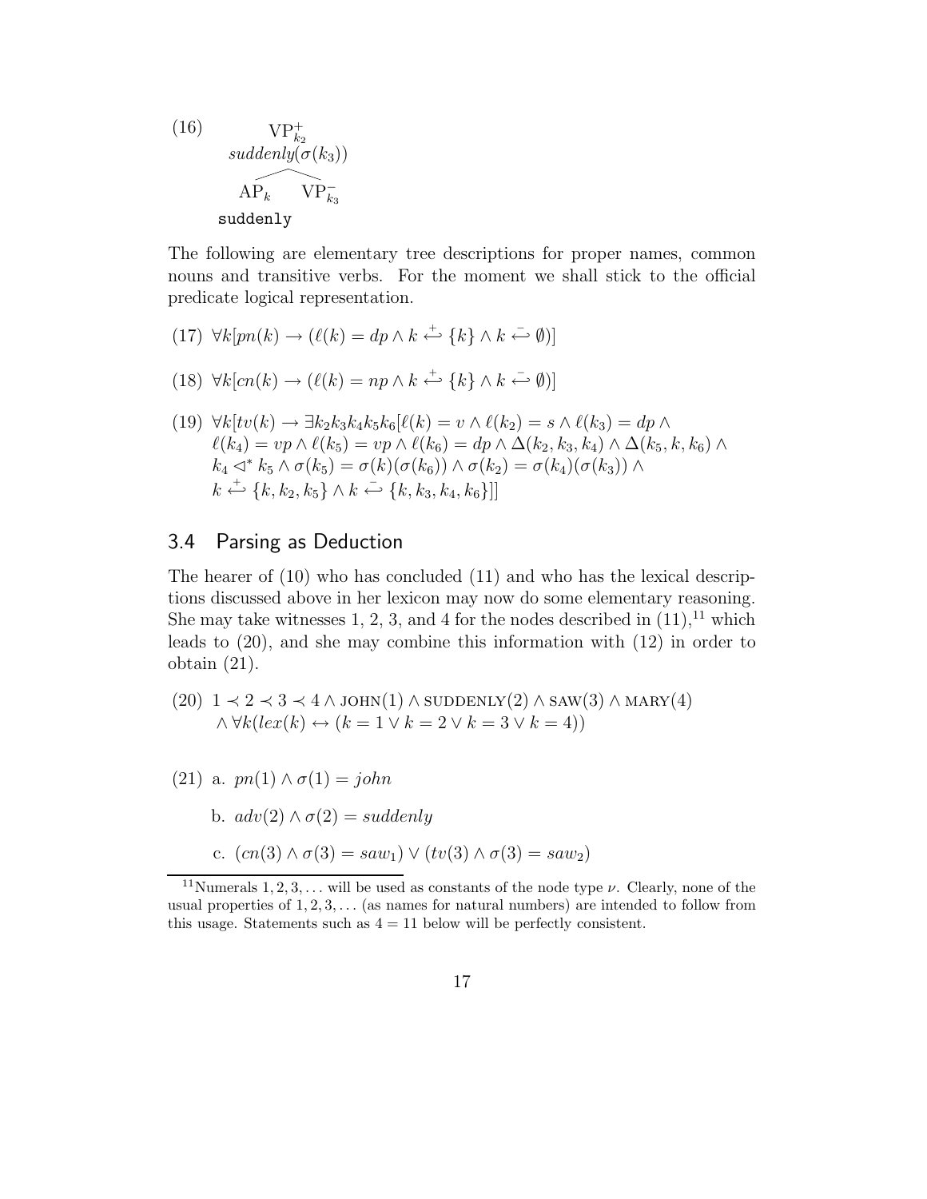(16) [tree: root $\mathrm{VP}^+_{k_2}$, $suddenly(\sigma(k_3))$; daughters $\mathrm{AP}_k$ (suddenly) and $\mathrm{VP}^-_{k_3}$]

$$\begin{array}{c} \mathrm{VP}^+_{k_2} \\ suddenly(\sigma(k_3)) \\ \mathrm{AP}_k \quad \mathrm{VP}^-_{k_3} \\ \texttt{suddenly} \end{array}$$

The following are elementary tree descriptions for proper names, common nouns and transitive verbs. For the moment we shall stick to the official predicate logical representation.

(17) $\forall k[pn(k) \rightarrow (\ell(k) = dp \wedge k \overset{+}{\hookleftarrow} \{k\} \wedge k \overset{-}{\hookleftarrow} \emptyset)]$

(18) $\forall k[cn(k) \rightarrow (\ell(k) = np \wedge k \overset{+}{\hookleftarrow} \{k\} \wedge k \overset{-}{\hookleftarrow} \emptyset)]$

(19) $\forall k[tv(k) \rightarrow \exists k_2 k_3 k_4 k_5 k_6[\ell(k) = v \wedge \ell(k_2) = s \wedge \ell(k_3) = dp \wedge$
$\ell(k_4) = vp \wedge \ell(k_5) = vp \wedge \ell(k_6) = dp \wedge \Delta(k_2, k_3, k_4) \wedge \Delta(k_5, k, k_6) \wedge$
$k_4 \lhd^* k_5 \wedge \sigma(k_5) = \sigma(k)(\sigma(k_6)) \wedge \sigma(k_2) = \sigma(k_4)(\sigma(k_3)) \wedge$
$k \overset{+}{\hookleftarrow} \{k, k_2, k_5\} \wedge k \overset{-}{\hookleftarrow} \{k, k_3, k_4, k_6\}]]$

## 3.4 Parsing as Deduction

The hearer of (10) who has concluded (11) and who has the lexical descriptions discussed above in her lexicon may now do some elementary reasoning. She may take witnesses 1, 2, 3, and 4 for the nodes described in (11),[11] which leads to (20), and she may combine this information with (12) in order to obtain (21).

(20) $1 \prec 2 \prec 3 \prec 4 \wedge \textsc{john}(1) \wedge \textsc{suddenly}(2) \wedge \textsc{saw}(3) \wedge \textsc{mary}(4)$
$\wedge \forall k(lex(k) \leftrightarrow (k = 1 \vee k = 2 \vee k = 3 \vee k = 4))$

(21) a. $pn(1) \wedge \sigma(1) = john$

b. $adv(2) \wedge \sigma(2) = suddenly$

c. $(cn(3) \wedge \sigma(3) = saw_1) \vee (tv(3) \wedge \sigma(3) = saw_2)$

[11] Numerals $1, 2, 3, \ldots$ will be used as constants of the node type $\nu$. Clearly, none of the usual properties of $1, 2, 3, \ldots$ (as names for natural numbers) are intended to follow from this usage. Statements such as $4 = 11$ below will be perfectly consistent.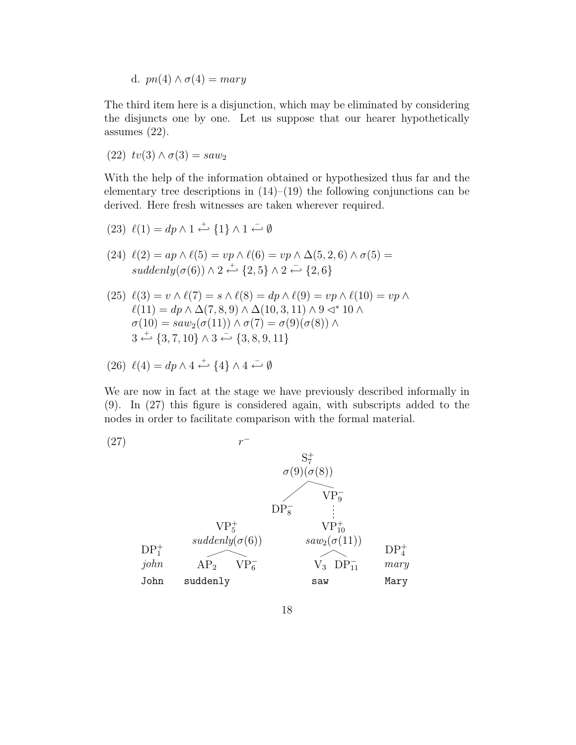d. $pn(4) \wedge \sigma(4) = mary$

The third item here is a disjunction, which may be eliminated by considering the disjuncts one by one. Let us suppose that our hearer hypothetically assumes (22).

(22) $tv(3) \wedge \sigma(3) = saw_2$

With the help of the information obtained or hypothesized thus far and the elementary tree descriptions in (14)–(19) the following conjunctions can be derived. Here fresh witnesses are taken wherever required.

(23) $\ell(1) = dp \wedge 1 \overset{+}{\hookleftarrow} \{1\} \wedge 1 \overset{-}{\hookleftarrow} \emptyset$

(24) $\ell(2) = ap \wedge \ell(5) = vp \wedge \ell(6) = vp \wedge \Delta(5, 2, 6) \wedge \sigma(5) = suddenly(\sigma(6)) \wedge 2 \overset{+}{\hookleftarrow} \{2, 5\} \wedge 2 \overset{-}{\hookleftarrow} \{2, 6\}$

(25) $\ell(3) = v \wedge \ell(7) = s \wedge \ell(8) = dp \wedge \ell(9) = vp \wedge \ell(10) = vp \wedge \ell(11) = dp \wedge \Delta(7, 8, 9) \wedge \Delta(10, 3, 11) \wedge 9 \lhd^* 10 \wedge \sigma(10) = saw_2(\sigma(11)) \wedge \sigma(7) = \sigma(9)(\sigma(8)) \wedge 3 \overset{+}{\hookleftarrow} \{3, 7, 10\} \wedge 3 \overset{-}{\hookleftarrow} \{3, 8, 9, 11\}$

(26) $\ell(4) = dp \wedge 4 \overset{+}{\hookleftarrow} \{4\} \wedge 4 \overset{-}{\hookleftarrow} \emptyset$

We are now in fact at the stage we have previously described informally in (9). In (27) this figure is considered again, with subscripts added to the nodes in order to facilitate comparison with the formal material.

(27)

```
                         r⁻
                                    S⁺_7
                                σ(9)(σ(8))
                               /          \
                                           VP⁻_9
                          DP⁻_8              :
                  VP⁺_5                    VP⁺_10
             suddenly(σ(6))            saw_2(σ(11))
 DP⁺_1          /      \                 /     \          DP⁺_4
 john        AP_2     VP⁻_6           V_3    DP⁻_11       mary
 John      suddenly                    saw                Mary
```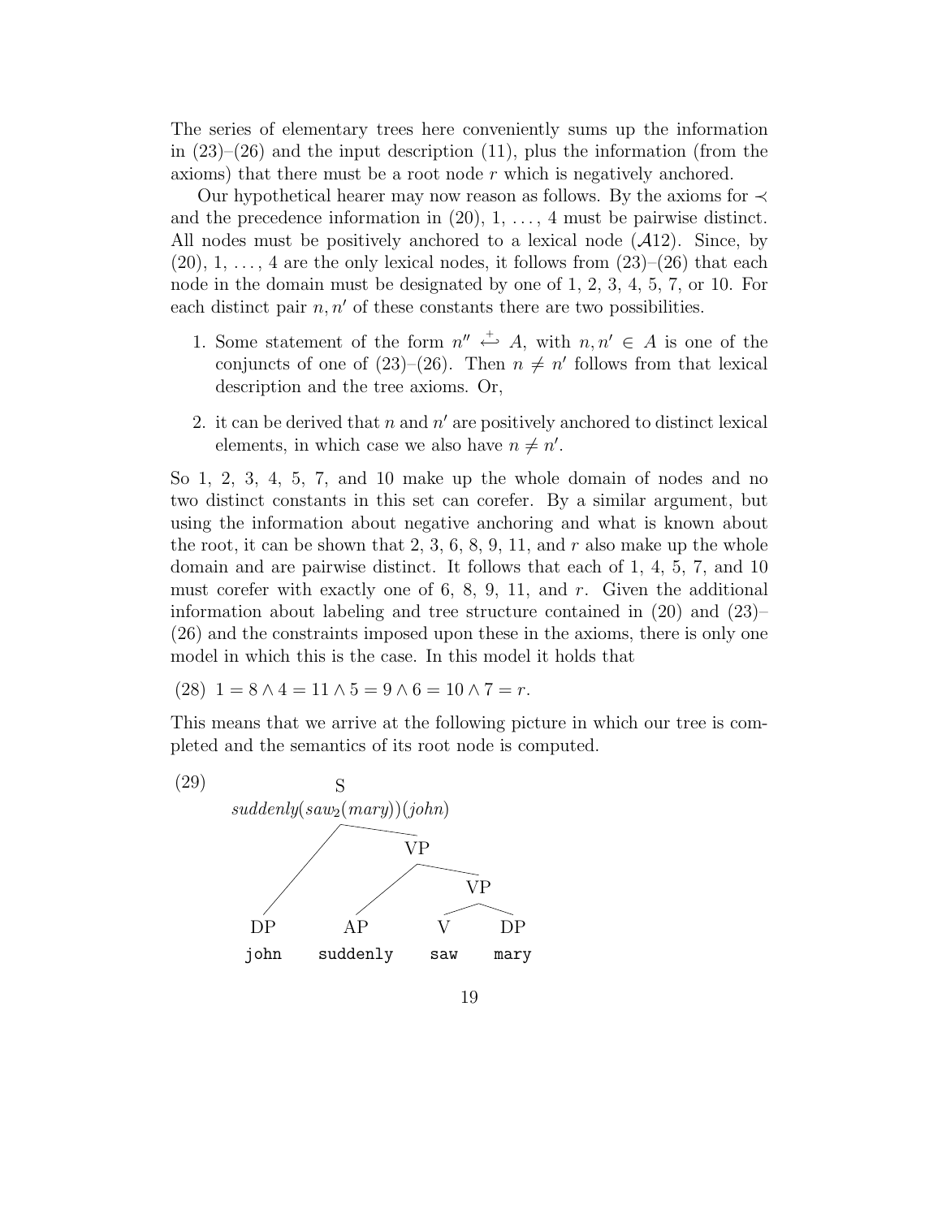The series of elementary trees here conveniently sums up the information in (23)–(26) and the input description (11), plus the information (from the axioms) that there must be a root node $r$ which is negatively anchored.

Our hypothetical hearer may now reason as follows. By the axioms for $\prec$ and the precedence information in (20), 1, ..., 4 must be pairwise distinct. All nodes must be positively anchored to a lexical node ($\mathcal{A}12$). Since, by (20), 1, ..., 4 are the only lexical nodes, it follows from (23)–(26) that each node in the domain must be designated by one of 1, 2, 3, 4, 5, 7, or 10. For each distinct pair $n, n'$ of these constants there are two possibilities.

1. Some statement of the form $n'' \overset{+}{\hookleftarrow} A$, with $n, n' \in A$ is one of the conjuncts of one of (23)–(26). Then $n \neq n'$ follows from that lexical description and the tree axioms. Or,
2. it can be derived that $n$ and $n'$ are positively anchored to distinct lexical elements, in which case we also have $n \neq n'$.

So 1, 2, 3, 4, 5, 7, and 10 make up the whole domain of nodes and no two distinct constants in this set can corefer. By a similar argument, but using the information about negative anchoring and what is known about the root, it can be shown that 2, 3, 6, 8, 9, 11, and $r$ also make up the whole domain and are pairwise distinct. It follows that each of 1, 4, 5, 7, and 10 must corefer with exactly one of 6, 8, 9, 11, and $r$. Given the additional information about labeling and tree structure contained in (20) and (23)–(26) and the constraints imposed upon these in the axioms, there is only one model in which this is the case. In this model it holds that

(28) $1 = 8 \wedge 4 = 11 \wedge 5 = 9 \wedge 6 = 10 \wedge 7 = r$.

This means that we arrive at the following picture in which our tree is completed and the semantics of its root node is computed.

(29)

```
S
suddenly(saw_2(mary))(john)
├── DP
│   john
└── VP
    ├── AP
    │   suddenly
    └── VP
        ├── V
        │   saw
        └── DP
            mary
```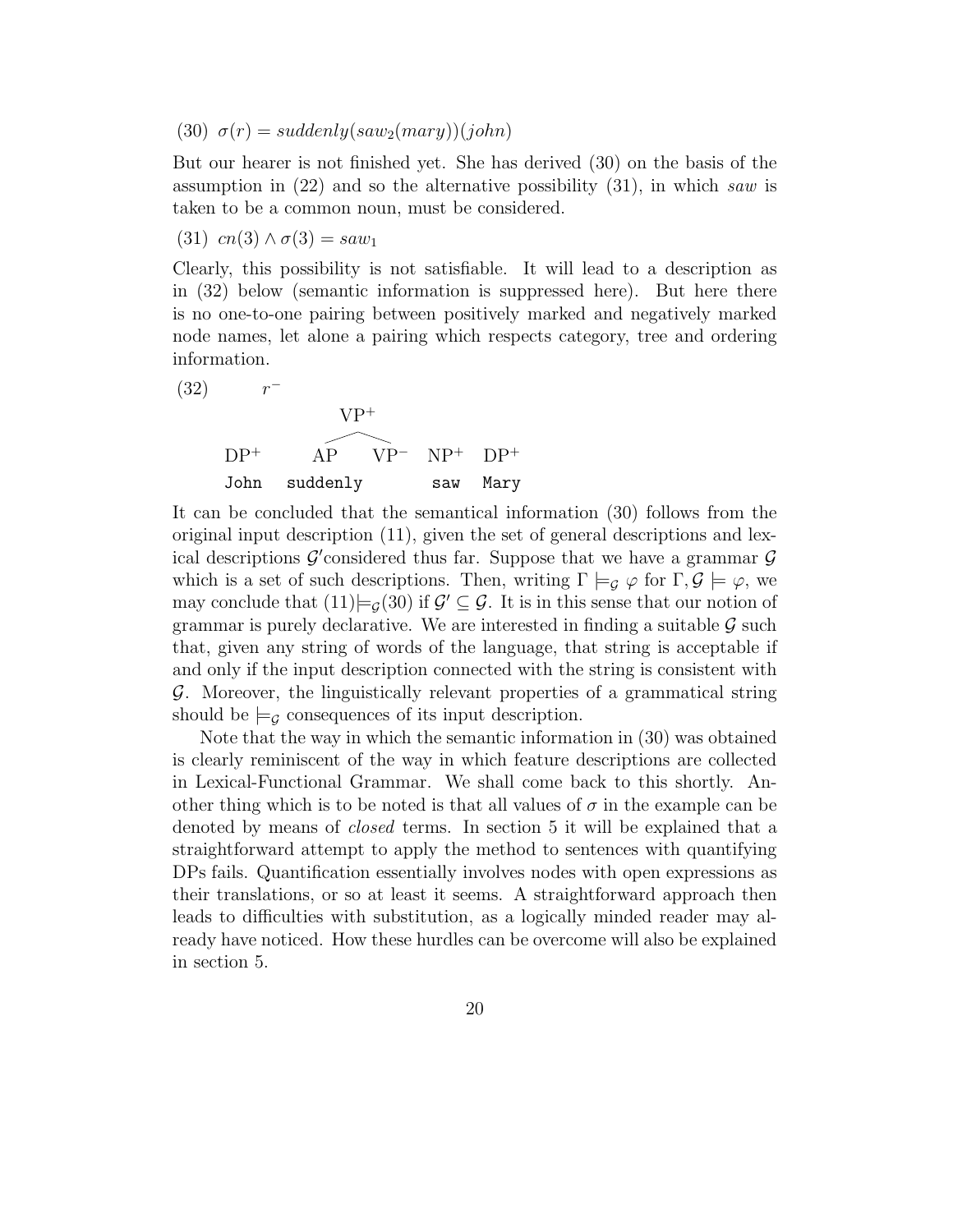(30) $\sigma(r) = suddenly(saw_2(mary))(john)$

But our hearer is not finished yet. She has derived (30) on the basis of the assumption in (22) and so the alternative possibility (31), in which *saw* is taken to be a common noun, must be considered.

(31) $cn(3) \wedge \sigma(3) = saw_1$

Clearly, this possibility is not satisfiable. It will lead to a description as in (32) below (semantic information is suppressed here). But here there is no one-to-one pairing between positively marked and negatively marked node names, let alone a pairing which respects category, tree and ordering information.

(32)

```
          r⁻

                  VP⁺
                 /   \
  DP⁺         AP      VP⁻    NP⁺    DP⁺
  John     suddenly          saw    Mary
```

It can be concluded that the semantical information (30) follows from the original input description (11), given the set of general descriptions and lexical descriptions $\mathcal{G}'$considered thus far. Suppose that we have a grammar $\mathcal{G}$ which is a set of such descriptions. Then, writing $\Gamma \models_{\mathcal{G}} \varphi$ for $\Gamma, \mathcal{G} \models \varphi$, we may conclude that (11)$\models_{\mathcal{G}}$(30) if $\mathcal{G}' \subseteq \mathcal{G}$. It is in this sense that our notion of grammar is purely declarative. We are interested in finding a suitable $\mathcal{G}$ such that, given any string of words of the language, that string is acceptable if and only if the input description connected with the string is consistent with $\mathcal{G}$. Moreover, the linguistically relevant properties of a grammatical string should be $\models_{\mathcal{G}}$ consequences of its input description.

Note that the way in which the semantic information in (30) was obtained is clearly reminiscent of the way in which feature descriptions are collected in Lexical-Functional Grammar. We shall come back to this shortly. Another thing which is to be noted is that all values of $\sigma$ in the example can be denoted by means of *closed* terms. In section 5 it will be explained that a straightforward attempt to apply the method to sentences with quantifying DPs fails. Quantification essentially involves nodes with open expressions as their translations, or so at least it seems. A straightforward approach then leads to difficulties with substitution, as a logically minded reader may already have noticed. How these hurdles can be overcome will also be explained in section 5.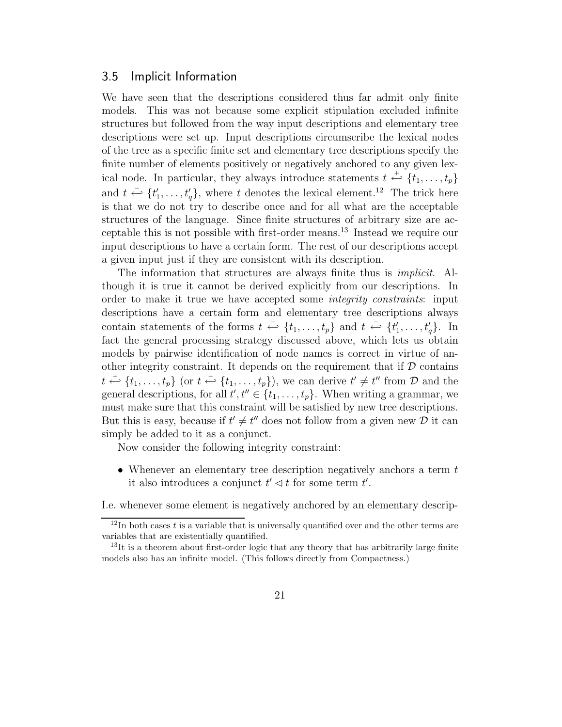## 3.5 Implicit Information

We have seen that the descriptions considered thus far admit only finite models. This was not because some explicit stipulation excluded infinite structures but followed from the way input descriptions and elementary tree descriptions were set up. Input descriptions circumscribe the lexical nodes of the tree as a specific finite set and elementary tree descriptions specify the finite number of elements positively or negatively anchored to any given lexical node. In particular, they always introduce statements $t \overset{+}{\hookleftarrow} \{t_1, \ldots, t_p\}$ and $t \overset{-}{\hookleftarrow} \{t'_1, \ldots, t'_q\}$, where $t$ denotes the lexical element.[12] The trick here is that we do not try to describe once and for all what are the acceptable structures of the language. Since finite structures of arbitrary size are acceptable this is not possible with first-order means.[13] Instead we require our input descriptions to have a certain form. The rest of our descriptions accept a given input just if they are consistent with its description.

The information that structures are always finite thus is *implicit*. Although it is true it cannot be derived explicitly from our descriptions. In order to make it true we have accepted some *integrity constraints*: input descriptions have a certain form and elementary tree descriptions always contain statements of the forms $t \overset{+}{\hookleftarrow} \{t_1, \ldots, t_p\}$ and $t \overset{-}{\hookleftarrow} \{t'_1, \ldots, t'_q\}$. In fact the general processing strategy discussed above, which lets us obtain models by pairwise identification of node names is correct in virtue of another integrity constraint. It depends on the requirement that if $\mathcal{D}$ contains $t \overset{+}{\hookleftarrow} \{t_1, \ldots, t_p\}$ (or $t \overset{-}{\hookleftarrow} \{t_1, \ldots, t_p\}$), we can derive $t' \neq t''$ from $\mathcal{D}$ and the general descriptions, for all $t', t'' \in \{t_1, \ldots, t_p\}$. When writing a grammar, we must make sure that this constraint will be satisfied by new tree descriptions. But this is easy, because if $t' \neq t''$ does not follow from a given new $\mathcal{D}$ it can simply be added to it as a conjunct.

Now consider the following integrity constraint:

- Whenever an elementary tree description negatively anchors a term $t$ it also introduces a conjunct $t' \lhd t$ for some term $t'$.

I.e. whenever some element is negatively anchored by an elementary descrip-

---

[12] In both cases $t$ is a variable that is universally quantified over and the other terms are variables that are existentially quantified.

[13] It is a theorem about first-order logic that any theory that has arbitrarily large finite models also has an infinite model. (This follows directly from Compactness.)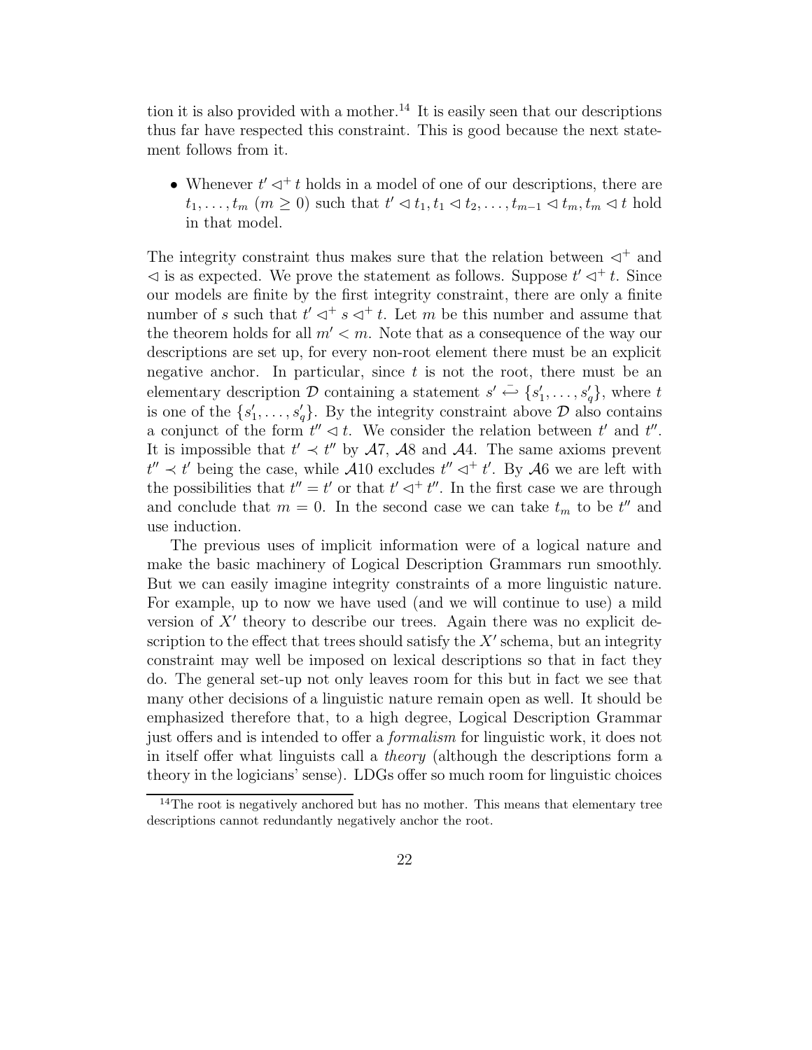tion it is also provided with a mother.[14] It is easily seen that our descriptions thus far have respected this constraint. This is good because the next statement follows from it.

- Whenever $t' \lhd^+ t$ holds in a model of one of our descriptions, there are $t_1, \ldots, t_m$ ($m \geq 0$) such that $t' \lhd t_1, t_1 \lhd t_2, \ldots, t_{m-1} \lhd t_m, t_m \lhd t$ hold in that model.

The integrity constraint thus makes sure that the relation between $\lhd^+$ and $\lhd$ is as expected. We prove the statement as follows. Suppose $t' \lhd^+ t$. Since our models are finite by the first integrity constraint, there are only a finite number of $s$ such that $t' \lhd^+ s \lhd^+ t$. Let $m$ be this number and assume that the theorem holds for all $m' < m$. Note that as a consequence of the way our descriptions are set up, for every non-root element there must be an explicit negative anchor. In particular, since $t$ is not the root, there must be an elementary description $\mathcal{D}$ containing a statement $s' \overset{-}{\hookleftarrow} \{s'_1, \ldots, s'_q\}$, where $t$ is one of the $\{s'_1, \ldots, s'_q\}$. By the integrity constraint above $\mathcal{D}$ also contains a conjunct of the form $t'' \lhd t$. We consider the relation between $t'$ and $t''$. It is impossible that $t' \prec t''$ by $\mathcal{A}7$, $\mathcal{A}8$ and $\mathcal{A}4$. The same axioms prevent $t'' \prec t'$ being the case, while $\mathcal{A}10$ excludes $t'' \lhd^+ t'$. By $\mathcal{A}6$ we are left with the possibilities that $t'' = t'$ or that $t' \lhd^+ t''$. In the first case we are through and conclude that $m = 0$. In the second case we can take $t_m$ to be $t''$ and use induction.

The previous uses of implicit information were of a logical nature and make the basic machinery of Logical Description Grammars run smoothly. But we can easily imagine integrity constraints of a more linguistic nature. For example, up to now we have used (and we will continue to use) a mild version of $X'$ theory to describe our trees. Again there was no explicit description to the effect that trees should satisfy the $X'$ schema, but an integrity constraint may well be imposed on lexical descriptions so that in fact they do. The general set-up not only leaves room for this but in fact we see that many other decisions of a linguistic nature remain open as well. It should be emphasized therefore that, to a high degree, Logical Description Grammar just offers and is intended to offer a *formalism* for linguistic work, it does not in itself offer what linguists call a *theory* (although the descriptions form a theory in the logicians' sense). LDGs offer so much room for linguistic choices

[14] The root is negatively anchored but has no mother. This means that elementary tree descriptions cannot redundantly negatively anchor the root.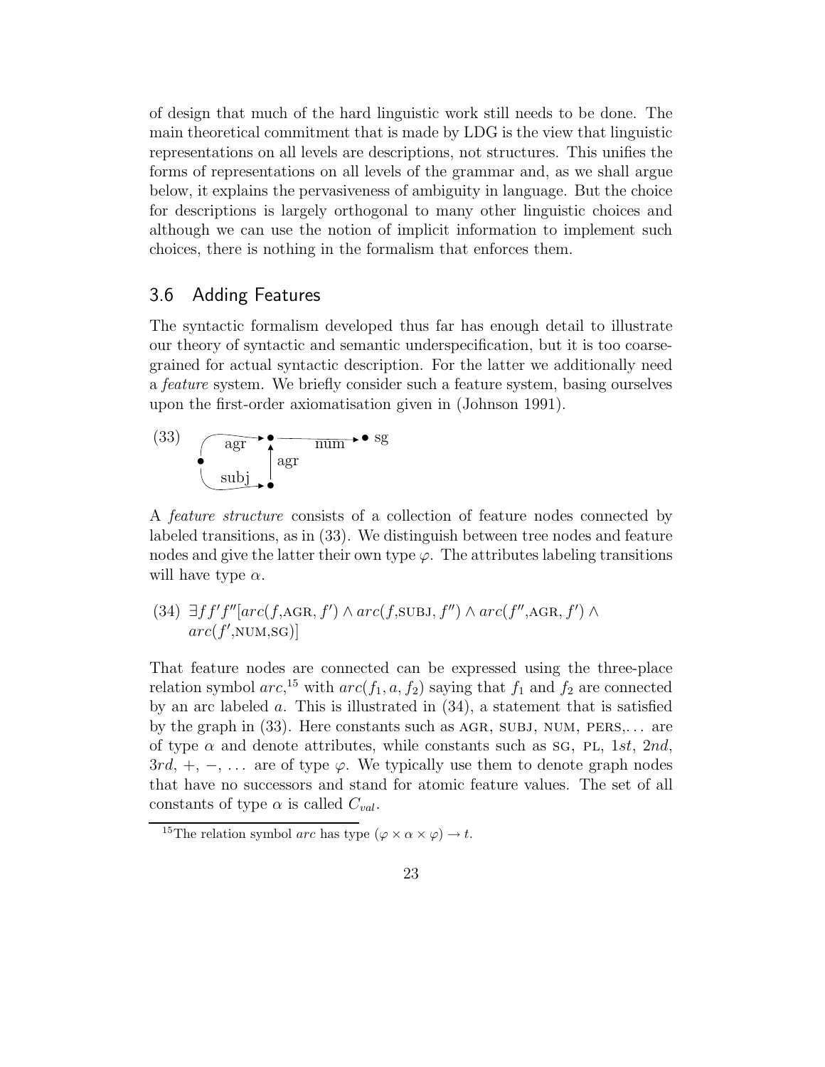of design that much of the hard linguistic work still needs to be done. The main theoretical commitment that is made by LDG is the view that linguistic representations on all levels are descriptions, not structures. This unifies the forms of representations on all levels of the grammar and, as we shall argue below, it explains the pervasiveness of ambiguity in language. But the choice for descriptions is largely orthogonal to many other linguistic choices and although we can use the notion of implicit information to implement such choices, there is nothing in the formalism that enforces them.

## 3.6 Adding Features

The syntactic formalism developed thus far has enough detail to illustrate our theory of syntactic and semantic underspecification, but it is too coarse-grained for actual syntactic description. For the latter we additionally need a *feature* system. We briefly consider such a feature system, basing ourselves upon the first-order axiomatisation given in (Johnson 1991).

(33) [graph: a node with an arc labeled agr to a node, and an arc labeled subj to a node; the subj node has an arc labeled agr to the same node; that node has an arc labeled num to a node sg]

A *feature structure* consists of a collection of feature nodes connected by labeled transitions, as in (33). We distinguish between tree nodes and feature nodes and give the latter their own type $\varphi$. The attributes labeling transitions will have type $\alpha$.

(34) $\exists f f' f''[arc(f, \text{AGR}, f') \wedge arc(f, \text{SUBJ}, f'') \wedge arc(f'', \text{AGR}, f') \wedge arc(f', \text{NUM}, \text{SG})]$

That feature nodes are connected can be expressed using the three-place relation symbol $arc$,[15] with $arc(f_1, a, f_2)$ saying that $f_1$ and $f_2$ are connected by an arc labeled $a$. This is illustrated in (34), a statement that is satisfied by the graph in (33). Here constants such as AGR, SUBJ, NUM, PERS,... are of type $\alpha$ and denote attributes, while constants such as SG, PL, $1st$, $2nd$, $3rd$, $+$, $-$, ... are of type $\varphi$. We typically use them to denote graph nodes that have no successors and stand for atomic feature values. The set of all constants of type $\alpha$ is called $C_{val}$.

[15] The relation symbol $arc$ has type $(\varphi \times \alpha \times \varphi) \to t$.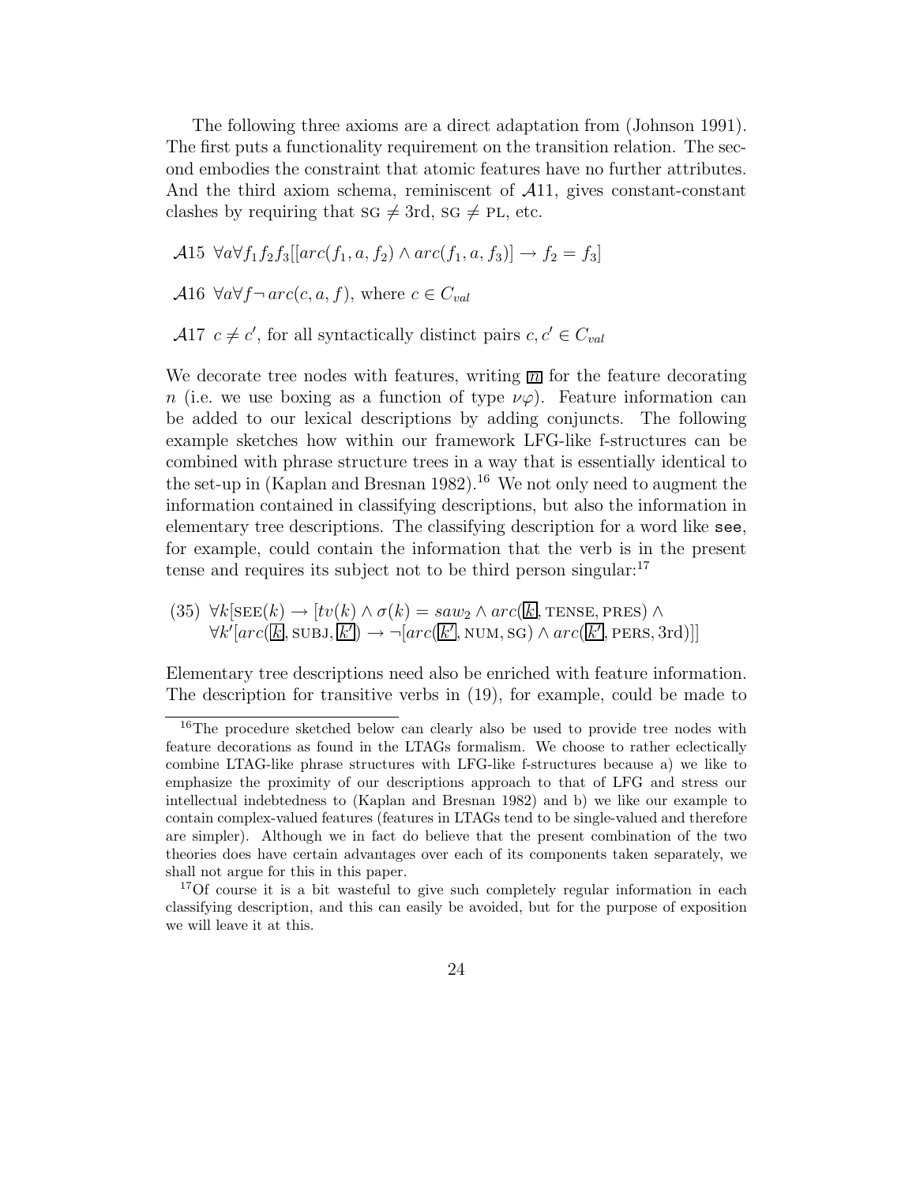The following three axioms are a direct adaptation from (Johnson 1991). The first puts a functionality requirement on the transition relation. The second embodies the constraint that atomic features have no further attributes. And the third axiom schema, reminiscent of $\mathcal{A}11$, gives constant-constant clashes by requiring that $\textsc{sg} \neq 3\text{rd}$, $\textsc{sg} \neq \textsc{pl}$, etc.

$\mathcal{A}15$ $\forall a \forall f_1 f_2 f_3 [[arc(f_1, a, f_2) \wedge arc(f_1, a, f_3)] \rightarrow f_2 = f_3]$

$\mathcal{A}16$ $\forall a \forall f \neg arc(c, a, f)$, where $c \in C_{val}$

$\mathcal{A}17$ $c \neq c'$, for all syntactically distinct pairs $c, c' \in C_{val}$

We decorate tree nodes with features, writing $\boxed{n}$ for the feature decorating $n$ (i.e. we use boxing as a function of type $\nu\varphi$). Feature information can be added to our lexical descriptions by adding conjuncts. The following example sketches how within our framework LFG-like f-structures can be combined with phrase structure trees in a way that is essentially identical to the set-up in (Kaplan and Bresnan 1982).[16] We not only need to augment the information contained in classifying descriptions, but also the information in elementary tree descriptions. The classifying description for a word like `see`, for example, could contain the information that the verb is in the present tense and requires its subject not to be third person singular:[17]

(35) $\forall k [\textsc{see}(k) \rightarrow [tv(k) \wedge \sigma(k) = saw_2 \wedge arc(\boxed{k}, \textsc{tense}, \textsc{pres}) \wedge$
$\forall k' [arc(\boxed{k}, \textsc{subj}, \boxed{k'}) \rightarrow \neg [arc(\boxed{k'}, \textsc{num}, \textsc{sg}) \wedge arc(\boxed{k'}, \textsc{pers}, 3\text{rd})]]$

Elementary tree descriptions need also be enriched with feature information. The description for transitive verbs in (19), for example, could be made to

---

[16] The procedure sketched below can clearly also be used to provide tree nodes with feature decorations as found in the LTAGs formalism. We choose to rather eclectically combine LTAG-like phrase structures with LFG-like f-structures because a) we like to emphasize the proximity of our descriptions approach to that of LFG and stress our intellectual indebtedness to (Kaplan and Bresnan 1982) and b) we like our example to contain complex-valued features (features in LTAGs tend to be single-valued and therefore are simpler). Although we in fact do believe that the present combination of the two theories does have certain advantages over each of its components taken separately, we shall not argue for this in this paper.

[17] Of course it is a bit wasteful to give such completely regular information in each classifying description, and this can easily be avoided, but for the purpose of exposition we will leave it at this.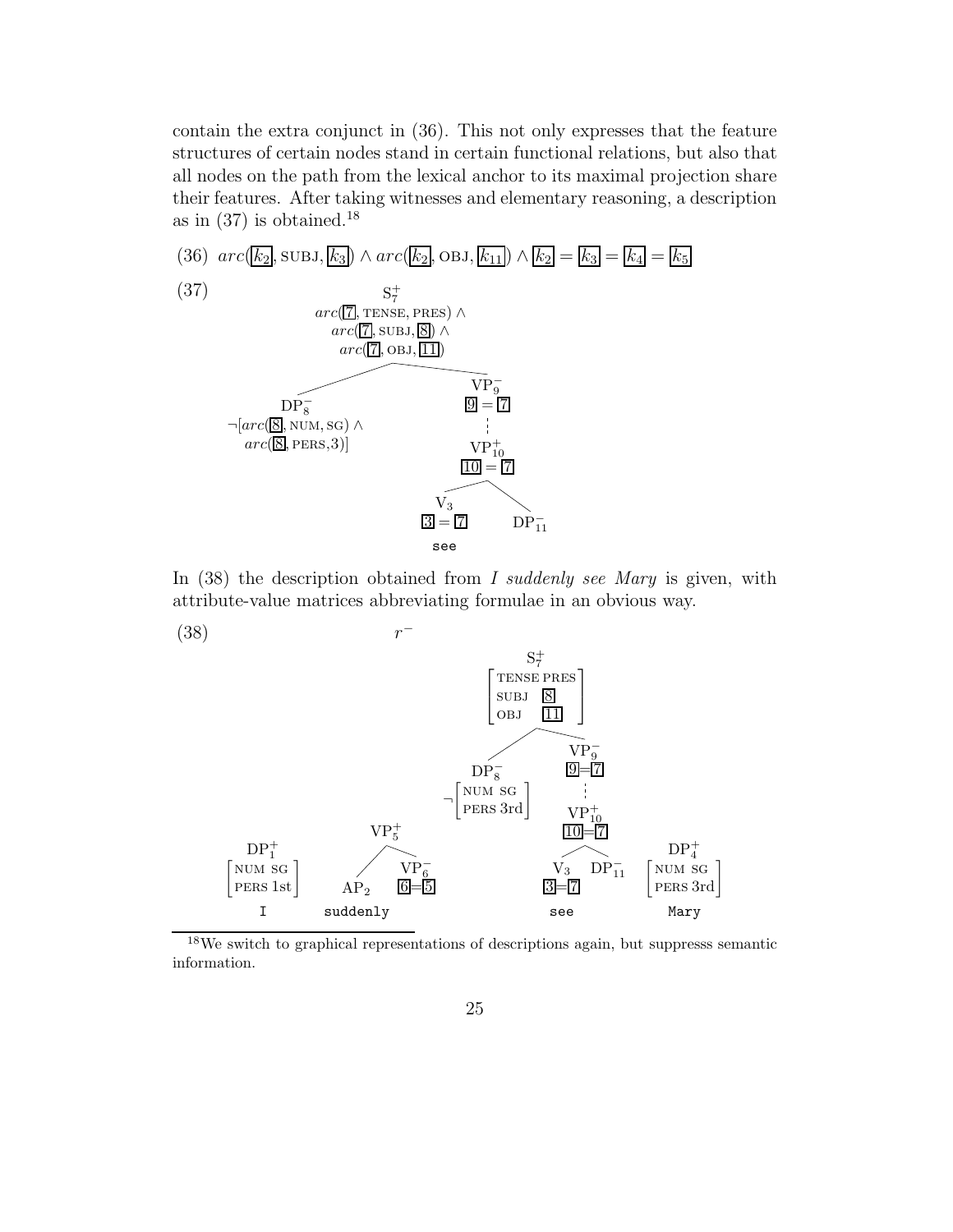contain the extra conjunct in (36). This not only expresses that the feature structures of certain nodes stand in certain functional relations, but also that all nodes on the path from the lexical anchor to its maximal projection share their features. After taking witnesses and elementary reasoning, a description as in (37) is obtained.[18]

(36) $arc(\boxed{k_2}, \textsc{subj}, \boxed{k_3}) \wedge arc(\boxed{k_2}, \textsc{obj}, \boxed{k_{11}}) \wedge \boxed{k_2} = \boxed{k_3} = \boxed{k_4} = \boxed{k_5}$

(37)

```
                         S⁺₇
              arc([7], TENSE, PRES) ∧
                 arc([7], SUBJ, [8]) ∧
                  arc([7], OBJ, [11])
              /                          \
          DP⁻₈                           VP⁻₉
 ¬[arc([8], NUM, SG) ∧                  [9] = [7]
    arc([8], PERS,3)]                      ⋮
                                         VP⁺₁₀
                                       [10] = [7]
                                       /        \
                                     V₃         DP⁻₁₁
                                 [3] = [7]
                                    see
```

In (38) the description obtained from *I suddenly see Mary* is given, with attribute-value matrices abbreviating formulae in an obvious way.

(38)

```
                                   r⁻
                                                 S⁺₇
                                            [TENSE PRES]
                                            [SUBJ  [8] ]
                                            [OBJ   [11]]
                                           /           \
                                       DP⁻₈             VP⁻₉
                                    ¬[NUM  SG ]        [9]=[7]
                                     [PERS 3rd]           ⋮
                      VP⁺₅                              VP⁺₁₀
                     /    \                            [10]=[7]
    DP⁺₁                                               /      \
 [NUM  SG ]       AP₂     VP⁻₆                       V₃      DP⁻₁₁      DP⁺₄
 [PERS 1st]               [6]=[5]                  [3]=[7]             [NUM  SG ]
                                                                        [PERS 3rd]
     I          suddenly                            see                  Mary
```

---

[18] We switch to graphical representations of descriptions again, but suppresss semantic information.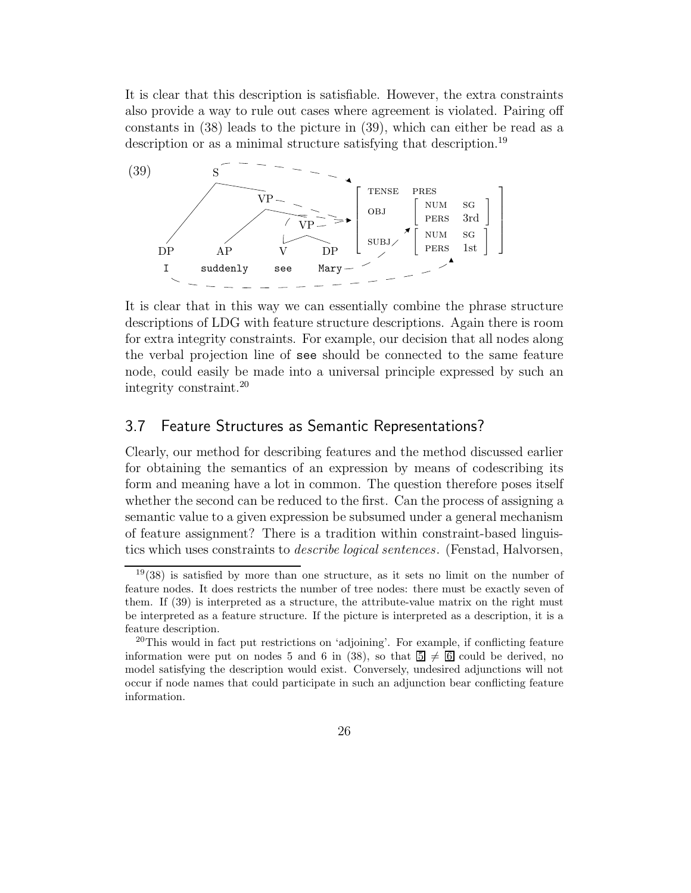It is clear that this description is satisfiable. However, the extra constraints also provide a way to rule out cases where agreement is violated. Pairing off constants in (38) leads to the picture in (39), which can either be read as a description or as a minimal structure satisfying that description.[19]

(39)

```
        S - - - - - - - - - - - - - - - - - - ->  [ TENSE  PRES                      ]
       / \                                        [                                  ]
      /   VP - - - - - - - - - - - - - - - - ->   [ OBJ    [ NUM   SG  ]             ]
     /   / \                                      [        [ PERS  3rd ]             ]
    /   /   VP - - - - - - - - - - - - - - ->     [                                  ]
   /   /   / \                                    [ SUBJ   [ NUM   SG  ]             ]
  DP  AP  V   DP                                  [        [ PERS  1st ]             ]
  I   suddenly  see  Mary
```

It is clear that in this way we can essentially combine the phrase structure descriptions of LDG with feature structure descriptions. Again there is room for extra integrity constraints. For example, our decision that all nodes along the verbal projection line of `see` should be connected to the same feature node, could easily be made into a universal principle expressed by such an integrity constraint.[20]

## 3.7 Feature Structures as Semantic Representations?

Clearly, our method for describing features and the method discussed earlier for obtaining the semantics of an expression by means of codescribing its form and meaning have a lot in common. The question therefore poses itself whether the second can be reduced to the first. Can the process of assigning a semantic value to a given expression be subsumed under a general mechanism of feature assignment? There is a tradition within constraint-based linguistics which uses constraints to *describe logical sentences*. (Fenstad, Halvorsen,

---

[19](38) is satisfied by more than one structure, as it sets no limit on the number of feature nodes. It does restricts the number of tree nodes: there must be exactly seven of them. If (39) is interpreted as a structure, the attribute-value matrix on the right must be interpreted as a feature structure. If the picture is interpreted as a description, it is a feature description.

[20]This would in fact put restrictions on 'adjoining'. For example, if conflicting feature information were put on nodes 5 and 6 in (38), so that $\boxed{5} \neq \boxed{6}$ could be derived, no model satisfying the description would exist. Conversely, undesired adjunctions will not occur if node names that could participate in such an adjunction bear conflicting feature information.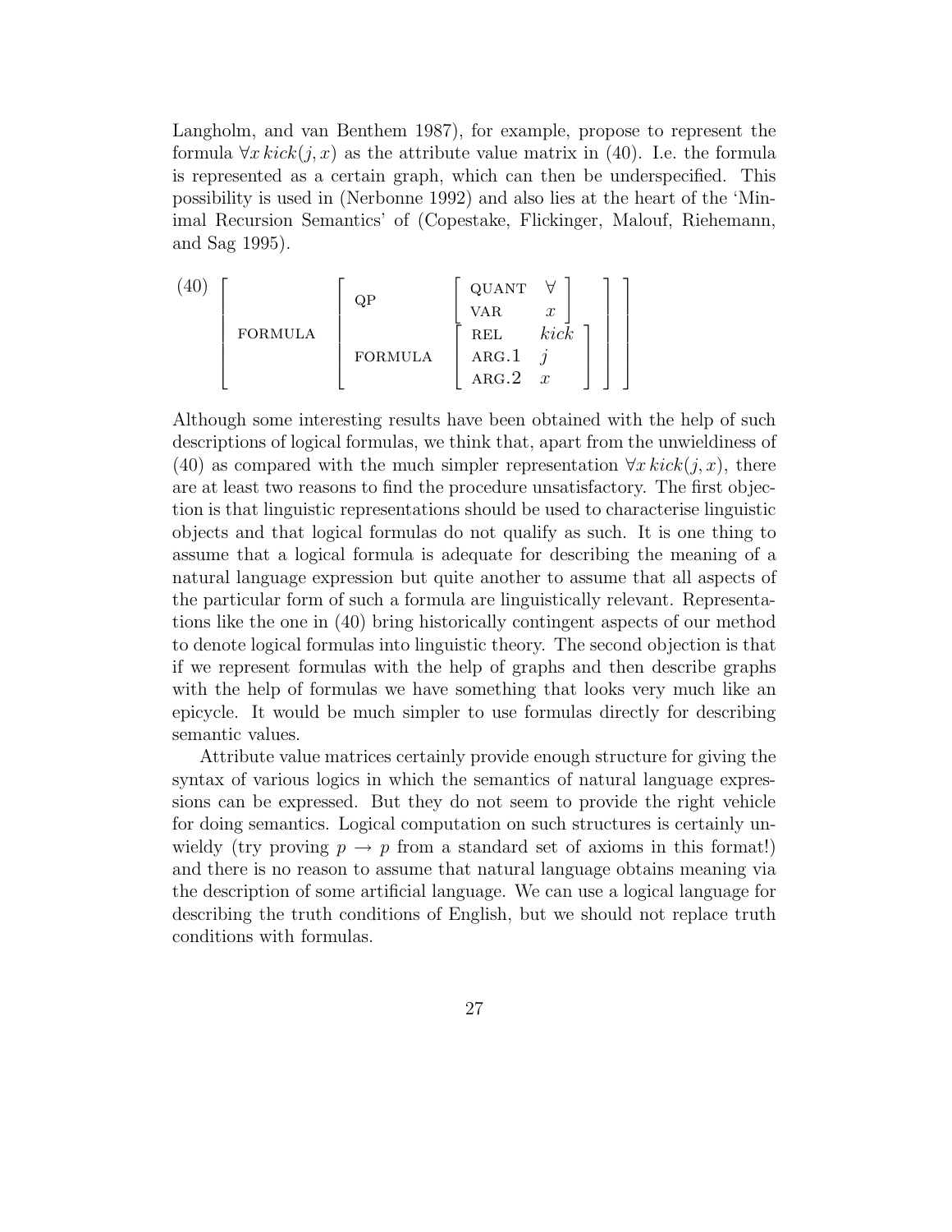Langholm, and van Benthem 1987), for example, propose to represent the formula $\forall x\, kick(j, x)$ as the attribute value matrix in (40). I.e. the formula is represented as a certain graph, which can then be underspecified. This possibility is used in (Nerbonne 1992) and also lies at the heart of the 'Minimal Recursion Semantics' of (Copestake, Flickinger, Malouf, Riehemann, and Sag 1995).

(40)
$$\left[\begin{array}{ll} \text{FORMULA} & \left[\begin{array}{ll} \text{QP} & \left[\begin{array}{ll} \text{QUANT} & \forall \\ \text{VAR} & x \end{array}\right] \\ \text{FORMULA} & \left[\begin{array}{ll} \text{REL} & kick \\ \text{ARG.1} & j \\ \text{ARG.2} & x \end{array}\right] \end{array}\right] \end{array}\right]$$

Although some interesting results have been obtained with the help of such descriptions of logical formulas, we think that, apart from the unwieldiness of (40) as compared with the much simpler representation $\forall x\, kick(j, x)$, there are at least two reasons to find the procedure unsatisfactory. The first objection is that linguistic representations should be used to characterise linguistic objects and that logical formulas do not qualify as such. It is one thing to assume that a logical formula is adequate for describing the meaning of a natural language expression but quite another to assume that all aspects of the particular form of such a formula are linguistically relevant. Representations like the one in (40) bring historically contingent aspects of our method to denote logical formulas into linguistic theory. The second objection is that if we represent formulas with the help of graphs and then describe graphs with the help of formulas we have something that looks very much like an epicycle. It would be much simpler to use formulas directly for describing semantic values.

Attribute value matrices certainly provide enough structure for giving the syntax of various logics in which the semantics of natural language expressions can be expressed. But they do not seem to provide the right vehicle for doing semantics. Logical computation on such structures is certainly unwieldy (try proving $p \rightarrow p$ from a standard set of axioms in this format!) and there is no reason to assume that natural language obtains meaning via the description of some artificial language. We can use a logical language for describing the truth conditions of English, but we should not replace truth conditions with formulas.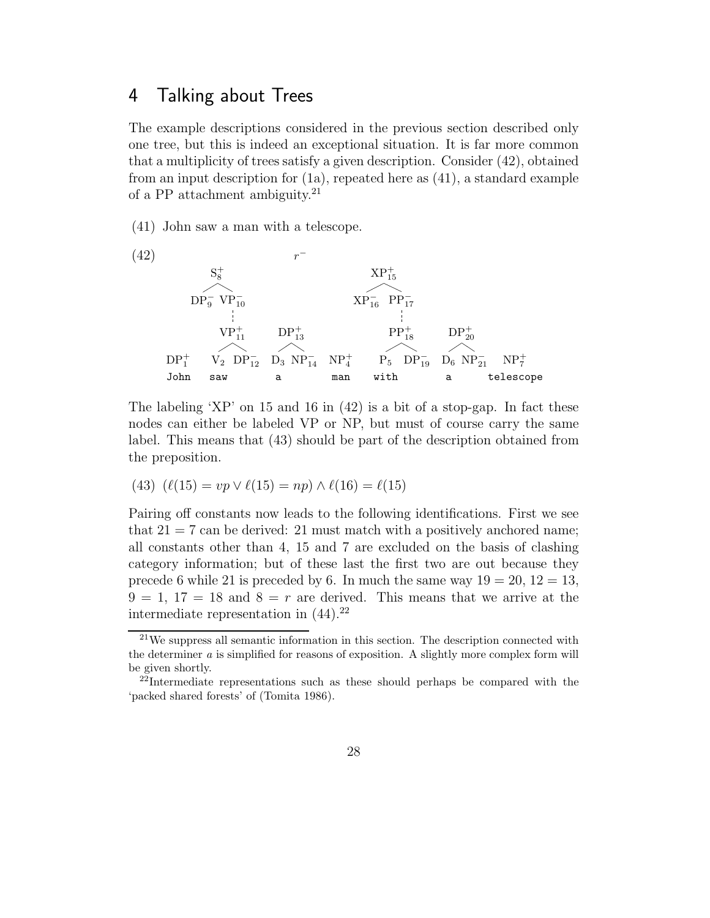## 4 Talking about Trees

The example descriptions considered in the previous section described only one tree, but this is indeed an exceptional situation. It is far more common that a multiplicity of trees satisfy a given description. Consider (42), obtained from an input description for (1a), repeated here as (41), a standard example of a PP attachment ambiguity.[21]

(41) John saw a man with a telescope.

(42)

```
                          r⁻

        S⁺_8                                    XP⁺_15
       /    \                                  /      \
   DP⁻_9   VP⁻_10                         XP⁻_16    PP⁻_17
             :                                        :
           VP⁺_11      DP⁺_13                       PP⁺_18      DP⁺_20
           /    \      /    \                       /    \      /    \
DP⁺_1    V_2  DP⁻_12  D_3  NP⁻_14   NP⁺_4        P_5  DP⁻_19  D_6  NP⁻_21   NP⁺_7
John     saw          a             man          with         a            telescope
```

The labeling 'XP' on 15 and 16 in (42) is a bit of a stop-gap. In fact these nodes can either be labeled VP or NP, but must of course carry the same label. This means that (43) should be part of the description obtained from the preposition.

(43) $(\ell(15) = vp \vee \ell(15) = np) \wedge \ell(16) = \ell(15)$

Pairing off constants now leads to the following identifications. First we see that $21 = 7$ can be derived: 21 must match with a positively anchored name; all constants other than 4, 15 and 7 are excluded on the basis of clashing category information; but of these last the first two are out because they precede 6 while 21 is preceded by 6. In much the same way $19 = 20$, $12 = 13$, $9 = 1$, $17 = 18$ and $8 = r$ are derived. This means that we arrive at the intermediate representation in (44).[22]

[21] We suppress all semantic information in this section. The description connected with the determiner *a* is simplified for reasons of exposition. A slightly more complex form will be given shortly.

[22] Intermediate representations such as these should perhaps be compared with the 'packed shared forests' of (Tomita 1986).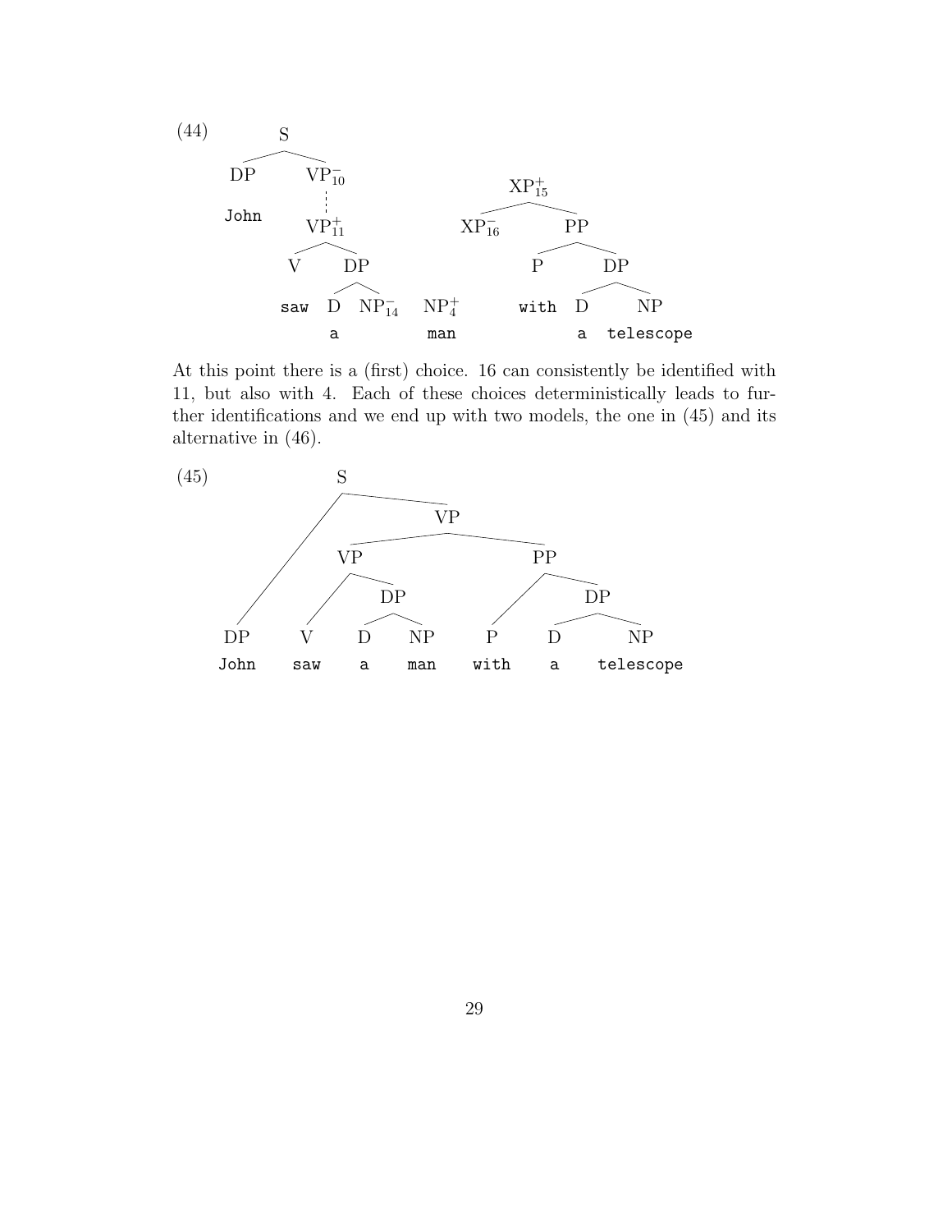(44)

```
        S
      /   \
    DP    VP⁻₁₀                      XP⁺₁₅
    John   :                        /     \
          VP⁺₁₁                  XP⁻₁₆     PP
          /   \                           /  \
         V     DP                        P    DP
        saw   /  \                      with /  \
             D   NP⁻₁₄    NP⁺₄              D    NP
             a            man               a    telescope
```

At this point there is a (first) choice. 16 can consistently be identified with 11, but also with 4. Each of these choices deterministically leads to further identifications and we end up with two models, the one in (45) and its alternative in (46).

(45)

```
S
├── DP: John
└── VP
    ├── VP
    │   ├── V: saw
    │   └── DP
    │       ├── D: a
    │       └── NP: man
    └── PP
        ├── P: with
        └── DP
            ├── D: a
            └── NP: telescope
```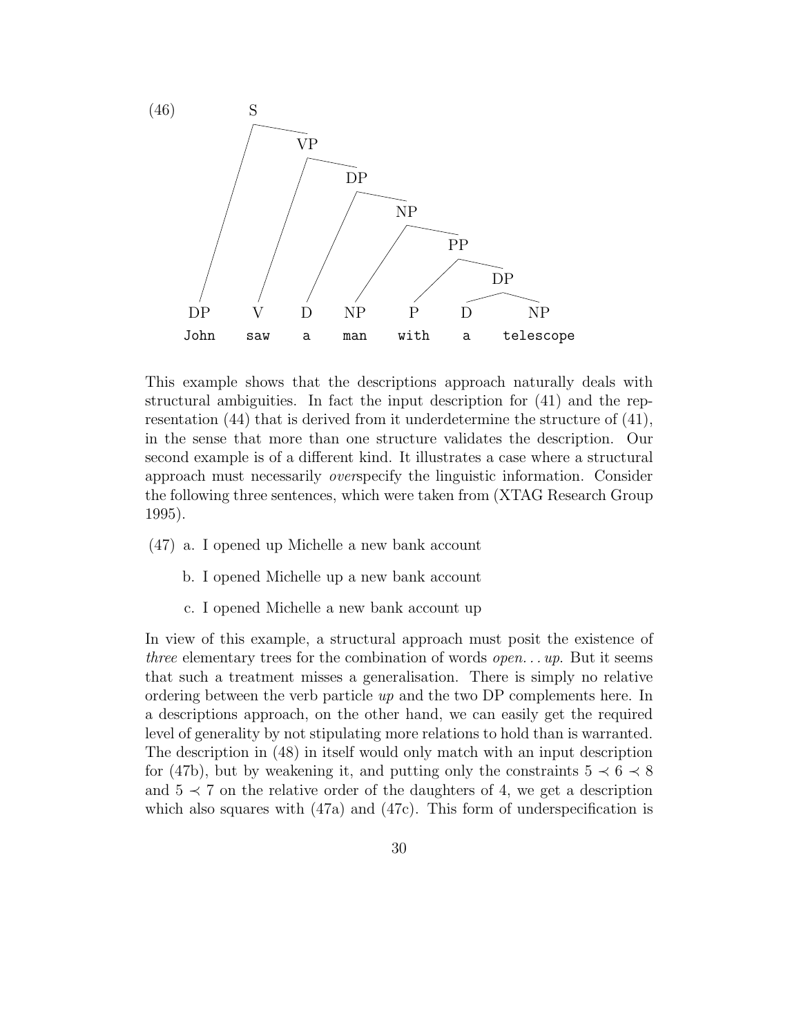(46)

```
[S [DP John] [VP [V saw] [DP [D a] [NP [NP man] [PP [P with] [DP [D a] [NP telescope]]]]]]]
```

This example shows that the descriptions approach naturally deals with structural ambiguities. In fact the input description for (41) and the representation (44) that is derived from it underdetermine the structure of (41), in the sense that more than one structure validates the description. Our second example is of a different kind. It illustrates a case where a structural approach must necessarily *over*specify the linguistic information. Consider the following three sentences, which were taken from (XTAG Research Group 1995).

(47) a. I opened up Michelle a new bank account

b. I opened Michelle up a new bank account

c. I opened Michelle a new bank account up

In view of this example, a structural approach must posit the existence of *three* elementary trees for the combination of words *open... up*. But it seems that such a treatment misses a generalisation. There is simply no relative ordering between the verb particle *up* and the two DP complements here. In a descriptions approach, on the other hand, we can easily get the required level of generality by not stipulating more relations to hold than is warranted. The description in (48) in itself would only match with an input description for (47b), but by weakening it, and putting only the constraints $5 \prec 6 \prec 8$ and $5 \prec 7$ on the relative order of the daughters of 4, we get a description which also squares with (47a) and (47c). This form of underspecification is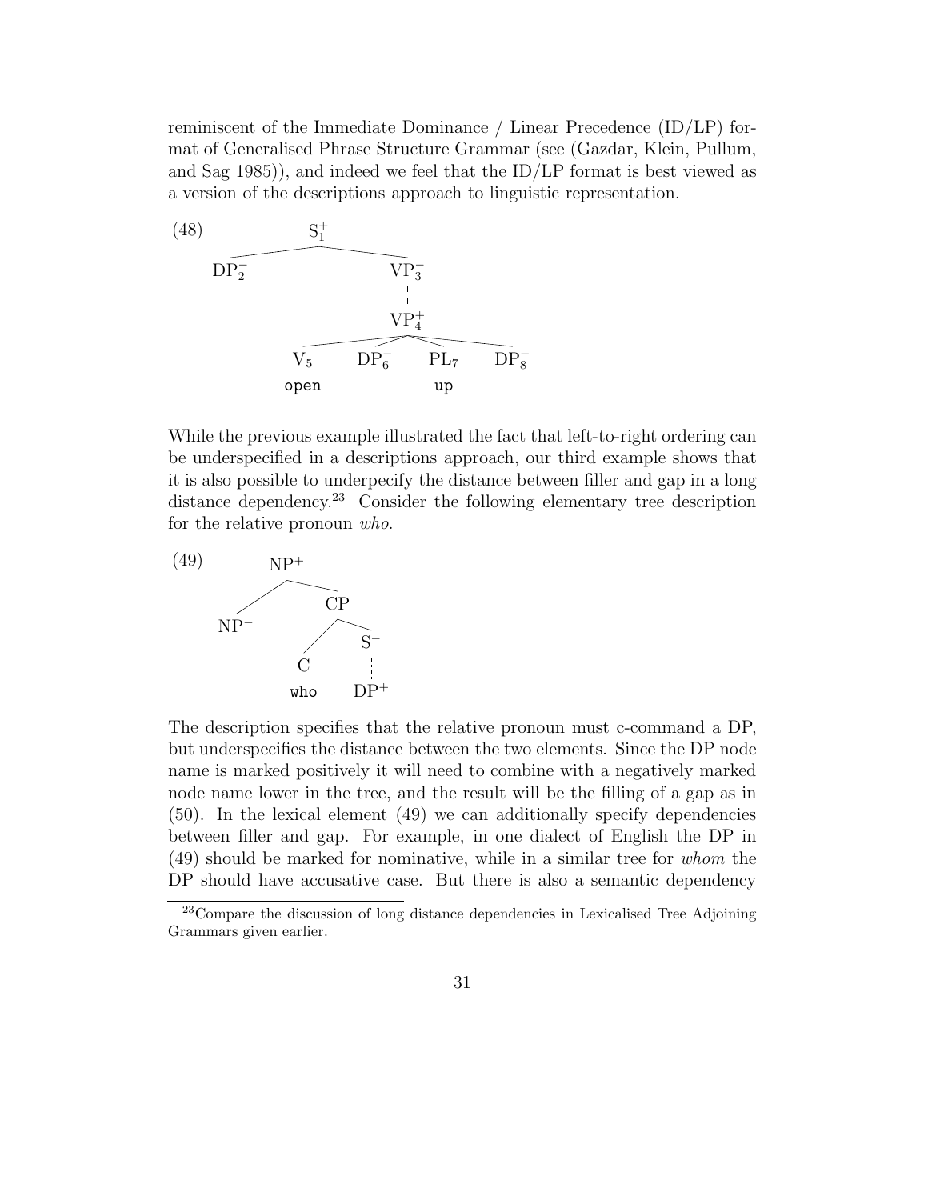reminiscent of the Immediate Dominance / Linear Precedence (ID/LP) format of Generalised Phrase Structure Grammar (see (Gazdar, Klein, Pullum, and Sag 1985)), and indeed we feel that the ID/LP format is best viewed as a version of the descriptions approach to linguistic representation.

(48)

```
              S1+
        ______|______
       |             |
      DP2-          VP3-
                     :
                    VP4+
          ___________|___________
         |       |       |       |
         V5     DP6-    PL7     DP8-
        open             up
```

While the previous example illustrated the fact that left-to-right ordering can be underspecified in a descriptions approach, our third example shows that it is also possible to underpecify the distance between filler and gap in a long distance dependency.[23] Consider the following elementary tree description for the relative pronoun *who*.

(49)

```
          NP+
       ____|____
      |         |
     NP-        CP
             ____|____
            |         |
            C         S-
           who        :
                     DP+
```

The description specifies that the relative pronoun must c-command a DP, but underspecifies the distance between the two elements. Since the DP node name is marked positively it will need to combine with a negatively marked node name lower in the tree, and the result will be the filling of a gap as in (50). In the lexical element (49) we can additionally specify dependencies between filler and gap. For example, in one dialect of English the DP in (49) should be marked for nominative, while in a similar tree for *whom* the DP should have accusative case. But there is also a semantic dependency

[23] Compare the discussion of long distance dependencies in Lexicalised Tree Adjoining Grammars given earlier.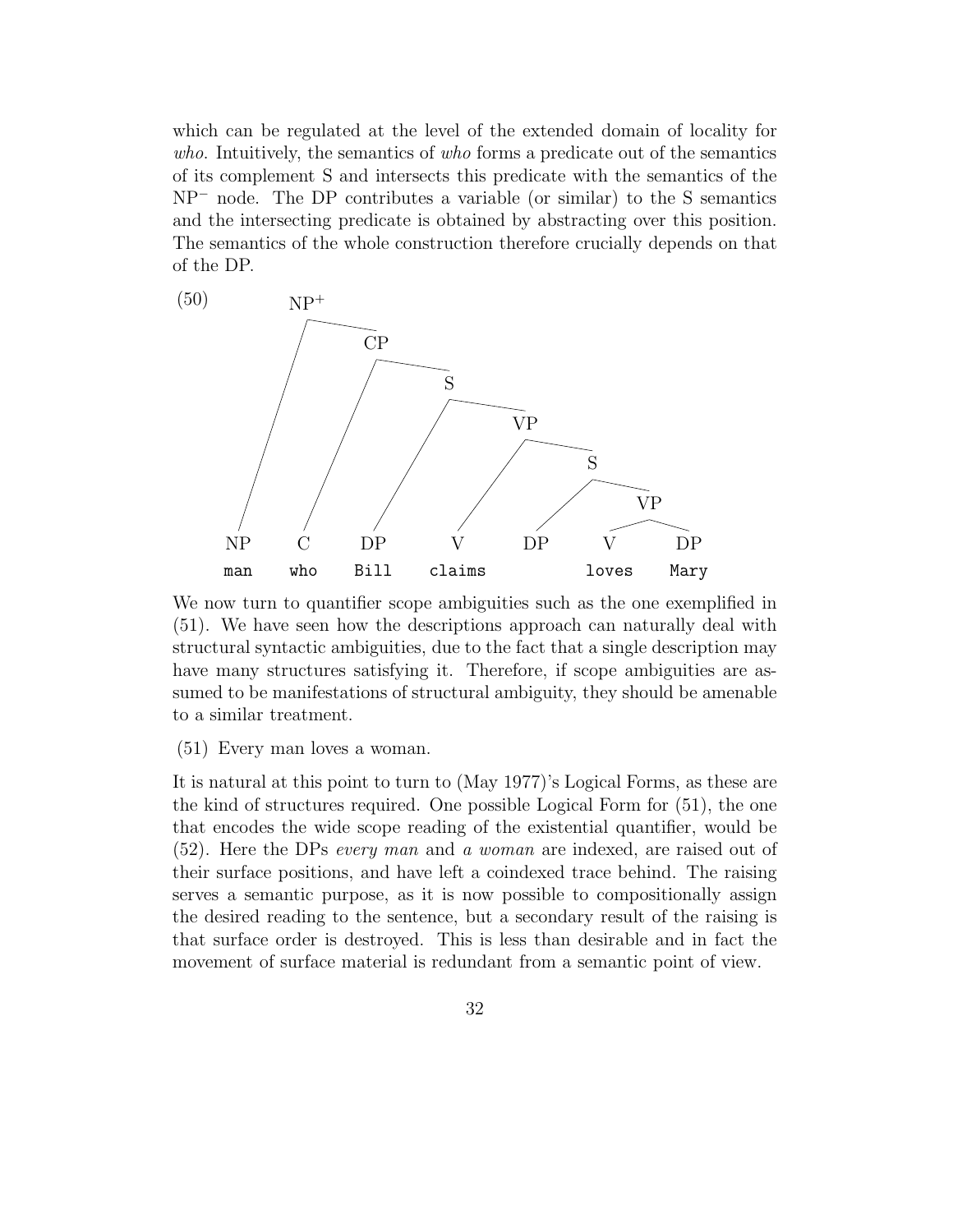which can be regulated at the level of the extended domain of locality for *who*. Intuitively, the semantics of *who* forms a predicate out of the semantics of its complement S and intersects this predicate with the semantics of the $\text{NP}^-$ node. The DP contributes a variable (or similar) to the S semantics and the intersecting predicate is obtained by abstracting over this position. The semantics of the whole construction therefore crucially depends on that of the DP.

(50)

```
NP+
├── NP: man
└── CP
    ├── C: who
    └── S
        ├── DP: Bill
        └── VP
            ├── V: claims
            └── S
                ├── DP
                └── VP
                    ├── V: loves
                    └── DP: Mary
```

We now turn to quantifier scope ambiguities such as the one exemplified in (51). We have seen how the descriptions approach can naturally deal with structural syntactic ambiguities, due to the fact that a single description may have many structures satisfying it. Therefore, if scope ambiguities are assumed to be manifestations of structural ambiguity, they should be amenable to a similar treatment.

(51) Every man loves a woman.

It is natural at this point to turn to (May 1977)'s Logical Forms, as these are the kind of structures required. One possible Logical Form for (51), the one that encodes the wide scope reading of the existential quantifier, would be (52). Here the DPs *every man* and *a woman* are indexed, are raised out of their surface positions, and have left a coindexed trace behind. The raising serves a semantic purpose, as it is now possible to compositionally assign the desired reading to the sentence, but a secondary result of the raising is that surface order is destroyed. This is less than desirable and in fact the movement of surface material is redundant from a semantic point of view.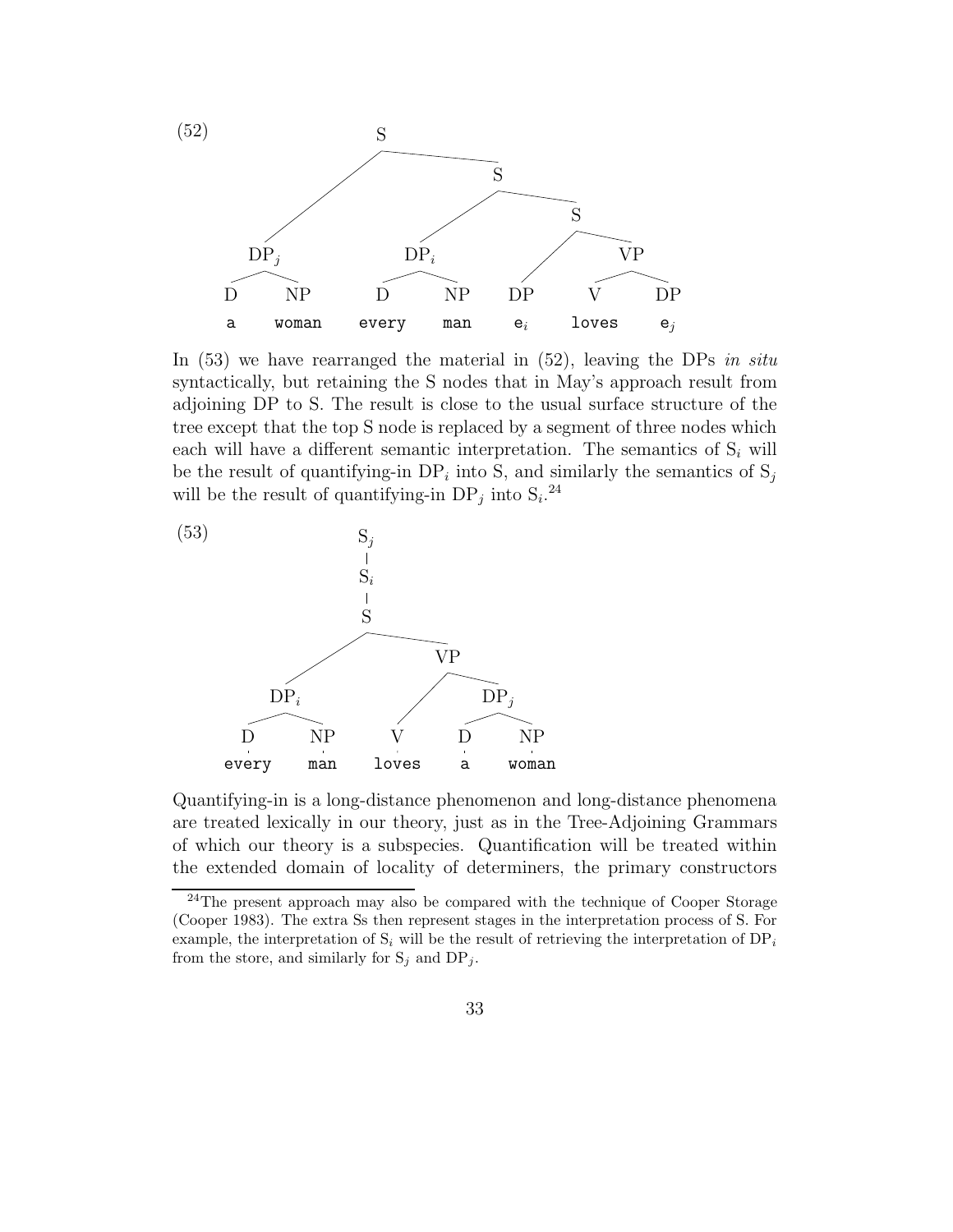(52)

```
                         S
              ___________|___________
             |                       S
             |             __________|__________
             |            |                     S
             |            |              _______|_______
            DP_j         DP_i           |               VP
           ___|___      ___|___         |             ___|___
          D      NP    D      NP        DP           V      DP
          a    woman  every   man       e_i        loves    e_j
```

In (53) we have rearranged the material in (52), leaving the DPs *in situ* syntactically, but retaining the S nodes that in May's approach result from adjoining DP to S. The result is close to the usual surface structure of the tree except that the top S node is replaced by a segment of three nodes which each will have a different semantic interpretation. The semantics of $S_i$ will be the result of quantifying-in $DP_i$ into S, and similarly the semantics of $S_j$ will be the result of quantifying-in $DP_j$ into $S_i$.[24]

(53)

```
                 S_j
                  |
                 S_i
                  |
                  S
          ________|________
         |                 VP
        DP_i          _____|_____
       ___|___       |          DP_j
      D      NP      V        ___|___
      |      |       |       D      NP
    every   man    loves     a     woman
```

Quantifying-in is a long-distance phenomenon and long-distance phenomena are treated lexically in our theory, just as in the Tree-Adjoining Grammars of which our theory is a subspecies. Quantification will be treated within the extended domain of locality of determiners, the primary constructors

[24] The present approach may also be compared with the technique of Cooper Storage (Cooper 1983). The extra Ss then represent stages in the interpretation process of S. For example, the interpretation of $S_i$ will be the result of retrieving the interpretation of $DP_i$ from the store, and similarly for $S_j$ and $DP_j$.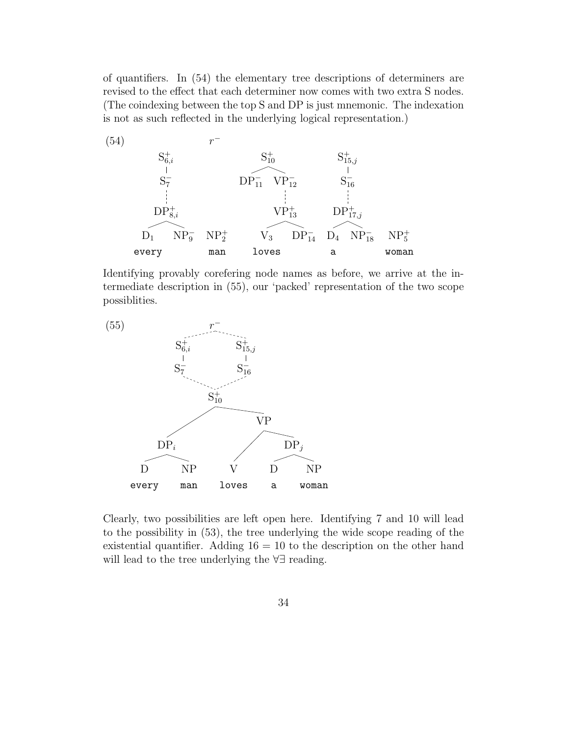of quantifiers. In (54) the elementary tree descriptions of determiners are revised to the effect that each determiner now comes with two extra S nodes. (The coindexing between the top S and DP is just mnemonic. The indexation is not as such reflected in the underlying logical representation.)

(54)

$r^-$

$S^+_{6,i}$ — $S^-_7$ ⋮ $DP^+_{8,i}$ [ $D_1$ $NP^-_9$ ] every; $NP^+_2$ man; $S^+_{10}$ [ $DP^-_{11}$ $VP^-_{12}$ ], $VP^-_{12}$ ⋮ $VP^+_{13}$ [ $V_3$ $DP^-_{14}$ ] loves; $S^+_{15,j}$ — $S^-_{16}$ ⋮ $DP^+_{17,j}$ [ $D_4$ $NP^-_{18}$ ] a; $NP^+_5$ woman

Identifying provably corefering node names as before, we arrive at the intermediate description in (55), our 'packed' representation of the two scope possiblities.

(55)

$r^-$ ⋮ $S^+_{6,i}$ — $S^-_7$ ⋮ $S^+_{10}$; $r^-$ ⋮ $S^+_{15,j}$ — $S^-_{16}$ ⋮ $S^+_{10}$

$S^+_{10}$ [ $DP_i$ [ D every, NP man ] VP [ V loves, $DP_j$ [ D a, NP woman ] ] ]

Clearly, two possibilities are left open here. Identifying 7 and 10 will lead to the possibility in (53), the tree underlying the wide scope reading of the existential quantifier. Adding $16 = 10$ to the description on the other hand will lead to the tree underlying the $\forall\exists$ reading.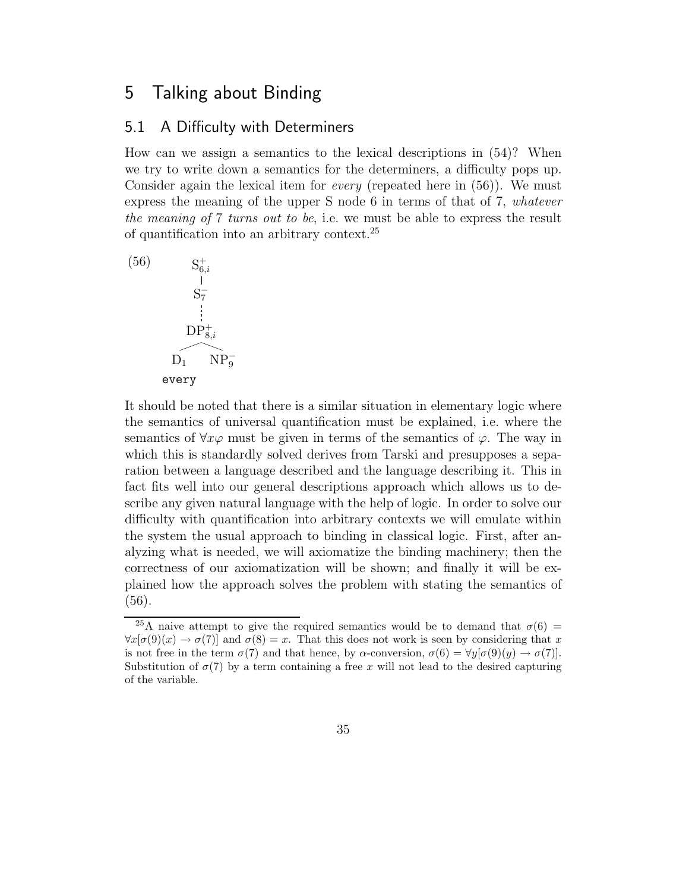# 5 Talking about Binding

## 5.1 A Difficulty with Determiners

How can we assign a semantics to the lexical descriptions in (54)? When we try to write down a semantics for the determiners, a difficulty pops up. Consider again the lexical item for *every* (repeated here in (56)). We must express the meaning of the upper S node 6 in terms of that of 7, *whatever the meaning of* 7 *turns out to be*, i.e. we must be able to express the result of quantification into an arbitrary context.[25]

(56)

$$
\begin{array}{c}
S^{+}_{6,i} \\
| \\
S^{-}_{7} \\
\vdots \\
DP^{+}_{8,i} \\
D_1 \quad NP^{-}_{9} \\
\texttt{every}
\end{array}
$$

It should be noted that there is a similar situation in elementary logic where the semantics of universal quantification must be explained, i.e. where the semantics of $\forall x \varphi$ must be given in terms of the semantics of $\varphi$. The way in which this is standardly solved derives from Tarski and presupposes a separation between a language described and the language describing it. This in fact fits well into our general descriptions approach which allows us to describe any given natural language with the help of logic. In order to solve our difficulty with quantification into arbitrary contexts we will emulate within the system the usual approach to binding in classical logic. First, after analyzing what is needed, we will axiomatize the binding machinery; then the correctness of our axiomatization will be shown; and finally it will be explained how the approach solves the problem with stating the semantics of (56).

[25] A naive attempt to give the required semantics would be to demand that $\sigma(6) = \forall x[\sigma(9)(x) \rightarrow \sigma(7)]$ and $\sigma(8) = x$. That this does not work is seen by considering that $x$ is not free in the term $\sigma(7)$ and that hence, by $\alpha$-conversion, $\sigma(6) = \forall y[\sigma(9)(y) \rightarrow \sigma(7)]$. Substitution of $\sigma(7)$ by a term containing a free $x$ will not lead to the desired capturing of the variable.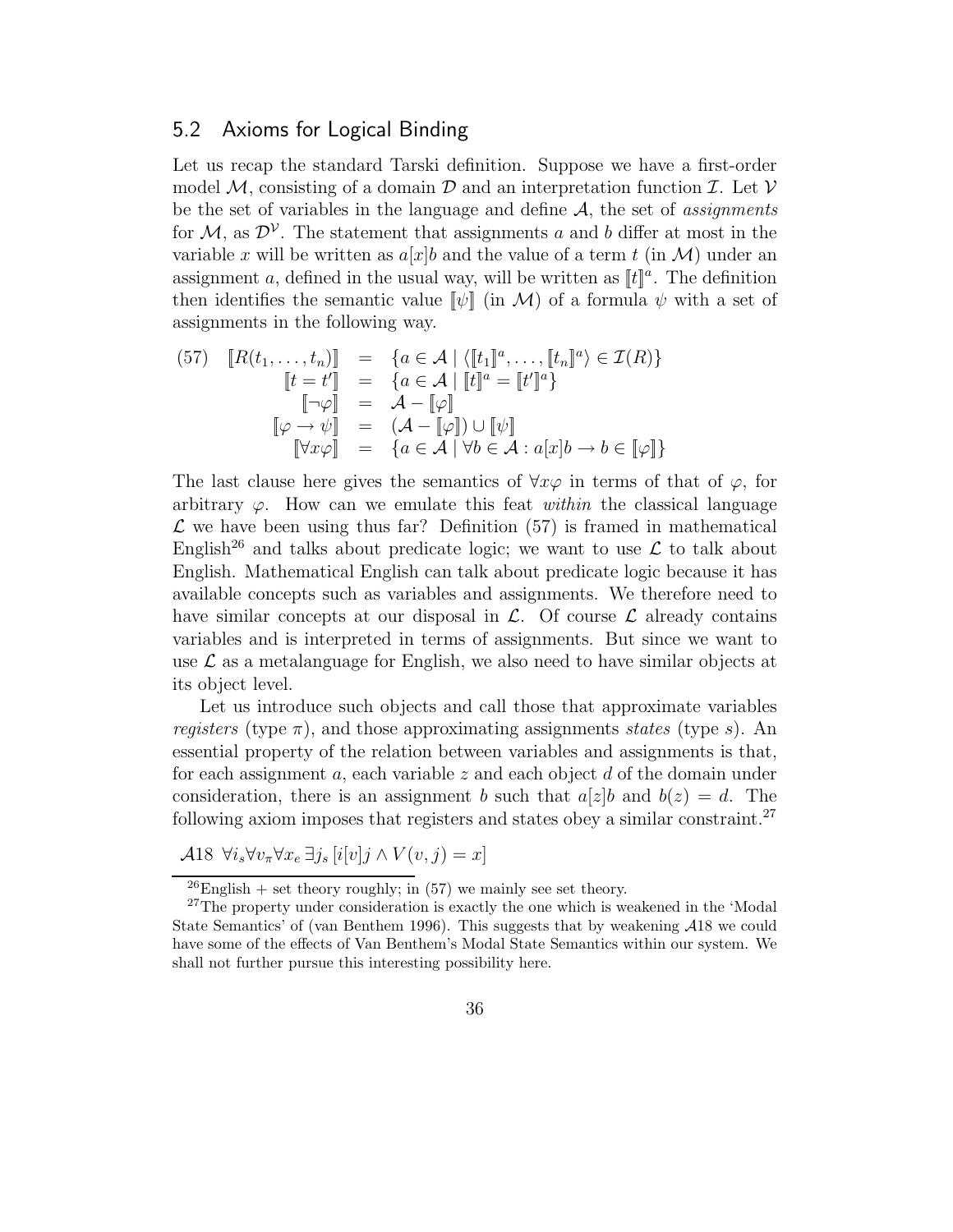## 5.2 Axioms for Logical Binding

Let us recap the standard Tarski definition. Suppose we have a first-order model $\mathcal{M}$, consisting of a domain $\mathcal{D}$ and an interpretation function $\mathcal{I}$. Let $\mathcal{V}$ be the set of variables in the language and define $\mathcal{A}$, the set of *assignments* for $\mathcal{M}$, as $\mathcal{D}^{\mathcal{V}}$. The statement that assignments $a$ and $b$ differ at most in the variable $x$ will be written as $a[x]b$ and the value of a term $t$ (in $\mathcal{M}$) under an assignment $a$, defined in the usual way, will be written as $[\![t]\!]^a$. The definition then identifies the semantic value $[\![\psi]\!]$ (in $\mathcal{M}$) of a formula $\psi$ with a set of assignments in the following way.

$$
(57)\quad
\begin{array}{rcl}
[\![R(t_1,\ldots,t_n)]\!] & = & \{a \in \mathcal{A} \mid \langle [\![t_1]\!]^a, \ldots, [\![t_n]\!]^a \rangle \in \mathcal{I}(R)\} \\
[\![t = t']\!] & = & \{a \in \mathcal{A} \mid [\![t]\!]^a = [\![t']\!]^a\} \\
[\![\neg\varphi]\!] & = & \mathcal{A} - [\![\varphi]\!] \\
[\![\varphi \to \psi]\!] & = & (\mathcal{A} - [\![\varphi]\!]) \cup [\![\psi]\!] \\
[\![\forall x\varphi]\!] & = & \{a \in \mathcal{A} \mid \forall b \in \mathcal{A} : a[x]b \to b \in [\![\varphi]\!]\}
\end{array}
$$

The last clause here gives the semantics of $\forall x\varphi$ in terms of that of $\varphi$, for arbitrary $\varphi$. How can we emulate this feat *within* the classical language $\mathcal{L}$ we have been using thus far? Definition (57) is framed in mathematical English[26] and talks about predicate logic; we want to use $\mathcal{L}$ to talk about English. Mathematical English can talk about predicate logic because it has available concepts such as variables and assignments. We therefore need to have similar concepts at our disposal in $\mathcal{L}$. Of course $\mathcal{L}$ already contains variables and is interpreted in terms of assignments. But since we want to use $\mathcal{L}$ as a metalanguage for English, we also need to have similar objects at its object level.

Let us introduce such objects and call those that approximate variables *registers* (type $\pi$), and those approximating assignments *states* (type $s$). An essential property of the relation between variables and assignments is that, for each assignment $a$, each variable $z$ and each object $d$ of the domain under consideration, there is an assignment $b$ such that $a[z]b$ and $b(z) = d$. The following axiom imposes that registers and states obey a similar constraint.[27]

$\mathcal{A}18$ $\forall i_s \forall v_\pi \forall x_e \, \exists j_s \, [i[v]j \wedge V(v, j) = x]$

[26] English + set theory roughly; in (57) we mainly see set theory.

[27] The property under consideration is exactly the one which is weakened in the 'Modal State Semantics' of (van Benthem 1996). This suggests that by weakening $\mathcal{A}18$ we could have some of the effects of Van Benthem's Modal State Semantics within our system. We shall not further pursue this interesting possibility here.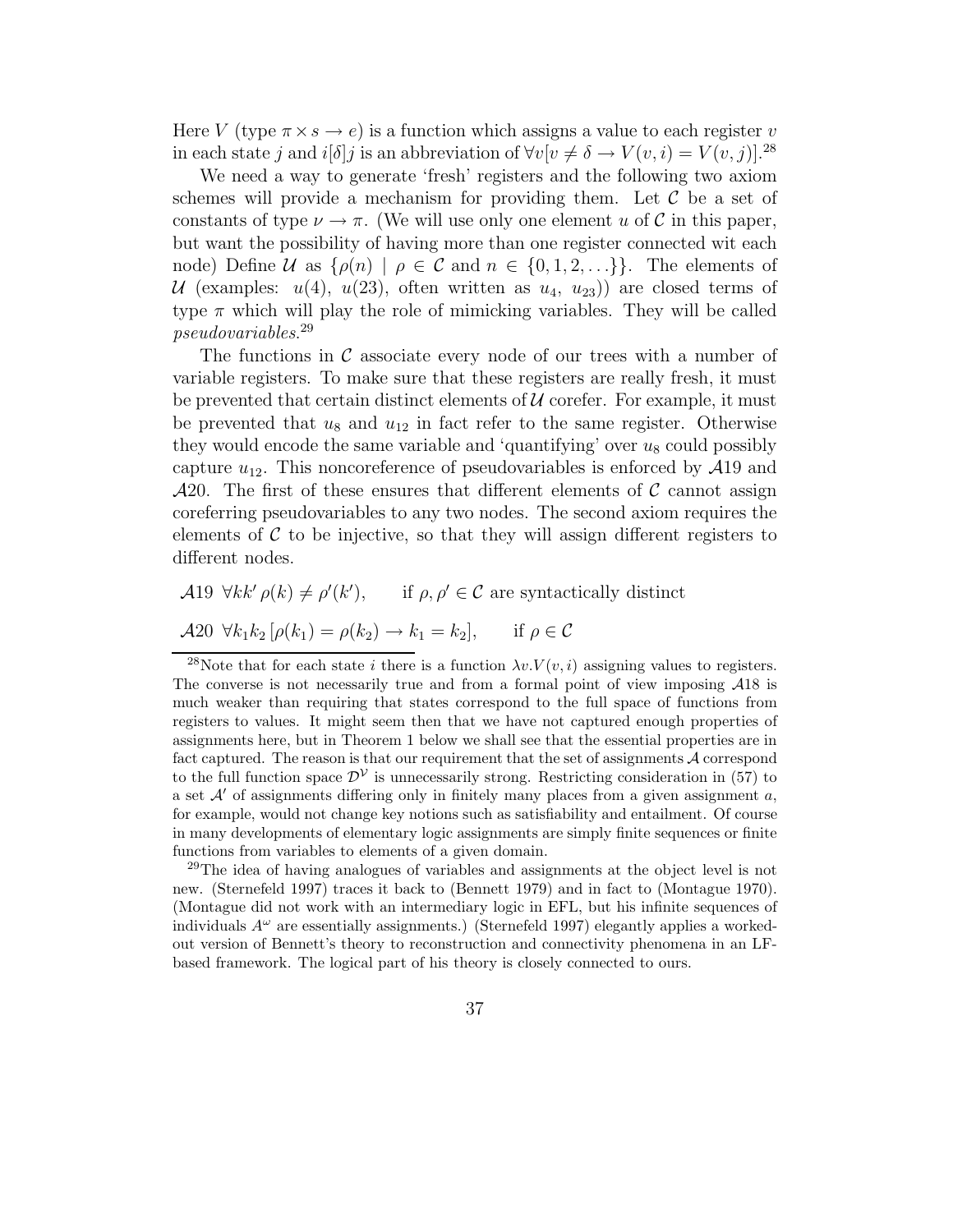Here $V$ (type $\pi \times s \to e$) is a function which assigns a value to each register $v$ in each state $j$ and $i[\delta]j$ is an abbreviation of $\forall v[v \neq \delta \to V(v,i) = V(v,j)]$.[28]

We need a way to generate 'fresh' registers and the following two axiom schemes will provide a mechanism for providing them. Let $\mathcal{C}$ be a set of constants of type $\nu \to \pi$. (We will use only one element $u$ of $\mathcal{C}$ in this paper, but want the possibility of having more than one register connected wit each node) Define $\mathcal{U}$ as $\{\rho(n) \mid \rho \in \mathcal{C} \text{ and } n \in \{0, 1, 2, \ldots\}\}$. The elements of $\mathcal{U}$ (examples: $u(4)$, $u(23)$, often written as $u_4$, $u_{23}$)) are closed terms of type $\pi$ which will play the role of mimicking variables. They will be called *pseudovariables*.[29]

The functions in $\mathcal{C}$ associate every node of our trees with a number of variable registers. To make sure that these registers are really fresh, it must be prevented that certain distinct elements of $\mathcal{U}$ corefer. For example, it must be prevented that $u_8$ and $u_{12}$ in fact refer to the same register. Otherwise they would encode the same variable and 'quantifying' over $u_8$ could possibly capture $u_{12}$. This noncoreference of pseudovariables is enforced by $\mathcal{A}19$ and $\mathcal{A}20$. The first of these ensures that different elements of $\mathcal{C}$ cannot assign coreferring pseudovariables to any two nodes. The second axiom requires the elements of $\mathcal{C}$ to be injective, so that they will assign different registers to different nodes.

$\mathcal{A}19$ $\forall kk'\, \rho(k) \neq \rho'(k')$, if $\rho, \rho' \in \mathcal{C}$ are syntactically distinct

$\mathcal{A}20$ $\forall k_1 k_2\, [\rho(k_1) = \rho(k_2) \to k_1 = k_2]$, if $\rho \in \mathcal{C}$

---

[28] Note that for each state $i$ there is a function $\lambda v.V(v,i)$ assigning values to registers. The converse is not necessarily true and from a formal point of view imposing $\mathcal{A}18$ is much weaker than requiring that states correspond to the full space of functions from registers to values. It might seem then that we have not captured enough properties of assignments here, but in Theorem 1 below we shall see that the essential properties are in fact captured. The reason is that our requirement that the set of assignments $\mathcal{A}$ correspond to the full function space $\mathcal{D}^{\mathcal{V}}$ is unnecessarily strong. Restricting consideration in (57) to a set $\mathcal{A}'$ of assignments differing only in finitely many places from a given assignment $a$, for example, would not change key notions such as satisfiability and entailment. Of course in many developments of elementary logic assignments are simply finite sequences or finite functions from variables to elements of a given domain.

[29] The idea of having analogues of variables and assignments at the object level is not new. (Sternefeld 1997) traces it back to (Bennett 1979) and in fact to (Montague 1970). (Montague did not work with an intermediary logic in EFL, but his infinite sequences of individuals $A^{\omega}$ are essentially assignments.) (Sternefeld 1997) elegantly applies a worked-out version of Bennett's theory to reconstruction and connectivity phenomena in an LF-based framework. The logical part of his theory is closely connected to ours.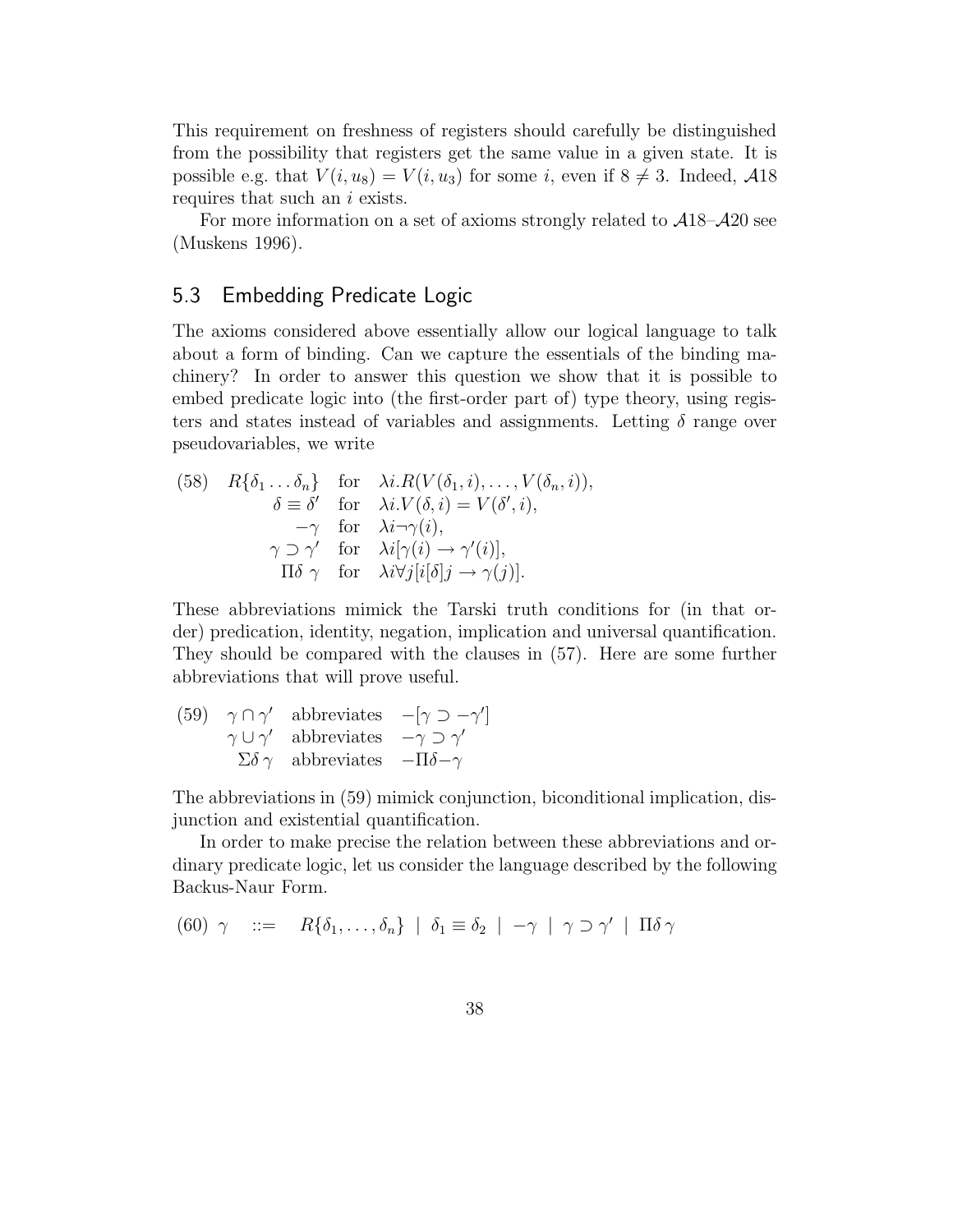This requirement on freshness of registers should carefully be distinguished from the possibility that registers get the same value in a given state. It is possible e.g. that $V(i, u_8) = V(i, u_3)$ for some $i$, even if $8 \neq 3$. Indeed, $\mathcal{A}18$ requires that such an $i$ exists.

For more information on a set of axioms strongly related to $\mathcal{A}18$–$\mathcal{A}20$ see (Muskens 1996).

## 5.3 Embedding Predicate Logic

The axioms considered above essentially allow our logical language to talk about a form of binding. Can we capture the essentials of the binding machinery? In order to answer this question we show that it is possible to embed predicate logic into (the first-order part of) type theory, using registers and states instead of variables and assignments. Letting $\delta$ range over pseudovariables, we write

$$
\text{(58)} \quad
\begin{array}{rll}
R\{\delta_1 \ldots \delta_n\} & \text{for} & \lambda i.R(V(\delta_1, i), \ldots, V(\delta_n, i)), \\
\delta \equiv \delta' & \text{for} & \lambda i.V(\delta, i) = V(\delta', i), \\
-\gamma & \text{for} & \lambda i \neg \gamma(i), \\
\gamma \supset \gamma' & \text{for} & \lambda i[\gamma(i) \rightarrow \gamma'(i)], \\
\Pi\delta\ \gamma & \text{for} & \lambda i \forall j[i[\delta]j \rightarrow \gamma(j)].
\end{array}
$$

These abbreviations mimick the Tarski truth conditions for (in that order) predication, identity, negation, implication and universal quantification. They should be compared with the clauses in (57). Here are some further abbreviations that will prove useful.

$$
\text{(59)} \quad
\begin{array}{rll}
\gamma \cap \gamma' & \text{abbreviates} & -[\gamma \supset -\gamma'] \\
\gamma \cup \gamma' & \text{abbreviates} & -\gamma \supset \gamma' \\
\Sigma\delta\,\gamma & \text{abbreviates} & -\Pi\delta-\gamma
\end{array}
$$

The abbreviations in (59) mimick conjunction, biconditional implication, disjunction and existential quantification.

In order to make precise the relation between these abbreviations and ordinary predicate logic, let us consider the language described by the following Backus-Naur Form.

$$
\text{(60)} \quad \gamma \quad ::= \quad R\{\delta_1, \ldots, \delta_n\} \ \mid \ \delta_1 \equiv \delta_2 \ \mid \ -\gamma \ \mid \ \gamma \supset \gamma' \ \mid \ \Pi\delta\,\gamma
$$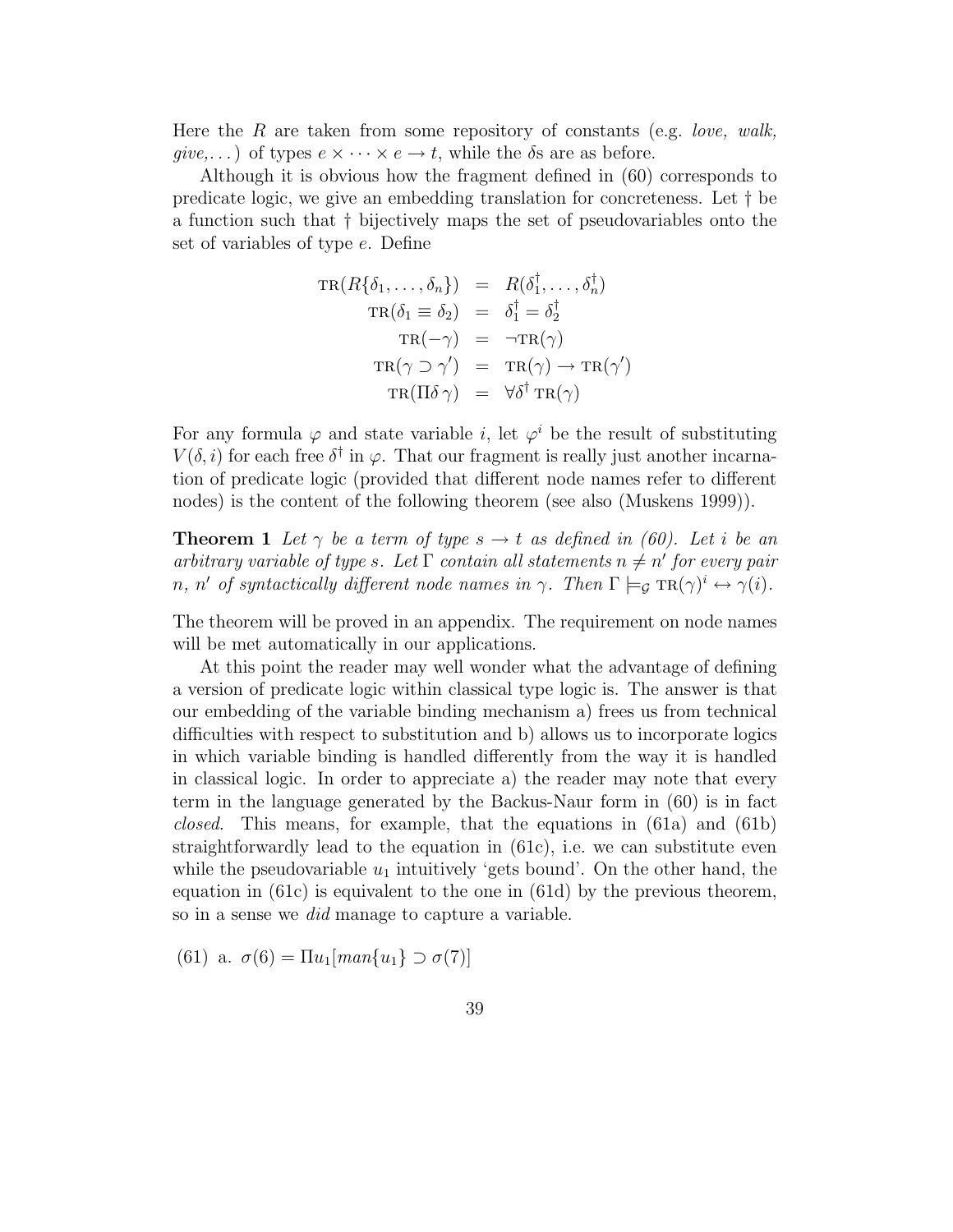Here the $R$ are taken from some repository of constants (e.g. *love, walk, give,...*) of types $e \times \cdots \times e \to t$, while the $\delta$s are as before.

Although it is obvious how the fragment defined in (60) corresponds to predicate logic, we give an embedding translation for concreteness. Let $\dagger$ be a function such that $\dagger$ bijectively maps the set of pseudovariables onto the set of variables of type $e$. Define

$$
\begin{array}{rcl}
\text{TR}(R\{\delta_1, \ldots, \delta_n\}) & = & R(\delta_1^\dagger, \ldots, \delta_n^\dagger) \\
\text{TR}(\delta_1 \equiv \delta_2) & = & \delta_1^\dagger = \delta_2^\dagger \\
\text{TR}(-\gamma) & = & \neg\text{TR}(\gamma) \\
\text{TR}(\gamma \supset \gamma') & = & \text{TR}(\gamma) \to \text{TR}(\gamma') \\
\text{TR}(\Pi\delta\, \gamma) & = & \forall\delta^\dagger\, \text{TR}(\gamma)
\end{array}
$$

For any formula $\varphi$ and state variable $i$, let $\varphi^i$ be the result of substituting $V(\delta, i)$ for each free $\delta^\dagger$ in $\varphi$. That our fragment is really just another incarnation of predicate logic (provided that different node names refer to different nodes) is the content of the following theorem (see also (Muskens 1999)).

**Theorem 1** *Let $\gamma$ be a term of type $s \to t$ as defined in (60). Let $i$ be an arbitrary variable of type $s$. Let $\Gamma$ contain all statements $n \neq n'$ for every pair $n$, $n'$ of syntactically different node names in $\gamma$. Then $\Gamma \models_{\mathcal{G}} \text{TR}(\gamma)^i \leftrightarrow \gamma(i)$.*

The theorem will be proved in an appendix. The requirement on node names will be met automatically in our applications.

At this point the reader may well wonder what the advantage of defining a version of predicate logic within classical type logic is. The answer is that our embedding of the variable binding mechanism a) frees us from technical difficulties with respect to substitution and b) allows us to incorporate logics in which variable binding is handled differently from the way it is handled in classical logic. In order to appreciate a) the reader may note that every term in the language generated by the Backus-Naur form in (60) is in fact *closed*. This means, for example, that the equations in (61a) and (61b) straightforwardly lead to the equation in (61c), i.e. we can substitute even while the pseudovariable $u_1$ intuitively 'gets bound'. On the other hand, the equation in (61c) is equivalent to the one in (61d) by the previous theorem, so in a sense we *did* manage to capture a variable.

(61) a. $\sigma(6) = \Pi u_1[man\{u_1\} \supset \sigma(7)]$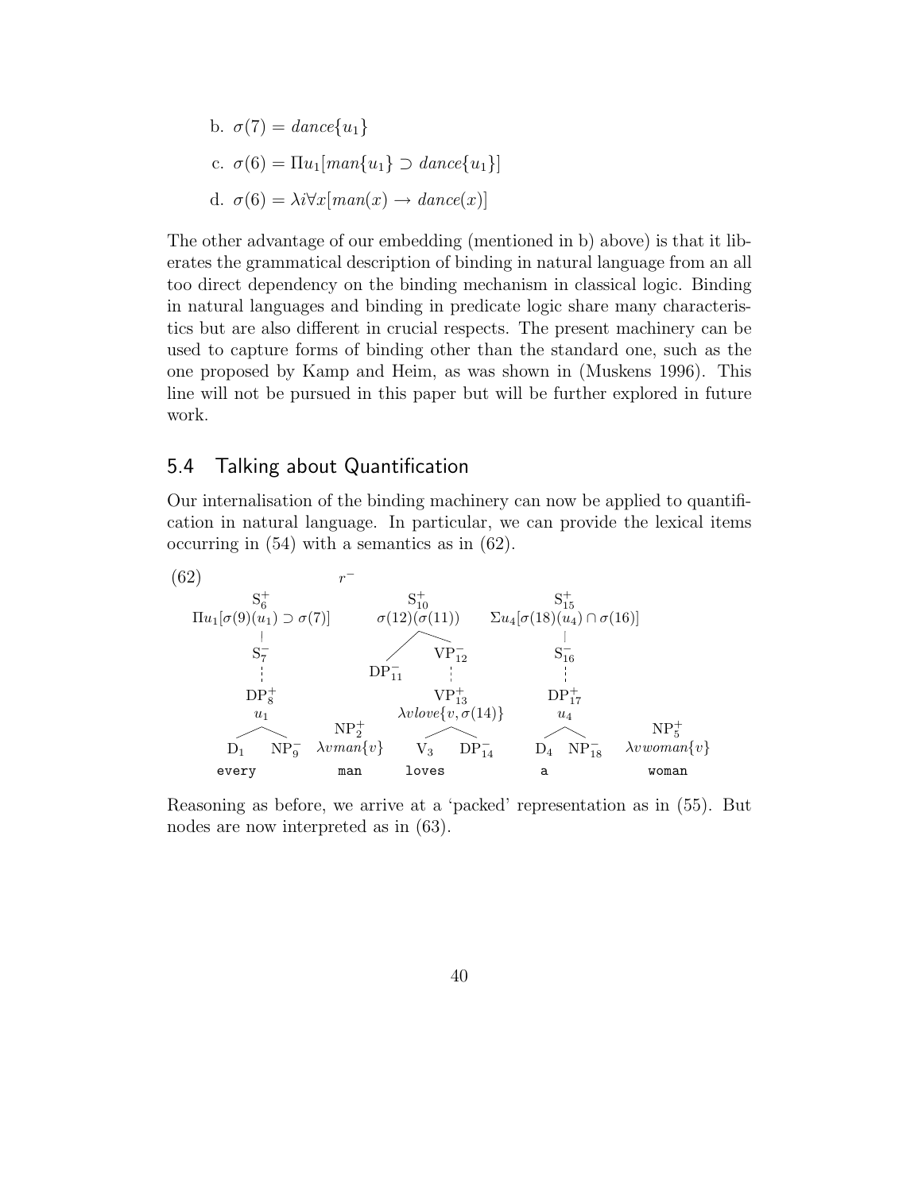b. $\sigma(7) = dance\{u_1\}$

c. $\sigma(6) = \Pi u_1[man\{u_1\} \supset dance\{u_1\}]$

d. $\sigma(6) = \lambda i \forall x[man(x) \rightarrow dance(x)]$

The other advantage of our embedding (mentioned in b) above) is that it liberates the grammatical description of binding in natural language from an all too direct dependency on the binding mechanism in classical logic. Binding in natural languages and binding in predicate logic share many characteristics but are also different in crucial respects. The present machinery can be used to capture forms of binding other than the standard one, such as the one proposed by Kamp and Heim, as was shown in (Muskens 1996). This line will not be pursued in this paper but will be further explored in future work.

## 5.4 Talking about Quantification

Our internalisation of the binding machinery can now be applied to quantification in natural language. In particular, we can provide the lexical items occurring in (54) with a semantics as in (62).

(62)

$r^-$

- $S^+_6$: $\Pi u_1[\sigma(9)(u_1) \supset \sigma(7)]$
  - $S^-_7$
    - $DP^+_8$: $u_1$
      - $D_1$ — every
      - $NP^-_9$
- $NP^+_2$: $\lambda v\, man\{v\}$ — man
- $S^+_{10}$: $\sigma(12)(\sigma(11))$
  - $DP^-_{11}$
  - $VP^-_{12}$
    - $VP^+_{13}$: $\lambda v\, love\{v, \sigma(14)\}$
      - $V_3$ — loves
      - $DP^-_{14}$
- $S^+_{15}$: $\Sigma u_4[\sigma(18)(u_4) \cap \sigma(16)]$
  - $S^-_{16}$
    - $DP^+_{17}$: $u_4$
      - $D_4$ — a
      - $NP^-_{18}$
- $NP^+_5$: $\lambda v\, woman\{v\}$ — woman

Reasoning as before, we arrive at a 'packed' representation as in (55). But nodes are now interpreted as in (63).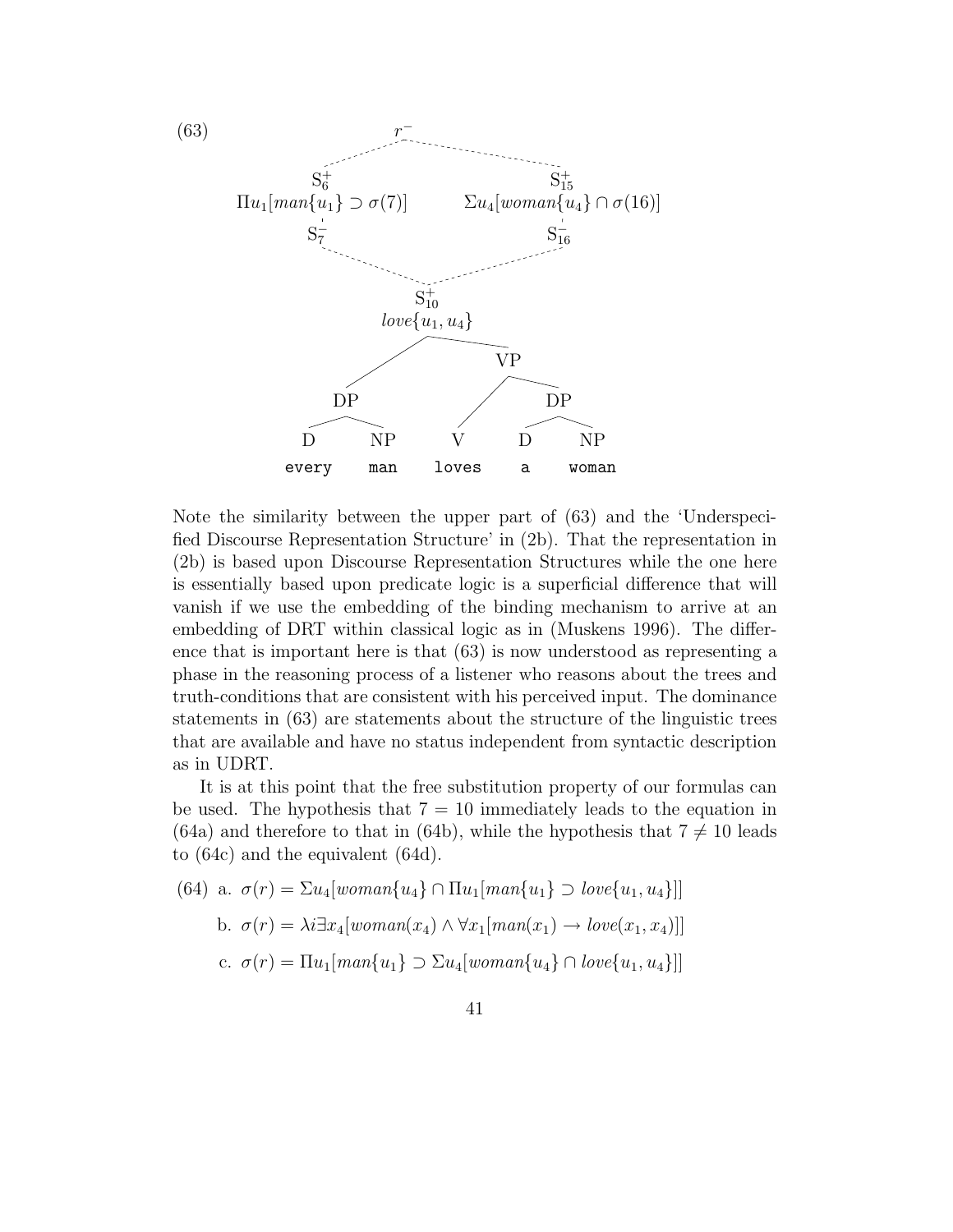(63)

```
                          r⁻
              - - - - - - - - - - - - - -
        S⁺_6                            S⁺_15
Πu_1[man{u_1} ⊃ σ(7)]        Σu_4[woman{u_4} ∩ σ(16)]
        S⁻_7                            S⁻_16
              - - - - - - - - - - - - - -
                         S⁺_10
                      love{u_1, u_4}
                    /              \
                  DP                VP
                /    \            /    \
               D      NP         V      DP
                                       /   \
                                      D     NP
             every   man       loves  a    woman
```

Note the similarity between the upper part of (63) and the 'Underspecified Discourse Representation Structure' in (2b). That the representation in (2b) is based upon Discourse Representation Structures while the one here is essentially based upon predicate logic is a superficial difference that will vanish if we use the embedding of the binding mechanism to arrive at an embedding of DRT within classical logic as in (Muskens 1996). The difference that is important here is that (63) is now understood as representing a phase in the reasoning process of a listener who reasons about the trees and truth-conditions that are consistent with his perceived input. The dominance statements in (63) are statements about the structure of the linguistic trees that are available and have no status independent from syntactic description as in UDRT.

It is at this point that the free substitution property of our formulas can be used. The hypothesis that $7 = 10$ immediately leads to the equation in (64a) and therefore to that in (64b), while the hypothesis that $7 \neq 10$ leads to (64c) and the equivalent (64d).

(64) a. $\sigma(r) = \Sigma u_4[woman\{u_4\} \cap \Pi u_1[man\{u_1\} \supset love\{u_1, u_4\}]]$

b. $\sigma(r) = \lambda i \exists x_4[woman(x_4) \wedge \forall x_1[man(x_1) \rightarrow love(x_1, x_4)]]$

c. $\sigma(r) = \Pi u_1[man\{u_1\} \supset \Sigma u_4[woman\{u_4\} \cap love\{u_1, u_4\}]]$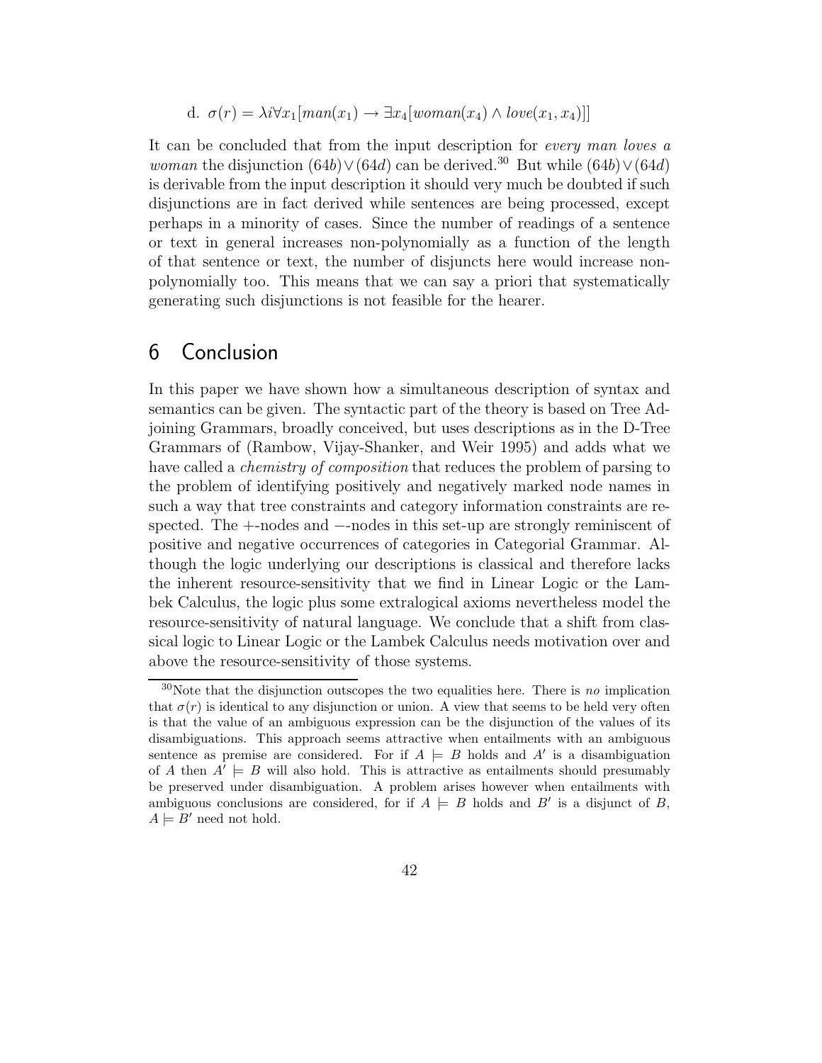d. $\sigma(r) = \lambda i \forall x_1[man(x_1) \rightarrow \exists x_4[woman(x_4) \wedge love(x_1, x_4)]]$

It can be concluded that from the input description for *every man loves a woman* the disjunction $(64b) \vee (64d)$ can be derived.[30] But while $(64b) \vee (64d)$ is derivable from the input description it should very much be doubted if such disjunctions are in fact derived while sentences are being processed, except perhaps in a minority of cases. Since the number of readings of a sentence or text in general increases non-polynomially as a function of the length of that sentence or text, the number of disjuncts here would increase non-polynomially too. This means that we can say a priori that systematically generating such disjunctions is not feasible for the hearer.

## 6 Conclusion

In this paper we have shown how a simultaneous description of syntax and semantics can be given. The syntactic part of the theory is based on Tree Adjoining Grammars, broadly conceived, but uses descriptions as in the D-Tree Grammars of (Rambow, Vijay-Shanker, and Weir 1995) and adds what we have called a *chemistry of composition* that reduces the problem of parsing to the problem of identifying positively and negatively marked node names in such a way that tree constraints and category information constraints are respected. The +-nodes and −-nodes in this set-up are strongly reminiscent of positive and negative occurrences of categories in Categorial Grammar. Although the logic underlying our descriptions is classical and therefore lacks the inherent resource-sensitivity that we find in Linear Logic or the Lambek Calculus, the logic plus some extralogical axioms nevertheless model the resource-sensitivity of natural language. We conclude that a shift from classical logic to Linear Logic or the Lambek Calculus needs motivation over and above the resource-sensitivity of those systems.

[30] Note that the disjunction outscopes the two equalities here. There is *no* implication that $\sigma(r)$ is identical to any disjunction or union. A view that seems to be held very often is that the value of an ambiguous expression can be the disjunction of the values of its disambiguations. This approach seems attractive when entailments with an ambiguous sentence as premise are considered. For if $A \models B$ holds and $A'$ is a disambiguation of $A$ then $A' \models B$ will also hold. This is attractive as entailments should presumably be preserved under disambiguation. A problem arises however when entailments with ambiguous conclusions are considered, for if $A \models B$ holds and $B'$ is a disjunct of $B$, $A \models B'$ need not hold.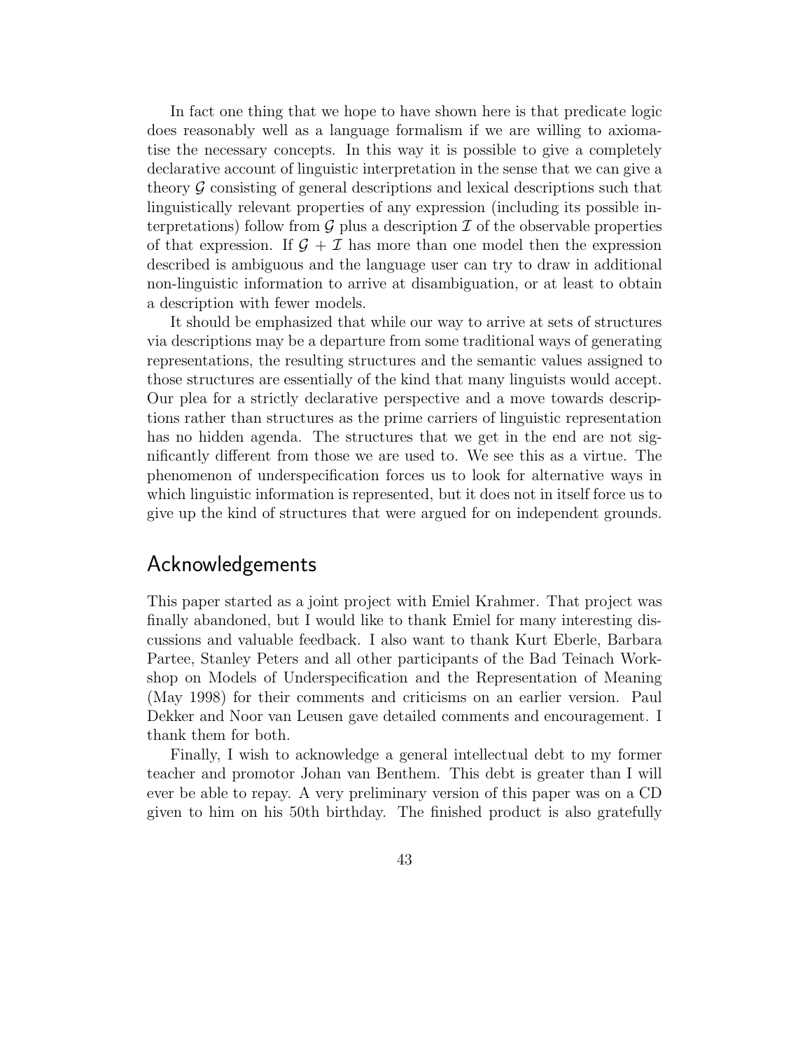In fact one thing that we hope to have shown here is that predicate logic does reasonably well as a language formalism if we are willing to axiomatise the necessary concepts. In this way it is possible to give a completely declarative account of linguistic interpretation in the sense that we can give a theory $\mathcal{G}$ consisting of general descriptions and lexical descriptions such that linguistically relevant properties of any expression (including its possible interpretations) follow from $\mathcal{G}$ plus a description $\mathcal{I}$ of the observable properties of that expression. If $\mathcal{G} + \mathcal{I}$ has more than one model then the expression described is ambiguous and the language user can try to draw in additional non-linguistic information to arrive at disambiguation, or at least to obtain a description with fewer models.

It should be emphasized that while our way to arrive at sets of structures via descriptions may be a departure from some traditional ways of generating representations, the resulting structures and the semantic values assigned to those structures are essentially of the kind that many linguists would accept. Our plea for a strictly declarative perspective and a move towards descriptions rather than structures as the prime carriers of linguistic representation has no hidden agenda. The structures that we get in the end are not significantly different from those we are used to. We see this as a virtue. The phenomenon of underspecification forces us to look for alternative ways in which linguistic information is represented, but it does not in itself force us to give up the kind of structures that were argued for on independent grounds.

## Acknowledgements

This paper started as a joint project with Emiel Krahmer. That project was finally abandoned, but I would like to thank Emiel for many interesting discussions and valuable feedback. I also want to thank Kurt Eberle, Barbara Partee, Stanley Peters and all other participants of the Bad Teinach Workshop on Models of Underspecification and the Representation of Meaning (May 1998) for their comments and criticisms on an earlier version. Paul Dekker and Noor van Leusen gave detailed comments and encouragement. I thank them for both.

Finally, I wish to acknowledge a general intellectual debt to my former teacher and promotor Johan van Benthem. This debt is greater than I will ever be able to repay. A very preliminary version of this paper was on a CD given to him on his 50th birthday. The finished product is also gratefully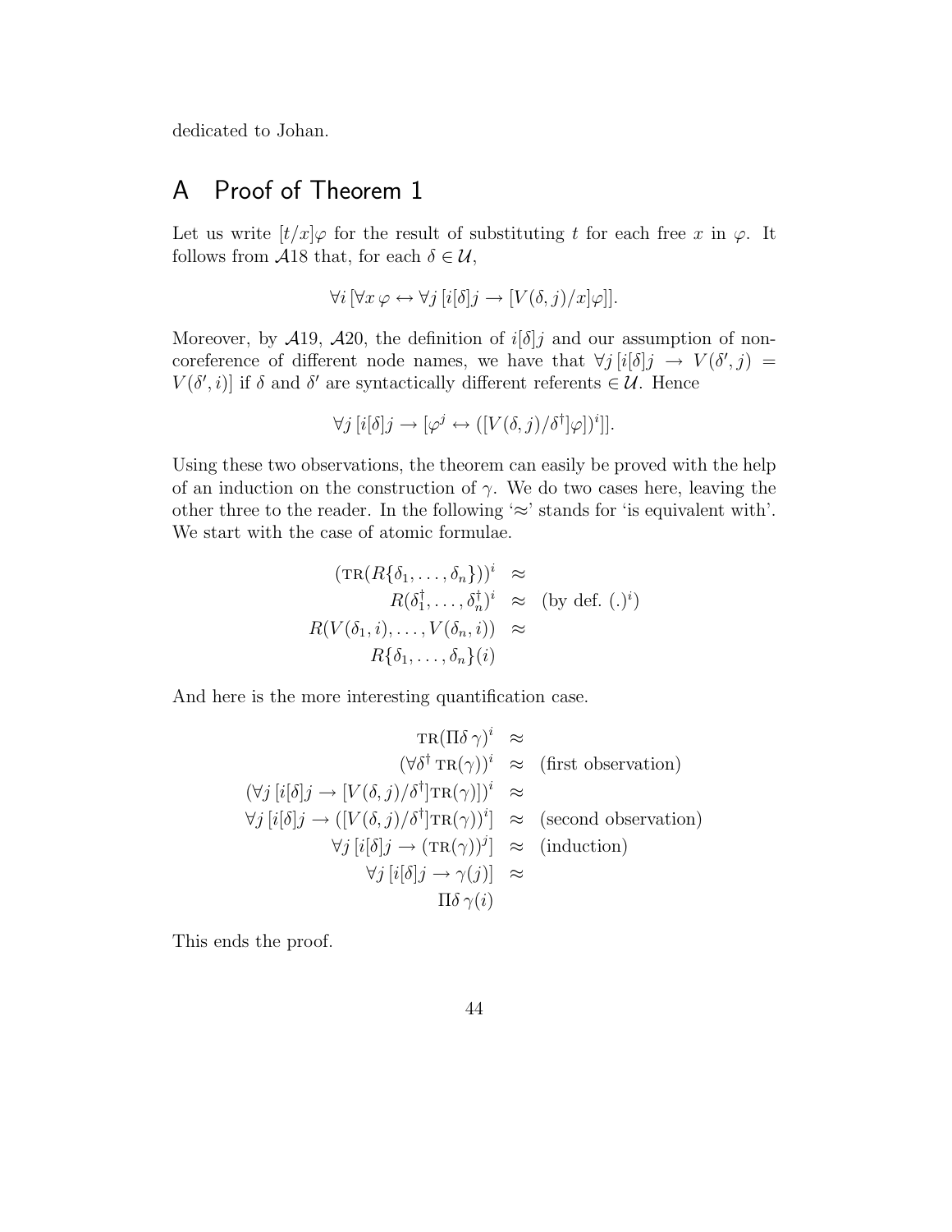dedicated to Johan.

## A Proof of Theorem 1

Let us write $[t/x]\varphi$ for the result of substituting $t$ for each free $x$ in $\varphi$. It follows from $\mathcal{A}18$ that, for each $\delta \in \mathcal{U}$,

$$\forall i\, [\forall x\, \varphi \leftrightarrow \forall j\, [i[\delta]j \rightarrow [V(\delta, j)/x]\varphi]].$$

Moreover, by $\mathcal{A}19$, $\mathcal{A}20$, the definition of $i[\delta]j$ and our assumption of non-coreference of different node names, we have that $\forall j\, [i[\delta]j \rightarrow V(\delta', j) = V(\delta', i)]$ if $\delta$ and $\delta'$ are syntactically different referents $\in \mathcal{U}$. Hence

$$\forall j\, [i[\delta]j \rightarrow [\varphi^j \leftrightarrow ([V(\delta, j)/\delta^\dagger]\varphi])^i]].$$

Using these two observations, the theorem can easily be proved with the help of an induction on the construction of $\gamma$. We do two cases here, leaving the other three to the reader. In the following '$\approx$' stands for 'is equivalent with'. We start with the case of atomic formulae.

$$
\begin{array}{rcl}
(\text{TR}(R\{\delta_1, \ldots, \delta_n\}))^i & \approx & \\
R(\delta_1^\dagger, \ldots, \delta_n^\dagger)^i & \approx & \text{(by def. } (.)^i) \\
R(V(\delta_1, i), \ldots, V(\delta_n, i)) & \approx & \\
R\{\delta_1, \ldots, \delta_n\}(i) & &
\end{array}
$$

And here is the more interesting quantification case.

$$
\begin{array}{rcl}
\text{TR}(\Pi\delta\, \gamma)^i & \approx & \\
(\forall \delta^\dagger\, \text{TR}(\gamma))^i & \approx & \text{(first observation)} \\
(\forall j\, [i[\delta]j \rightarrow [V(\delta, j)/\delta^\dagger]\text{TR}(\gamma)])^i & \approx & \\
\forall j\, [i[\delta]j \rightarrow ([V(\delta, j)/\delta^\dagger]\text{TR}(\gamma))^i] & \approx & \text{(second observation)} \\
\forall j\, [i[\delta]j \rightarrow (\text{TR}(\gamma))^j] & \approx & \text{(induction)} \\
\forall j\, [i[\delta]j \rightarrow \gamma(j)] & \approx & \\
\Pi\delta\, \gamma(i) & &
\end{array}
$$

This ends the proof.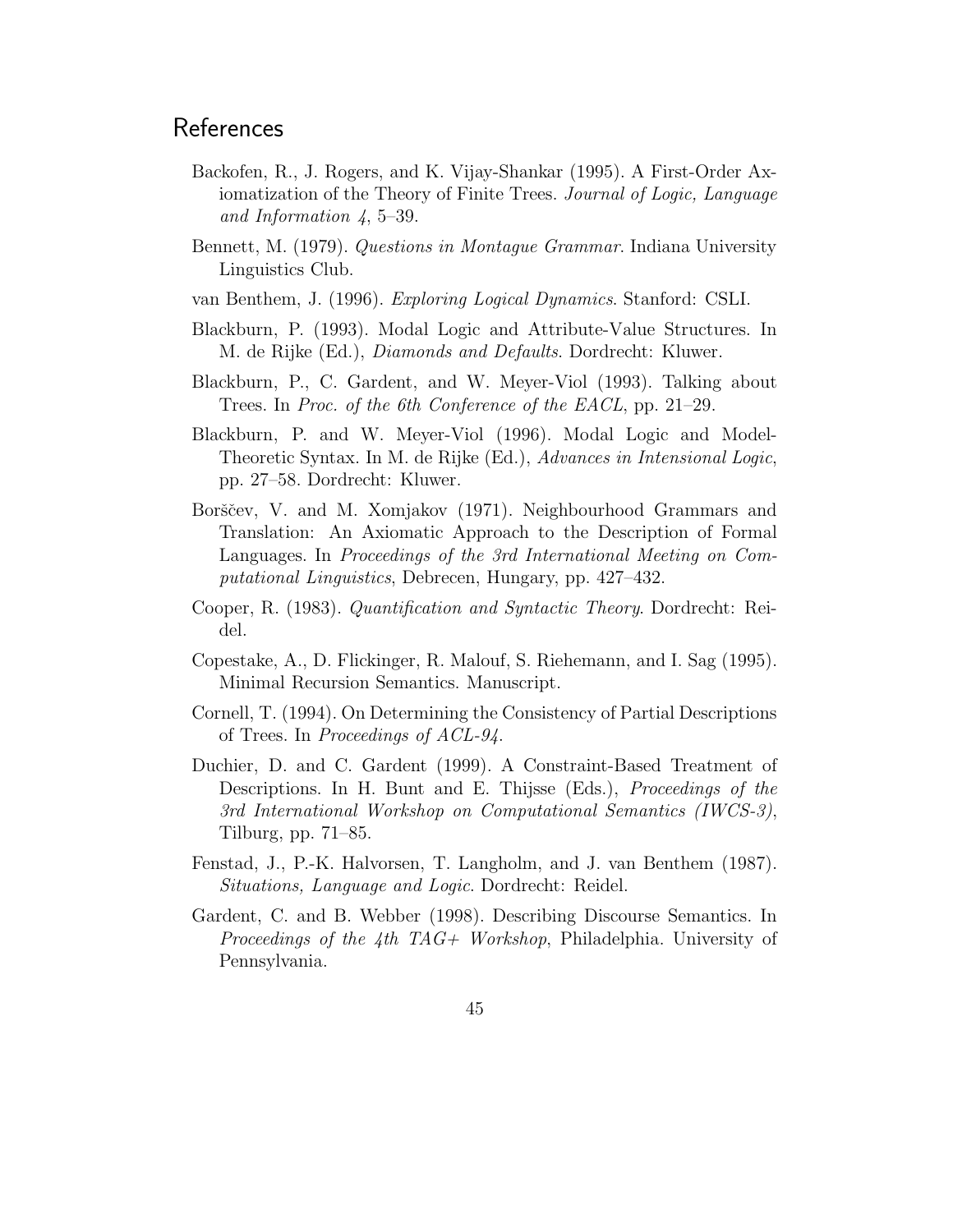## References

Backofen, R., J. Rogers, and K. Vijay-Shankar (1995). A First-Order Axiomatization of the Theory of Finite Trees. *Journal of Logic, Language and Information 4*, 5–39.

Bennett, M. (1979). *Questions in Montague Grammar*. Indiana University Linguistics Club.

van Benthem, J. (1996). *Exploring Logical Dynamics*. Stanford: CSLI.

Blackburn, P. (1993). Modal Logic and Attribute-Value Structures. In M. de Rijke (Ed.), *Diamonds and Defaults*. Dordrecht: Kluwer.

Blackburn, P., C. Gardent, and W. Meyer-Viol (1993). Talking about Trees. In *Proc. of the 6th Conference of the EACL*, pp. 21–29.

Blackburn, P. and W. Meyer-Viol (1996). Modal Logic and Model-Theoretic Syntax. In M. de Rijke (Ed.), *Advances in Intensional Logic*, pp. 27–58. Dordrecht: Kluwer.

Borščev, V. and M. Xomjakov (1971). Neighbourhood Grammars and Translation: An Axiomatic Approach to the Description of Formal Languages. In *Proceedings of the 3rd International Meeting on Computational Linguistics*, Debrecen, Hungary, pp. 427–432.

Cooper, R. (1983). *Quantification and Syntactic Theory*. Dordrecht: Reidel.

Copestake, A., D. Flickinger, R. Malouf, S. Riehemann, and I. Sag (1995). Minimal Recursion Semantics. Manuscript.

Cornell, T. (1994). On Determining the Consistency of Partial Descriptions of Trees. In *Proceedings of ACL-94*.

Duchier, D. and C. Gardent (1999). A Constraint-Based Treatment of Descriptions. In H. Bunt and E. Thijsse (Eds.), *Proceedings of the 3rd International Workshop on Computational Semantics (IWCS-3)*, Tilburg, pp. 71–85.

Fenstad, J., P.-K. Halvorsen, T. Langholm, and J. van Benthem (1987). *Situations, Language and Logic*. Dordrecht: Reidel.

Gardent, C. and B. Webber (1998). Describing Discourse Semantics. In *Proceedings of the 4th TAG+ Workshop*, Philadelphia. University of Pennsylvania.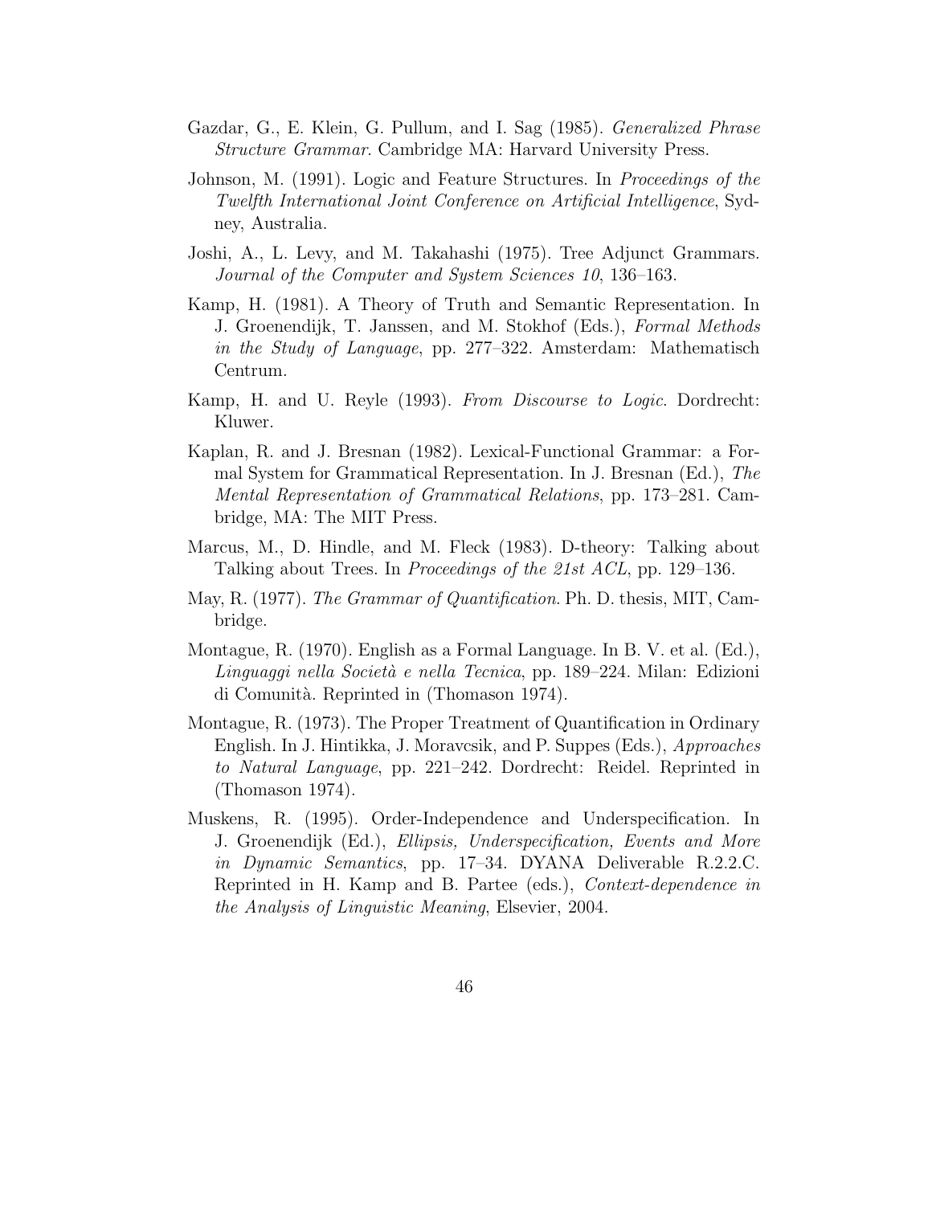Gazdar, G., E. Klein, G. Pullum, and I. Sag (1985). *Generalized Phrase Structure Grammar*. Cambridge MA: Harvard University Press.

Johnson, M. (1991). Logic and Feature Structures. In *Proceedings of the Twelfth International Joint Conference on Artificial Intelligence*, Sydney, Australia.

Joshi, A., L. Levy, and M. Takahashi (1975). Tree Adjunct Grammars. *Journal of the Computer and System Sciences 10*, 136–163.

Kamp, H. (1981). A Theory of Truth and Semantic Representation. In J. Groenendijk, T. Janssen, and M. Stokhof (Eds.), *Formal Methods in the Study of Language*, pp. 277–322. Amsterdam: Mathematisch Centrum.

Kamp, H. and U. Reyle (1993). *From Discourse to Logic*. Dordrecht: Kluwer.

Kaplan, R. and J. Bresnan (1982). Lexical-Functional Grammar: a Formal System for Grammatical Representation. In J. Bresnan (Ed.), *The Mental Representation of Grammatical Relations*, pp. 173–281. Cambridge, MA: The MIT Press.

Marcus, M., D. Hindle, and M. Fleck (1983). D-theory: Talking about Talking about Trees. In *Proceedings of the 21st ACL*, pp. 129–136.

May, R. (1977). *The Grammar of Quantification*. Ph. D. thesis, MIT, Cambridge.

Montague, R. (1970). English as a Formal Language. In B. V. et al. (Ed.), *Linguaggi nella Società e nella Tecnica*, pp. 189–224. Milan: Edizioni di Comunità. Reprinted in (Thomason 1974).

Montague, R. (1973). The Proper Treatment of Quantification in Ordinary English. In J. Hintikka, J. Moravcsik, and P. Suppes (Eds.), *Approaches to Natural Language*, pp. 221–242. Dordrecht: Reidel. Reprinted in (Thomason 1974).

Muskens, R. (1995). Order-Independence and Underspecification. In J. Groenendijk (Ed.), *Ellipsis, Underspecification, Events and More in Dynamic Semantics*, pp. 17–34. DYANA Deliverable R.2.2.C. Reprinted in H. Kamp and B. Partee (eds.), *Context-dependence in the Analysis of Linguistic Meaning*, Elsevier, 2004.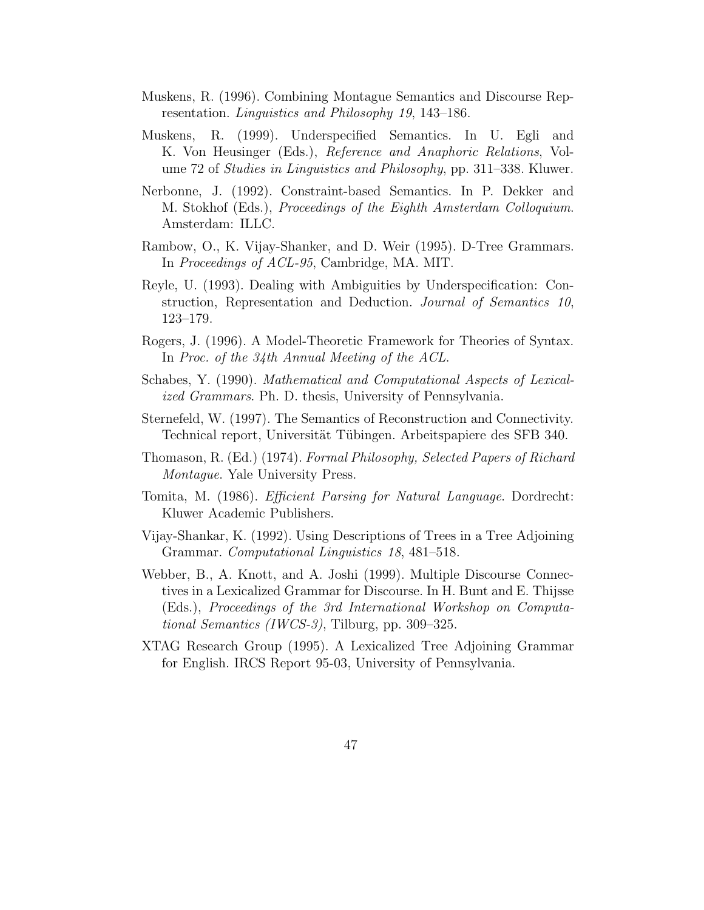Muskens, R. (1996). Combining Montague Semantics and Discourse Representation. *Linguistics and Philosophy 19*, 143–186.

Muskens, R. (1999). Underspecified Semantics. In U. Egli and K. Von Heusinger (Eds.), *Reference and Anaphoric Relations*, Volume 72 of *Studies in Linguistics and Philosophy*, pp. 311–338. Kluwer.

Nerbonne, J. (1992). Constraint-based Semantics. In P. Dekker and M. Stokhof (Eds.), *Proceedings of the Eighth Amsterdam Colloquium*. Amsterdam: ILLC.

Rambow, O., K. Vijay-Shanker, and D. Weir (1995). D-Tree Grammars. In *Proceedings of ACL-95*, Cambridge, MA. MIT.

Reyle, U. (1993). Dealing with Ambiguities by Underspecification: Construction, Representation and Deduction. *Journal of Semantics 10*, 123–179.

Rogers, J. (1996). A Model-Theoretic Framework for Theories of Syntax. In *Proc. of the 34th Annual Meeting of the ACL*.

Schabes, Y. (1990). *Mathematical and Computational Aspects of Lexicalized Grammars*. Ph. D. thesis, University of Pennsylvania.

Sternefeld, W. (1997). The Semantics of Reconstruction and Connectivity. Technical report, Universität Tübingen. Arbeitspapiere des SFB 340.

Thomason, R. (Ed.) (1974). *Formal Philosophy, Selected Papers of Richard Montague*. Yale University Press.

Tomita, M. (1986). *Efficient Parsing for Natural Language*. Dordrecht: Kluwer Academic Publishers.

Vijay-Shankar, K. (1992). Using Descriptions of Trees in a Tree Adjoining Grammar. *Computational Linguistics 18*, 481–518.

Webber, B., A. Knott, and A. Joshi (1999). Multiple Discourse Connectives in a Lexicalized Grammar for Discourse. In H. Bunt and E. Thijsse (Eds.), *Proceedings of the 3rd International Workshop on Computational Semantics (IWCS-3)*, Tilburg, pp. 309–325.

XTAG Research Group (1995). A Lexicalized Tree Adjoining Grammar for English. IRCS Report 95-03, University of Pennsylvania.